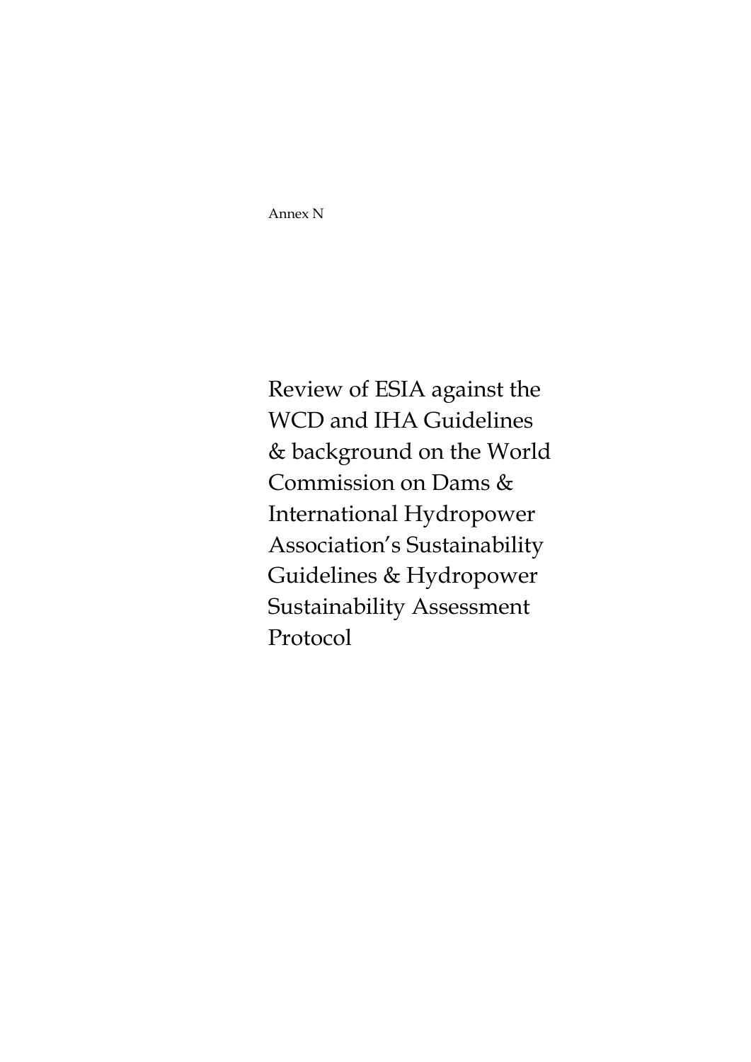Annex N

# Review of ESIA against the WCD and IHA Guidelines & background on the World Commission on Dams & International Hydropower Association's Sustainability Guidelines & Hydropower Sustainability Assessment Protocol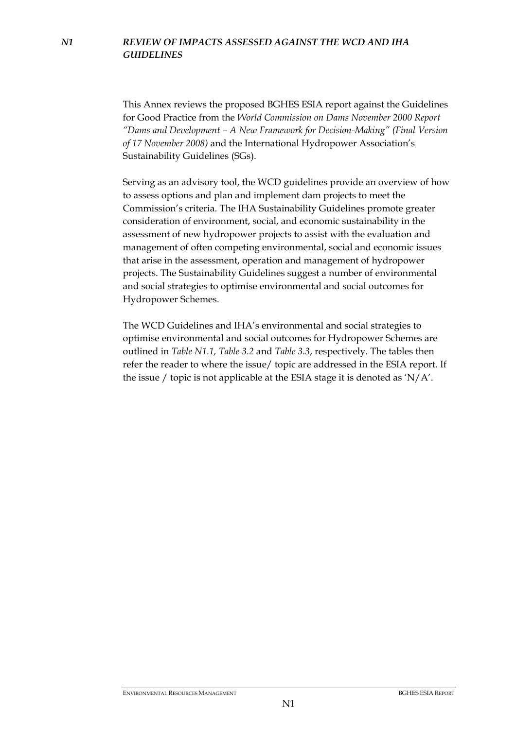## *N1 REVIEW OF IMPACTS ASSESSED AGAINST THE WCD AND IHA GUIDELINES*

This Annex reviews the proposed BGHES ESIA report against the Guidelines for Good Practice from the *World Commission on Dams November 2000 Report "Dams and Development – A New Framework for Decision-Making" (Final Version of 17 November 2008)* and the International Hydropower Association's Sustainability Guidelines (SGs).

Serving as an advisory tool, the WCD guidelines provide an overview of how to assess options and plan and implement dam projects to meet the Commission's criteria. The IHA Sustainability Guidelines promote greater consideration of environment, social, and economic sustainability in the assessment of new hydropower projects to assist with the evaluation and management of often competing environmental, social and economic issues that arise in the assessment, operation and management of hydropower projects. The Sustainability Guidelines suggest a number of environmental and social strategies to optimise environmental and social outcomes for Hydropower Schemes.

The WCD Guidelines and IHA's environmental and social strategies to optimise environmental and social outcomes for Hydropower Schemes are outlined in *Table N1.1, Table 3.2* and *Table 3.3*, respectively. The tables then refer the reader to where the issue/ topic are addressed in the ESIA report. If the issue / topic is not applicable at the ESIA stage it is denoted as 'N/A'.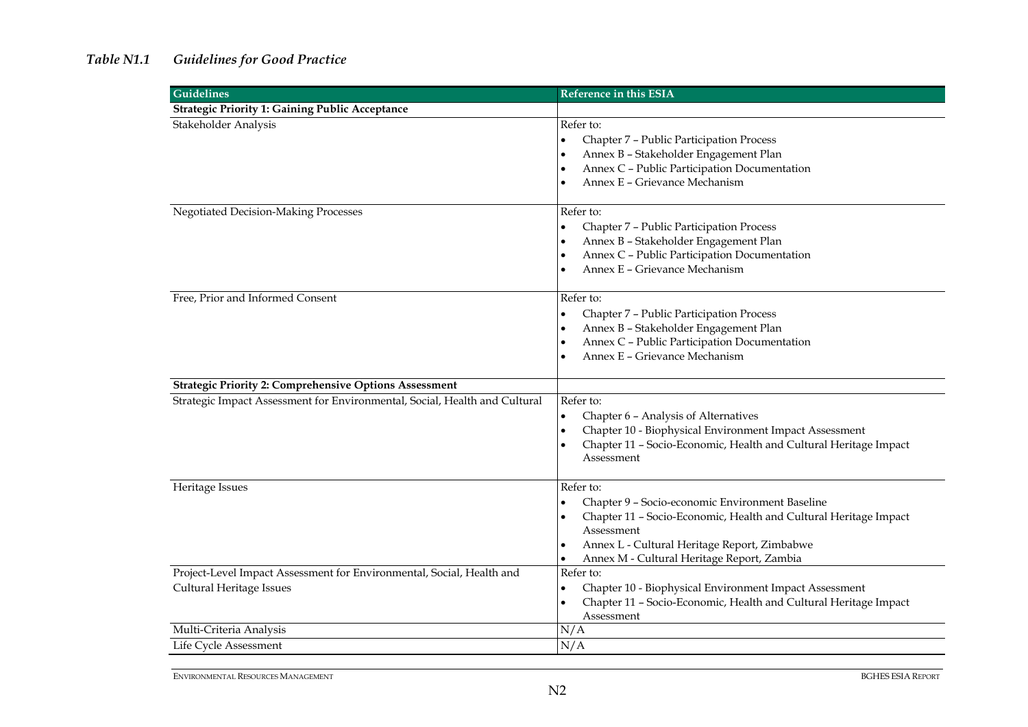*Table N1.1 Guidelines for Good Practice*

| Guidelines | Reference in this ESIA |
|---|---|
| **Strategic Priority 1: Gaining Public Acceptance** | |
| Stakeholder Analysis | Refer to:<br>• Chapter 7 – Public Participation Process<br>• Annex B – Stakeholder Engagement Plan<br>• Annex C – Public Participation Documentation<br>• Annex E – Grievance Mechanism |
| Negotiated Decision-Making Processes | Refer to:<br>• Chapter 7 – Public Participation Process<br>• Annex B – Stakeholder Engagement Plan<br>• Annex C – Public Participation Documentation<br>• Annex E – Grievance Mechanism |
| Free, Prior and Informed Consent | Refer to:<br>• Chapter 7 – Public Participation Process<br>• Annex B – Stakeholder Engagement Plan<br>• Annex C – Public Participation Documentation<br>• Annex E – Grievance Mechanism |
| **Strategic Priority 2: Comprehensive Options Assessment** | |
| Strategic Impact Assessment for Environmental, Social, Health and Cultural | Refer to:<br>• Chapter 6 – Analysis of Alternatives<br>• Chapter 10 - Biophysical Environment Impact Assessment<br>• Chapter 11 – Socio-Economic, Health and Cultural Heritage Impact Assessment |
| Heritage Issues | Refer to:<br>• Chapter 9 – Socio-economic Environment Baseline<br>• Chapter 11 – Socio-Economic, Health and Cultural Heritage Impact Assessment<br>• Annex L - Cultural Heritage Report, Zimbabwe<br>• Annex M - Cultural Heritage Report, Zambia |
| Project-Level Impact Assessment for Environmental, Social, Health and Cultural Heritage Issues | Refer to:<br>• Chapter 10 - Biophysical Environment Impact Assessment<br>• Chapter 11 – Socio-Economic, Health and Cultural Heritage Impact Assessment |
| Multi-Criteria Analysis | N/A |
| Life Cycle Assessment | N/A |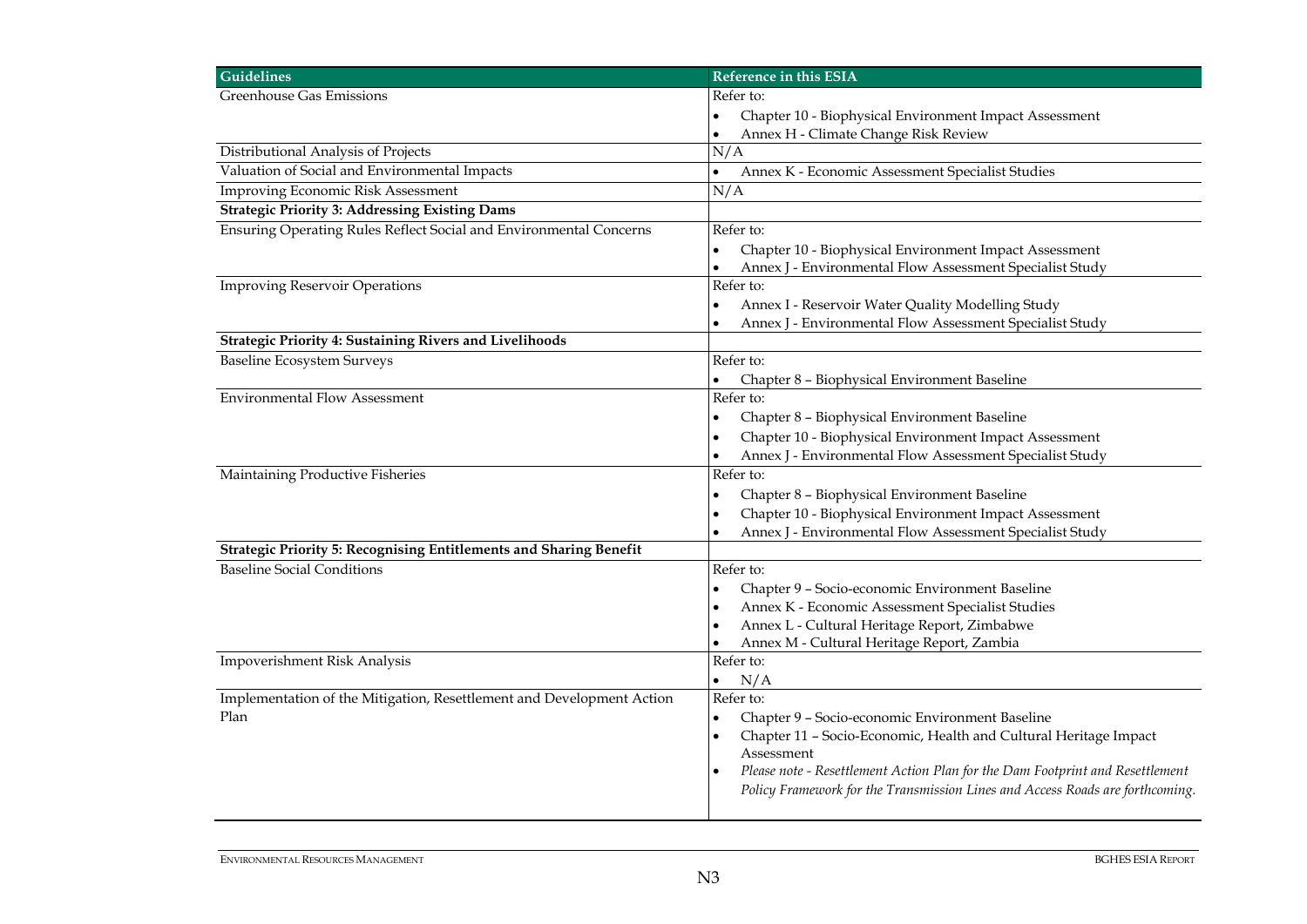| Guidelines | Reference in this ESIA |
|---|---|
| Greenhouse Gas Emissions | Refer to:<br>• Chapter 10 - Biophysical Environment Impact Assessment<br>• Annex H - Climate Change Risk Review |
| Distributional Analysis of Projects | N/A |
| Valuation of Social and Environmental Impacts | • Annex K - Economic Assessment Specialist Studies |
| Improving Economic Risk Assessment | N/A |
| **Strategic Priority 3: Addressing Existing Dams** | |
| Ensuring Operating Rules Reflect Social and Environmental Concerns | Refer to:<br>• Chapter 10 - Biophysical Environment Impact Assessment<br>• Annex J - Environmental Flow Assessment Specialist Study |
| Improving Reservoir Operations | Refer to:<br>• Annex I - Reservoir Water Quality Modelling Study<br>• Annex J - Environmental Flow Assessment Specialist Study |
| **Strategic Priority 4: Sustaining Rivers and Livelihoods** | |
| Baseline Ecosystem Surveys | Refer to:<br>• Chapter 8 – Biophysical Environment Baseline |
| Environmental Flow Assessment | Refer to:<br>• Chapter 8 – Biophysical Environment Baseline<br>• Chapter 10 - Biophysical Environment Impact Assessment<br>• Annex J - Environmental Flow Assessment Specialist Study |
| Maintaining Productive Fisheries | Refer to:<br>• Chapter 8 – Biophysical Environment Baseline<br>• Chapter 10 - Biophysical Environment Impact Assessment<br>• Annex J - Environmental Flow Assessment Specialist Study |
| **Strategic Priority 5: Recognising Entitlements and Sharing Benefit** | |
| Baseline Social Conditions | Refer to:<br>• Chapter 9 – Socio-economic Environment Baseline<br>• Annex K - Economic Assessment Specialist Studies<br>• Annex L - Cultural Heritage Report, Zimbabwe<br>• Annex M - Cultural Heritage Report, Zambia |
| Impoverishment Risk Analysis | Refer to:<br>• N/A |
| Implementation of the Mitigation, Resettlement and Development Action Plan | Refer to:<br>• Chapter 9 – Socio-economic Environment Baseline<br>• Chapter 11 – Socio-Economic, Health and Cultural Heritage Impact Assessment<br>• *Please note - Resettlement Action Plan for the Dam Footprint and Resettlement Policy Framework for the Transmission Lines and Access Roads are forthcoming.* |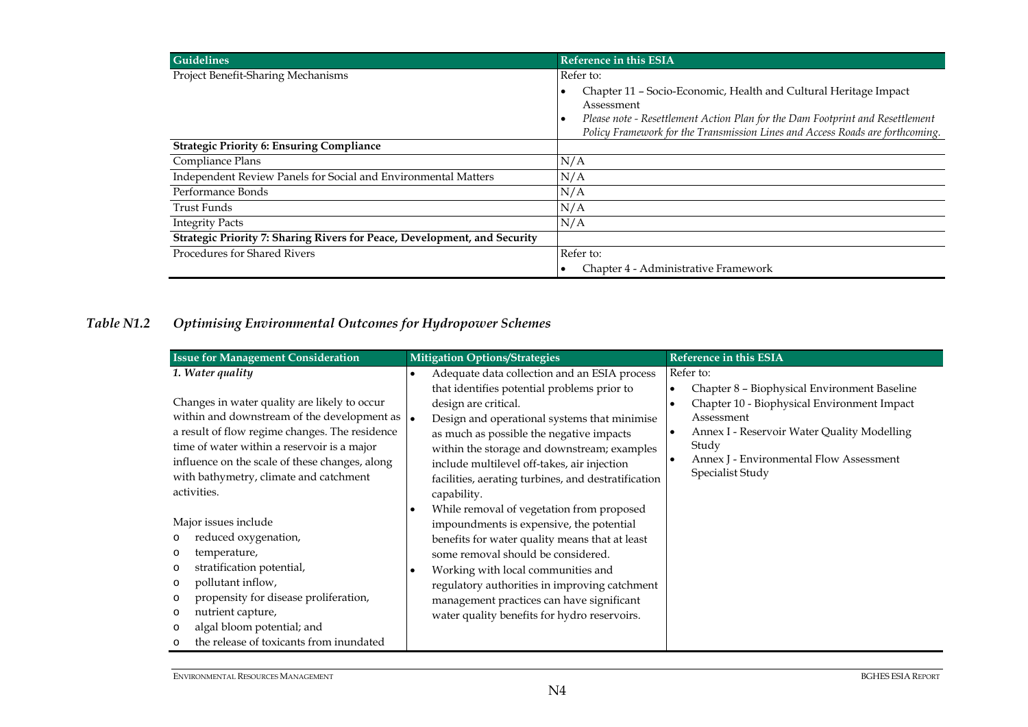| Guidelines | Reference in this ESIA |
|---|---|
| Project Benefit-Sharing Mechanisms | Refer to: <br>• Chapter 11 – Socio-Economic, Health and Cultural Heritage Impact Assessment <br>• *Please note - Resettlement Action Plan for the Dam Footprint and Resettlement Policy Framework for the Transmission Lines and Access Roads are forthcoming.* |
| **Strategic Priority 6: Ensuring Compliance** | |
| Compliance Plans | N/A |
| Independent Review Panels for Social and Environmental Matters | N/A |
| Performance Bonds | N/A |
| Trust Funds | N/A |
| Integrity Pacts | N/A |
| **Strategic Priority 7: Sharing Rivers for Peace, Development, and Security** | |
| Procedures for Shared Rivers | Refer to: <br>• Chapter 4 - Administrative Framework |

***Table N1.2 Optimising Environmental Outcomes for Hydropower Schemes***

| Issue for Management Consideration | Mitigation Options/Strategies | Reference in this ESIA |
|---|---|---|
| *1. Water quality* <br><br>Changes in water quality are likely to occur within and downstream of the development as a result of flow regime changes. The residence time of water within a reservoir is a major influence on the scale of these changes, along with bathymetry, climate and catchment activities. <br><br>Major issues include <br>o reduced oxygenation, <br>o temperature, <br>o stratification potential, <br>o pollutant inflow, <br>o propensity for disease proliferation, <br>o nutrient capture, <br>o algal bloom potential; and <br>o the release of toxicants from inundated | • Adequate data collection and an ESIA process that identifies potential problems prior to design are critical. <br>• Design and operational systems that minimise as much as possible the negative impacts within the storage and downstream; examples include multilevel off-takes, air injection facilities, aerating turbines, and destratification capability. <br>• While removal of vegetation from proposed impoundments is expensive, the potential benefits for water quality means that at least some removal should be considered. <br>• Working with local communities and regulatory authorities in improving catchment management practices can have significant water quality benefits for hydro reservoirs. | Refer to: <br>• Chapter 8 – Biophysical Environment Baseline <br>• Chapter 10 - Biophysical Environment Impact Assessment <br>• Annex I - Reservoir Water Quality Modelling Study <br>• Annex J - Environmental Flow Assessment Specialist Study |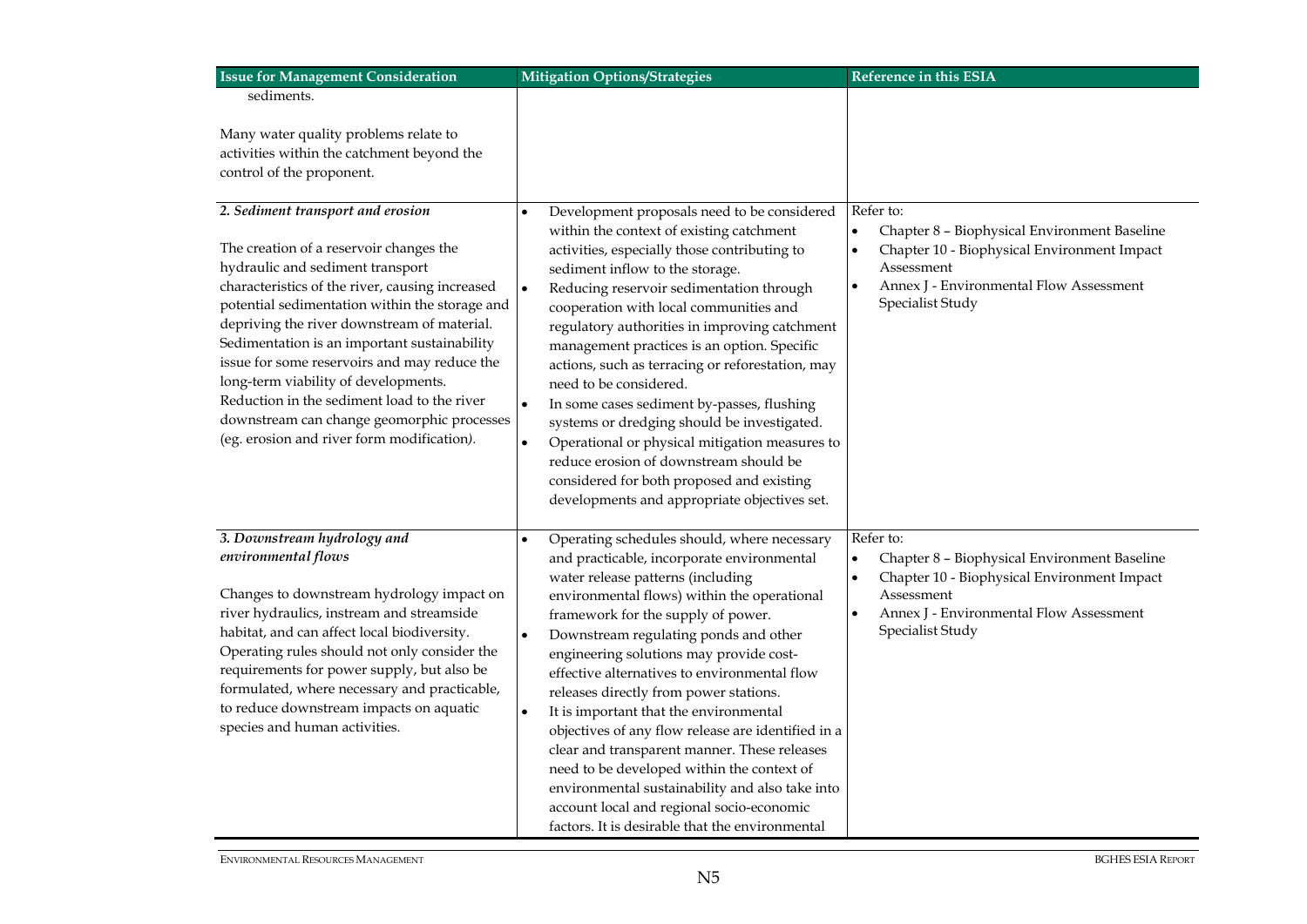| Issue for Management Consideration | Mitigation Options/Strategies | Reference in this ESIA |
|---|---|---|
| sediments.<br><br>Many water quality problems relate to activities within the catchment beyond the control of the proponent. | | |
| ***2. Sediment transport and erosion***<br><br>The creation of a reservoir changes the hydraulic and sediment transport characteristics of the river, causing increased potential sedimentation within the storage and depriving the river downstream of material. Sedimentation is an important sustainability issue for some reservoirs and may reduce the long-term viability of developments. Reduction in the sediment load to the river downstream can change geomorphic processes (eg. erosion and river form modification*)*. | • Development proposals need to be considered within the context of existing catchment activities, especially those contributing to sediment inflow to the storage.<br>• Reducing reservoir sedimentation through cooperation with local communities and regulatory authorities in improving catchment management practices is an option. Specific actions, such as terracing or reforestation, may need to be considered.<br>• In some cases sediment by-passes, flushing systems or dredging should be investigated.<br>• Operational or physical mitigation measures to reduce erosion of downstream should be considered for both proposed and existing developments and appropriate objectives set. | Refer to:<br>• Chapter 8 – Biophysical Environment Baseline<br>• Chapter 10 - Biophysical Environment Impact Assessment<br>• Annex J - Environmental Flow Assessment Specialist Study |
| ***3. Downstream hydrology and environmental flows***<br><br>Changes to downstream hydrology impact on river hydraulics, instream and streamside habitat, and can affect local biodiversity. Operating rules should not only consider the requirements for power supply, but also be formulated, where necessary and practicable, to reduce downstream impacts on aquatic species and human activities. | • Operating schedules should, where necessary and practicable, incorporate environmental water release patterns (including environmental flows) within the operational framework for the supply of power.<br>• Downstream regulating ponds and other engineering solutions may provide cost-effective alternatives to environmental flow releases directly from power stations.<br>• It is important that the environmental objectives of any flow release are identified in a clear and transparent manner. These releases need to be developed within the context of environmental sustainability and also take into account local and regional socio-economic factors. It is desirable that the environmental | Refer to:<br>• Chapter 8 – Biophysical Environment Baseline<br>• Chapter 10 - Biophysical Environment Impact Assessment<br>• Annex J - Environmental Flow Assessment Specialist Study |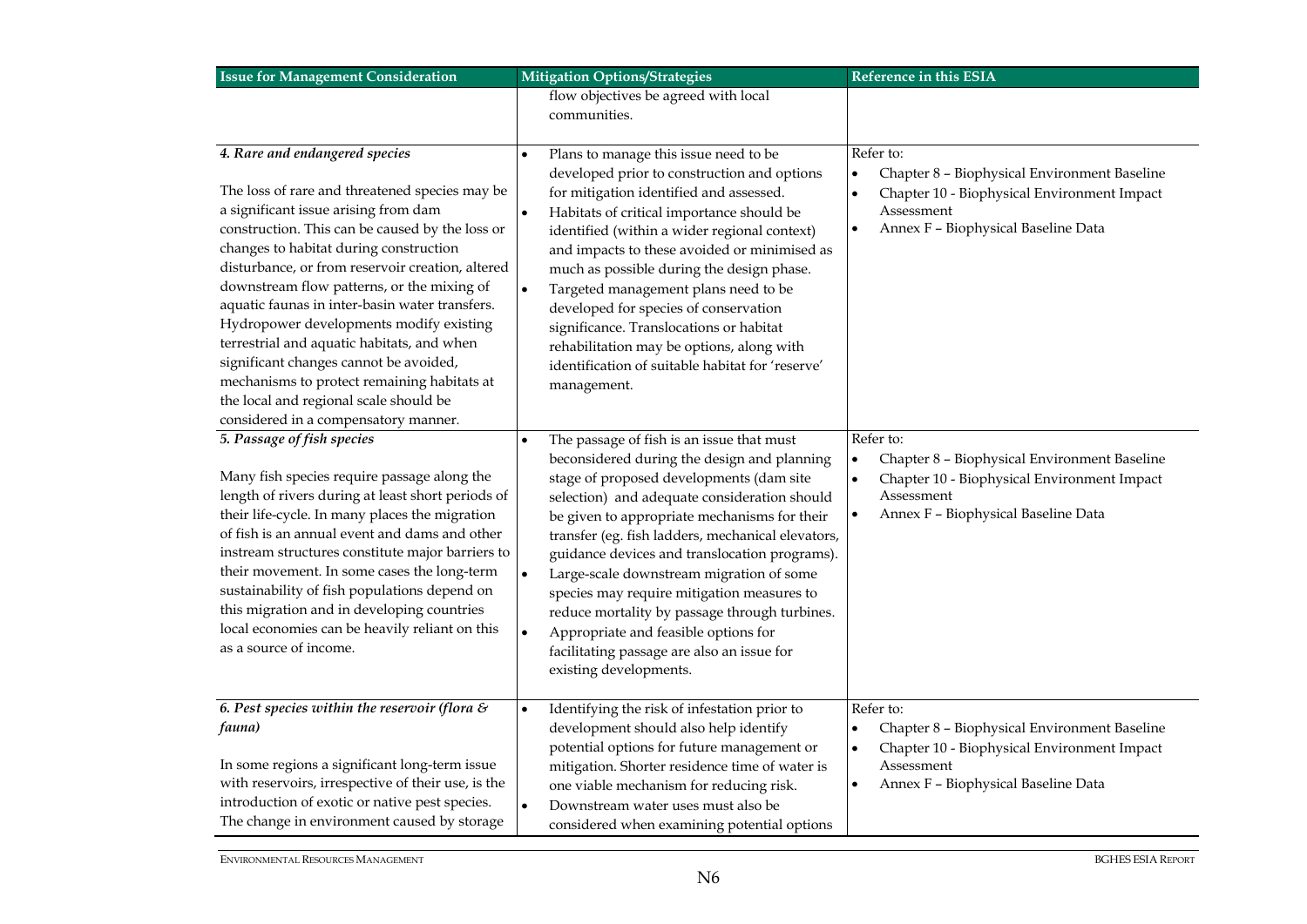| Issue for Management Consideration | Mitigation Options/Strategies | Reference in this ESIA |
|---|---|---|
| | flow objectives be agreed with local communities. | |
| ***4. Rare and endangered species*** <br><br> The loss of rare and threatened species may be a significant issue arising from dam construction. This can be caused by the loss or changes to habitat during construction disturbance, or from reservoir creation, altered downstream flow patterns, or the mixing of aquatic faunas in inter-basin water transfers. Hydropower developments modify existing terrestrial and aquatic habitats, and when significant changes cannot be avoided, mechanisms to protect remaining habitats at the local and regional scale should be considered in a compensatory manner. | • Plans to manage this issue need to be developed prior to construction and options for mitigation identified and assessed. <br> • Habitats of critical importance should be identified (within a wider regional context) and impacts to these avoided or minimised as much as possible during the design phase. <br> • Targeted management plans need to be developed for species of conservation significance. Translocations or habitat rehabilitation may be options, along with identification of suitable habitat for 'reserve' management. | Refer to: <br> • Chapter 8 – Biophysical Environment Baseline <br> • Chapter 10 - Biophysical Environment Impact Assessment <br> • Annex F – Biophysical Baseline Data |
| ***5. Passage of fish species*** <br><br> Many fish species require passage along the length of rivers during at least short periods of their life-cycle. In many places the migration of fish is an annual event and dams and other instream structures constitute major barriers to their movement. In some cases the long-term sustainability of fish populations depend on this migration and in developing countries local economies can be heavily reliant on this as a source of income. | • The passage of fish is an issue that must beconsidered during the design and planning stage of proposed developments (dam site selection) and adequate consideration should be given to appropriate mechanisms for their transfer (eg. fish ladders, mechanical elevators, guidance devices and translocation programs). <br> • Large-scale downstream migration of some species may require mitigation measures to reduce mortality by passage through turbines. <br> • Appropriate and feasible options for facilitating passage are also an issue for existing developments. | Refer to: <br> • Chapter 8 – Biophysical Environment Baseline <br> • Chapter 10 - Biophysical Environment Impact Assessment <br> • Annex F – Biophysical Baseline Data |
| ***6. Pest species within the reservoir (flora & fauna)*** <br><br> In some regions a significant long-term issue with reservoirs, irrespective of their use, is the introduction of exotic or native pest species. The change in environment caused by storage | • Identifying the risk of infestation prior to development should also help identify potential options for future management or mitigation. Shorter residence time of water is one viable mechanism for reducing risk. <br> • Downstream water uses must also be considered when examining potential options | Refer to: <br> • Chapter 8 – Biophysical Environment Baseline <br> • Chapter 10 - Biophysical Environment Impact Assessment <br> • Annex F – Biophysical Baseline Data |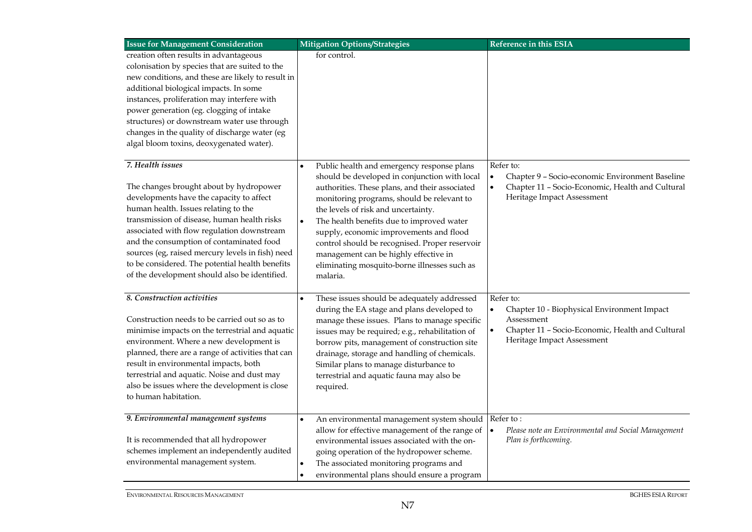| Issue for Management Consideration | Mitigation Options/Strategies | Reference in this ESIA |
|---|---|---|
| creation often results in advantageous colonisation by species that are suited to the new conditions, and these are likely to result in additional biological impacts. In some instances, proliferation may interfere with power generation (eg. clogging of intake structures) or downstream water use through changes in the quality of discharge water (eg algal bloom toxins, deoxygenated water). | for control. | |
| ***7. Health issues***<br><br>The changes brought about by hydropower developments have the capacity to affect human health. Issues relating to the transmission of disease, human health risks associated with flow regulation downstream and the consumption of contaminated food sources (eg, raised mercury levels in fish) need to be considered. The potential health benefits of the development should also be identified. | • Public health and emergency response plans should be developed in conjunction with local authorities. These plans, and their associated monitoring programs, should be relevant to the levels of risk and uncertainty.<br>• The health benefits due to improved water supply, economic improvements and flood control should be recognised. Proper reservoir management can be highly effective in eliminating mosquito-borne illnesses such as malaria. | Refer to:<br>• Chapter 9 – Socio-economic Environment Baseline<br>• Chapter 11 – Socio-Economic, Health and Cultural Heritage Impact Assessment |
| ***8. Construction activities***<br><br>Construction needs to be carried out so as to minimise impacts on the terrestrial and aquatic environment. Where a new development is planned, there are a range of activities that can result in environmental impacts, both terrestrial and aquatic. Noise and dust may also be issues where the development is close to human habitation. | • These issues should be adequately addressed during the EA stage and plans developed to manage these issues. Plans to manage specific issues may be required; e.g., rehabilitation of borrow pits, management of construction site drainage, storage and handling of chemicals. Similar plans to manage disturbance to terrestrial and aquatic fauna may also be required. | Refer to:<br>• Chapter 10 - Biophysical Environment Impact Assessment<br>• Chapter 11 – Socio-Economic, Health and Cultural Heritage Impact Assessment |
| ***9. Environmental management systems***<br><br>It is recommended that all hydropower schemes implement an independently audited environmental management system. | • An environmental management system should allow for effective management of the range of environmental issues associated with the on-going operation of the hydropower scheme.<br>• The associated monitoring programs and<br>• environmental plans should ensure a program | Refer to :<br>• *Please note an Environmental and Social Management Plan is forthcoming.* |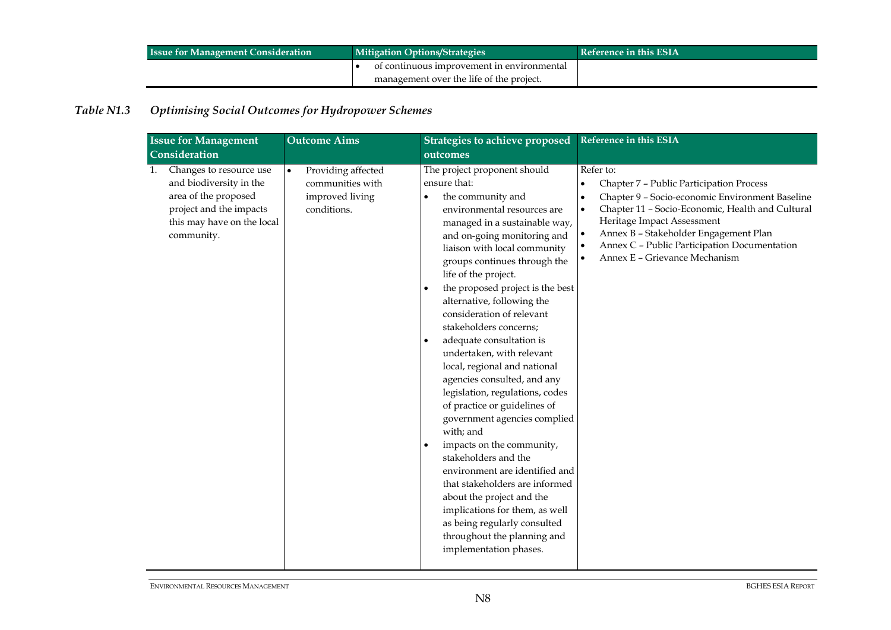| Issue for Management Consideration | Mitigation Options/Strategies | Reference in this ESIA |
|---|---|---|
| | • of continuous improvement in environmental management over the life of the project. | |

*Table N1.3 Optimising Social Outcomes for Hydropower Schemes*

| Issue for Management Consideration | Outcome Aims | Strategies to achieve proposed outcomes | Reference in this ESIA |
|---|---|---|---|
| 1. Changes to resource use and biodiversity in the area of the proposed project and the impacts this may have on the local community. | • Providing affected communities with improved living conditions. | The project proponent should ensure that: <br>• the community and environmental resources are managed in a sustainable way, and on-going monitoring and liaison with local community groups continues through the life of the project. <br>• the proposed project is the best alternative, following the consideration of relevant stakeholders concerns; <br>• adequate consultation is undertaken, with relevant local, regional and national agencies consulted, and any legislation, regulations, codes of practice or guidelines of government agencies complied with; and <br>• impacts on the community, stakeholders and the environment are identified and that stakeholders are informed about the project and the implications for them, as well as being regularly consulted throughout the planning and implementation phases. | Refer to: <br>• Chapter 7 – Public Participation Process <br>• Chapter 9 – Socio-economic Environment Baseline <br>• Chapter 11 – Socio-Economic, Health and Cultural Heritage Impact Assessment <br>• Annex B – Stakeholder Engagement Plan <br>• Annex C – Public Participation Documentation <br>• Annex E – Grievance Mechanism |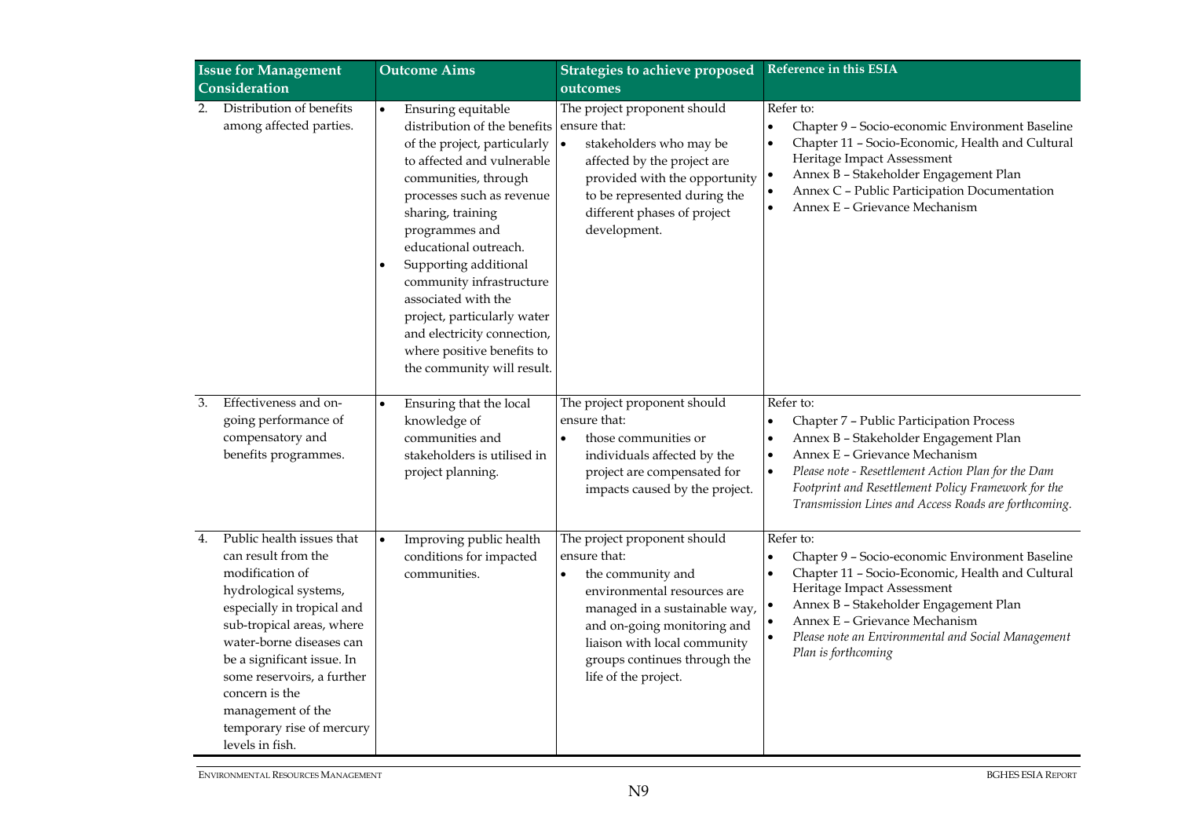| Issue for Management Consideration | Outcome Aims | Strategies to achieve proposed outcomes | Reference in this ESIA |
|---|---|---|---|
| 2. Distribution of benefits among affected parties. | • Ensuring equitable distribution of the benefits of the project, particularly to affected and vulnerable communities, through processes such as revenue sharing, training programmes and educational outreach.<br>• Supporting additional community infrastructure associated with the project, particularly water and electricity connection, where positive benefits to the community will result. | The project proponent should ensure that:<br>• stakeholders who may be affected by the project are provided with the opportunity to be represented during the different phases of project development. | Refer to:<br>• Chapter 9 – Socio-economic Environment Baseline<br>• Chapter 11 – Socio-Economic, Health and Cultural Heritage Impact Assessment<br>• Annex B – Stakeholder Engagement Plan<br>• Annex C – Public Participation Documentation<br>• Annex E – Grievance Mechanism |
| 3. Effectiveness and on-going performance of compensatory and benefits programmes. | • Ensuring that the local knowledge of communities and stakeholders is utilised in project planning. | The project proponent should ensure that:<br>• those communities or individuals affected by the project are compensated for impacts caused by the project. | Refer to:<br>• Chapter 7 – Public Participation Process<br>• Annex B – Stakeholder Engagement Plan<br>• Annex E – Grievance Mechanism<br>• *Please note - Resettlement Action Plan for the Dam Footprint and Resettlement Policy Framework for the Transmission Lines and Access Roads are forthcoming.* |
| 4. Public health issues that can result from the modification of hydrological systems, especially in tropical and sub-tropical areas, where water-borne diseases can be a significant issue. In some reservoirs, a further concern is the management of the temporary rise of mercury levels in fish. | • Improving public health conditions for impacted communities. | The project proponent should ensure that:<br>• the community and environmental resources are managed in a sustainable way, and on-going monitoring and liaison with local community groups continues through the life of the project. | Refer to:<br>• Chapter 9 – Socio-economic Environment Baseline<br>• Chapter 11 – Socio-Economic, Health and Cultural Heritage Impact Assessment<br>• Annex B – Stakeholder Engagement Plan<br>• Annex E – Grievance Mechanism<br>• *Please note an Environmental and Social Management Plan is forthcoming* |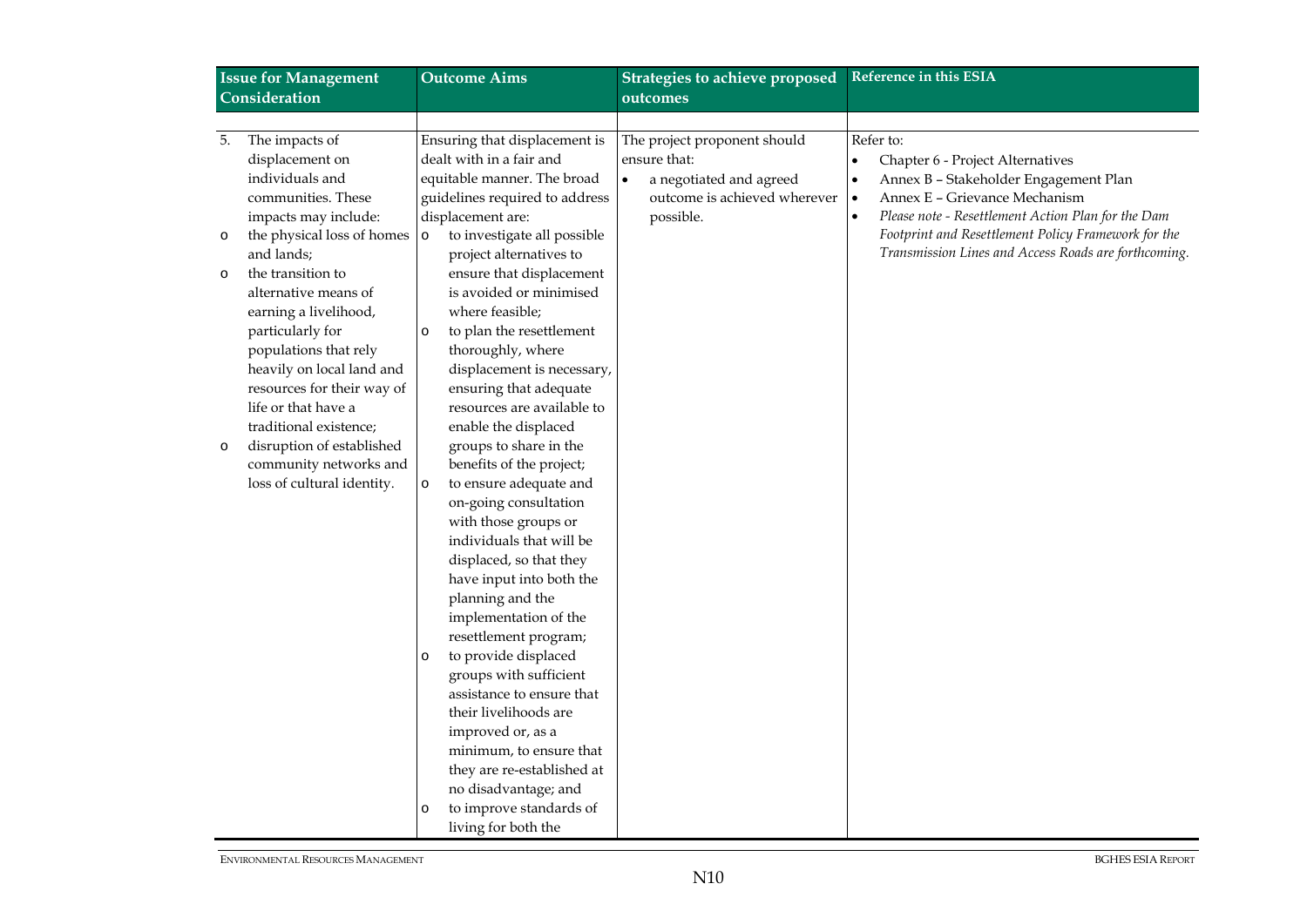| Issue for Management Consideration | Outcome Aims | Strategies to achieve proposed outcomes | Reference in this ESIA |
|---|---|---|---|
| 5. The impacts of displacement on individuals and communities. These impacts may include:<br>o the physical loss of homes and lands;<br>o the transition to alternative means of earning a livelihood, particularly for populations that rely heavily on local land and resources for their way of life or that have a traditional existence;<br>o disruption of established community networks and loss of cultural identity. | Ensuring that displacement is dealt with in a fair and equitable manner. The broad guidelines required to address displacement are:<br>o to investigate all possible project alternatives to ensure that displacement is avoided or minimised where feasible;<br>o to plan the resettlement thoroughly, where displacement is necessary, ensuring that adequate resources are available to enable the displaced groups to share in the benefits of the project;<br>o to ensure adequate and on-going consultation with those groups or individuals that will be displaced, so that they have input into both the planning and the implementation of the resettlement program;<br>o to provide displaced groups with sufficient assistance to ensure that their livelihoods are improved or, as a minimum, to ensure that they are re-established at no disadvantage; and<br>o to improve standards of living for both the | The project proponent should ensure that:<br>• a negotiated and agreed outcome is achieved wherever possible. | Refer to:<br>• Chapter 6 - Project Alternatives<br>• Annex B – Stakeholder Engagement Plan<br>• Annex E – Grievance Mechanism<br>• *Please note - Resettlement Action Plan for the Dam Footprint and Resettlement Policy Framework for the Transmission Lines and Access Roads are forthcoming.* |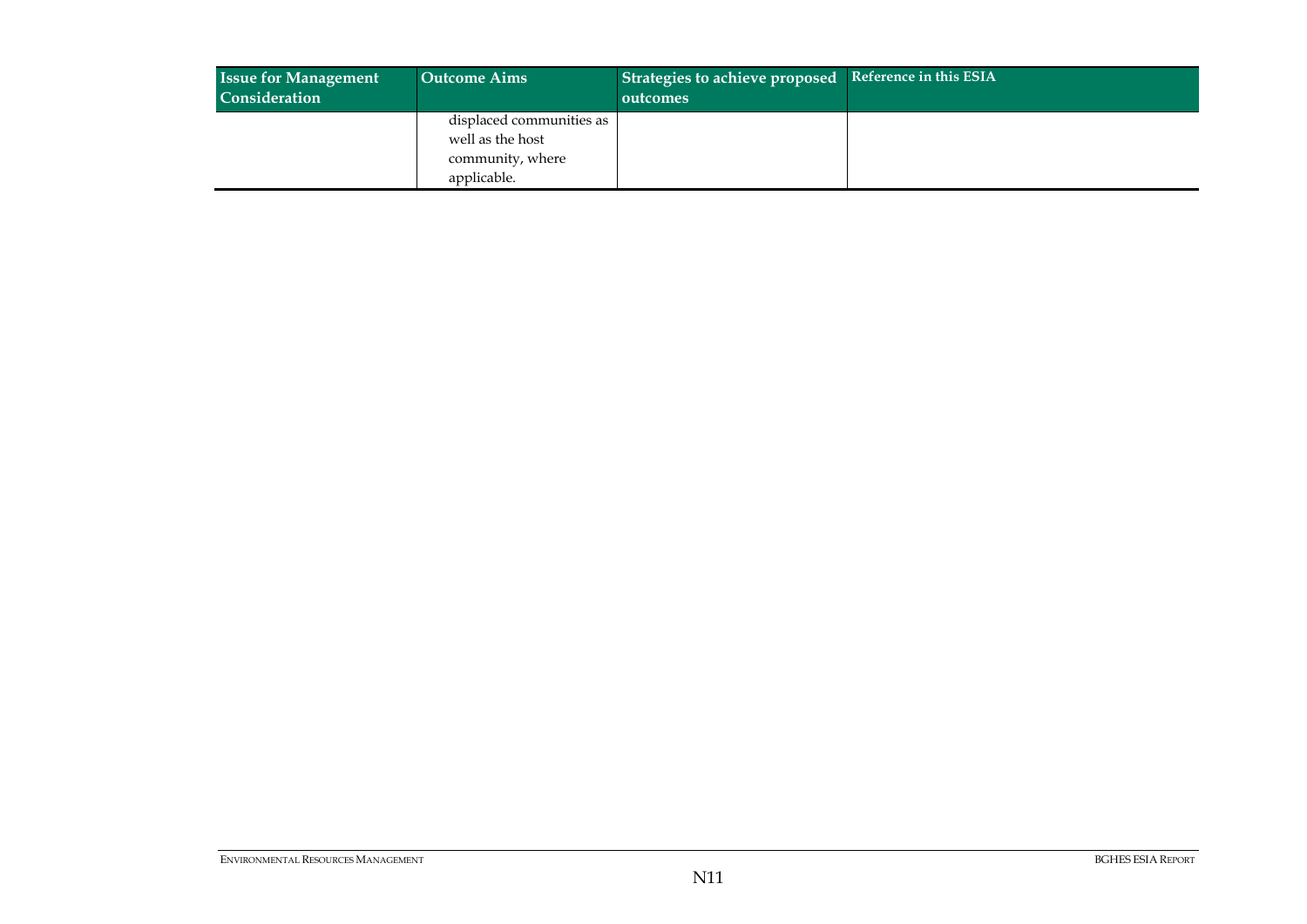| Issue for Management Consideration | Outcome Aims | Strategies to achieve proposed outcomes | Reference in this ESIA |
|---|---|---|---|
| | displaced communities as well as the host community, where applicable. | | |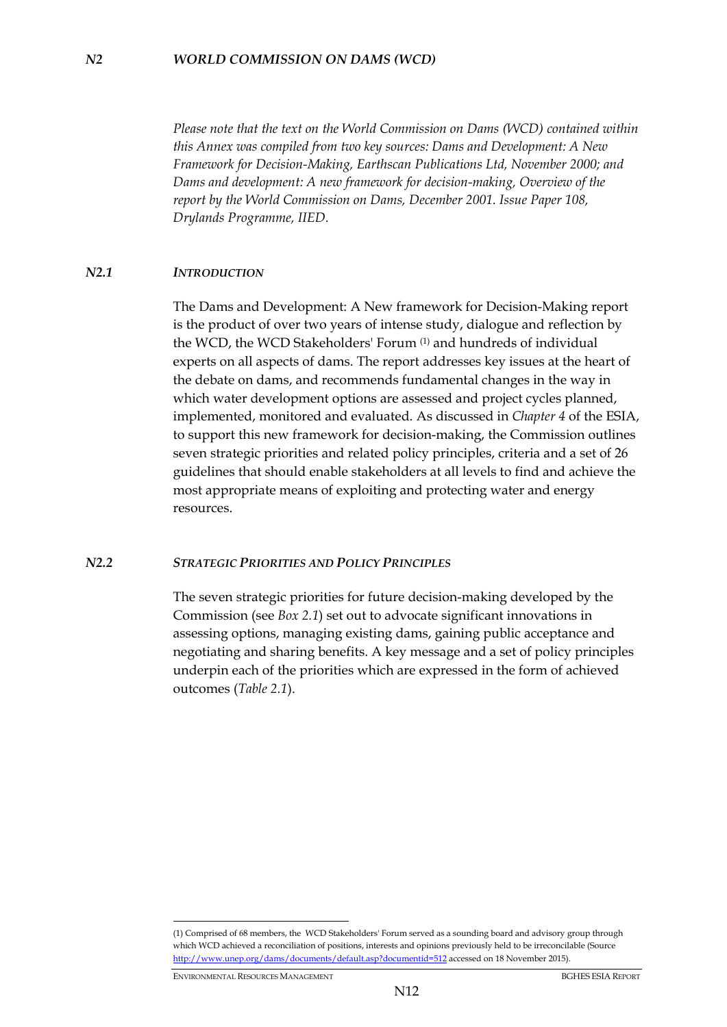## *N2 WORLD COMMISSION ON DAMS (WCD)*

*Please note that the text on the World Commission on Dams (WCD) contained within this Annex was compiled from two key sources: Dams and Development: A New Framework for Decision-Making, Earthscan Publications Ltd, November 2000; and Dams and development: A new framework for decision-making, Overview of the report by the World Commission on Dams, December 2001. Issue Paper 108, Drylands Programme, IIED.*

### *N2.1 INTRODUCTION*

The Dams and Development: A New framework for Decision-Making report is the product of over two years of intense study, dialogue and reflection by the WCD, the WCD Stakeholders' Forum (1) and hundreds of individual experts on all aspects of dams. The report addresses key issues at the heart of the debate on dams, and recommends fundamental changes in the way in which water development options are assessed and project cycles planned, implemented, monitored and evaluated. As discussed in *Chapter 4* of the ESIA, to support this new framework for decision-making, the Commission outlines seven strategic priorities and related policy principles, criteria and a set of 26 guidelines that should enable stakeholders at all levels to find and achieve the most appropriate means of exploiting and protecting water and energy resources.

### *N2.2 STRATEGIC PRIORITIES AND POLICY PRINCIPLES*

The seven strategic priorities for future decision-making developed by the Commission (see *Box 2.1*) set out to advocate significant innovations in assessing options, managing existing dams, gaining public acceptance and negotiating and sharing benefits. A key message and a set of policy principles underpin each of the priorities which are expressed in the form of achieved outcomes (*Table 2.1*).

(1) Comprised of 68 members, the WCD Stakeholders' Forum served as a sounding board and advisory group through which WCD achieved a reconciliation of positions, interests and opinions previously held to be irreconcilable (Source http://www.unep.org/dams/documents/default.asp?documentid=512 accessed on 18 November 2015).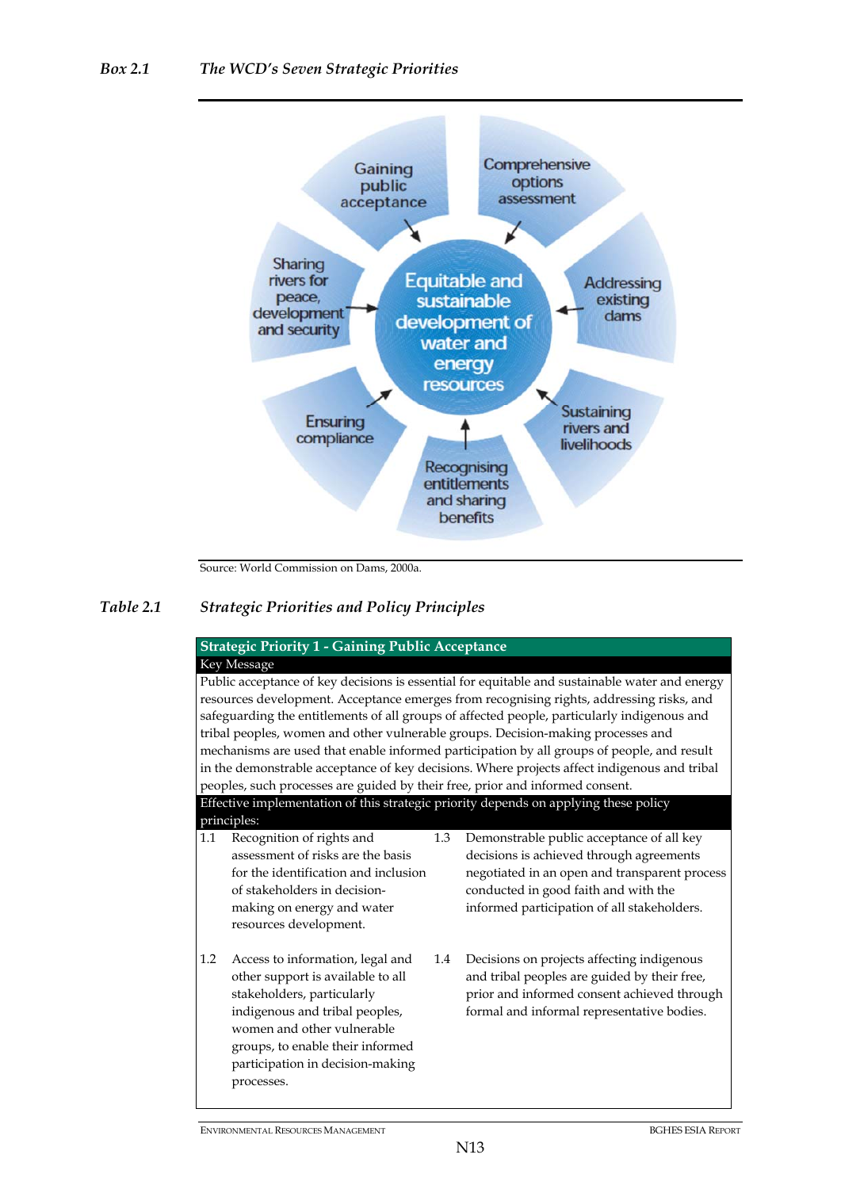*Box 2.1* *The WCD's Seven Strategic Priorities*

Gaining public acceptance

Comprehensive options assessment

Addressing existing dams

Sustaining rivers and livelihoods

Recognising entitlements and sharing benefits

Ensuring compliance

Sharing rivers for peace, development and security

Equitable and sustainable development of water and energy resources

Source: World Commission on Dams, 2000a.

*Table 2.1* *Strategic Priorities and Policy Principles*

| **Strategic Priority 1 - Gaining Public Acceptance** | | | |
|---|---|---|---|
| Key Message | | | |
| Public acceptance of key decisions is essential for equitable and sustainable water and energy resources development. Acceptance emerges from recognising rights, addressing risks, and safeguarding the entitlements of all groups of affected people, particularly indigenous and tribal peoples, women and other vulnerable groups. Decision-making processes and mechanisms are used that enable informed participation by all groups of people, and result in the demonstrable acceptance of key decisions. Where projects affect indigenous and tribal peoples, such processes are guided by their free, prior and informed consent. | | | |
| Effective implementation of this strategic priority depends on applying these policy principles: | | | |
| 1.1 | Recognition of rights and assessment of risks are the basis for the identification and inclusion of stakeholders in decision-making on energy and water resources development. | 1.3 | Demonstrable public acceptance of all key decisions is achieved through agreements negotiated in an open and transparent process conducted in good faith and with the informed participation of all stakeholders. |
| 1.2 | Access to information, legal and other support is available to all stakeholders, particularly indigenous and tribal peoples, women and other vulnerable groups, to enable their informed participation in decision-making processes. | 1.4 | Decisions on projects affecting indigenous and tribal peoples are guided by their free, prior and informed consent achieved through formal and informal representative bodies. |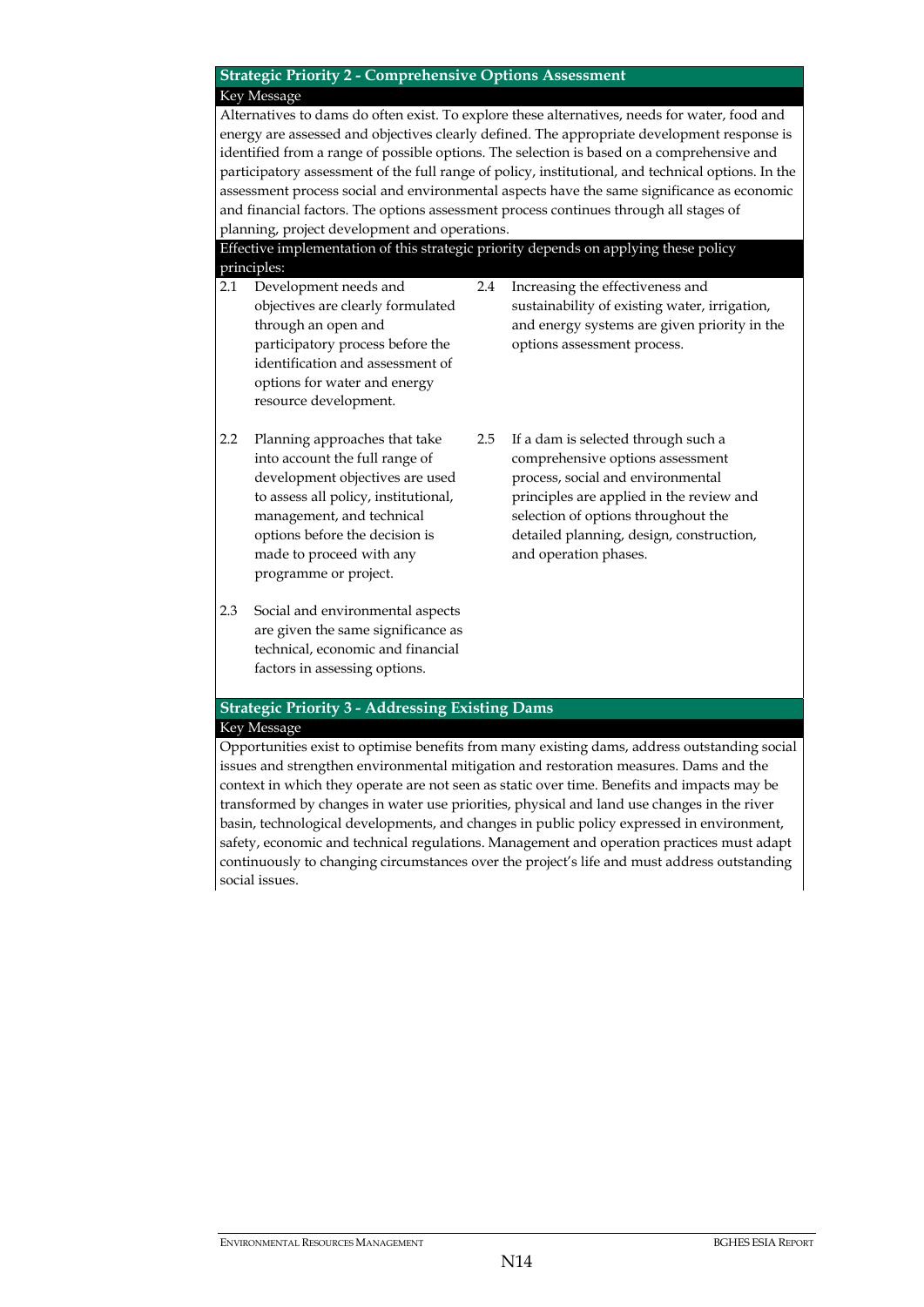## Strategic Priority 2 - Comprehensive Options Assessment

**Key Message**

Alternatives to dams do often exist. To explore these alternatives, needs for water, food and energy are assessed and objectives clearly defined. The appropriate development response is identified from a range of possible options. The selection is based on a comprehensive and participatory assessment of the full range of policy, institutional, and technical options. In the assessment process social and environmental aspects have the same significance as economic and financial factors. The options assessment process continues through all stages of planning, project development and operations.

**Effective implementation of this strategic priority depends on applying these policy principles:**

2.1 Development needs and objectives are clearly formulated through an open and participatory process before the identification and assessment of options for water and energy resource development.

2.2 Planning approaches that take into account the full range of development objectives are used to assess all policy, institutional, management, and technical options before the decision is made to proceed with any programme or project.

2.3 Social and environmental aspects are given the same significance as technical, economic and financial factors in assessing options.

2.4 Increasing the effectiveness and sustainability of existing water, irrigation, and energy systems are given priority in the options assessment process.

2.5 If a dam is selected through such a comprehensive options assessment process, social and environmental principles are applied in the review and selection of options throughout the detailed planning, design, construction, and operation phases.

## Strategic Priority 3 - Addressing Existing Dams

**Key Message**

Opportunities exist to optimise benefits from many existing dams, address outstanding social issues and strengthen environmental mitigation and restoration measures. Dams and the context in which they operate are not seen as static over time. Benefits and impacts may be transformed by changes in water use priorities, physical and land use changes in the river basin, technological developments, and changes in public policy expressed in environment, safety, economic and technical regulations. Management and operation practices must adapt continuously to changing circumstances over the project's life and must address outstanding social issues.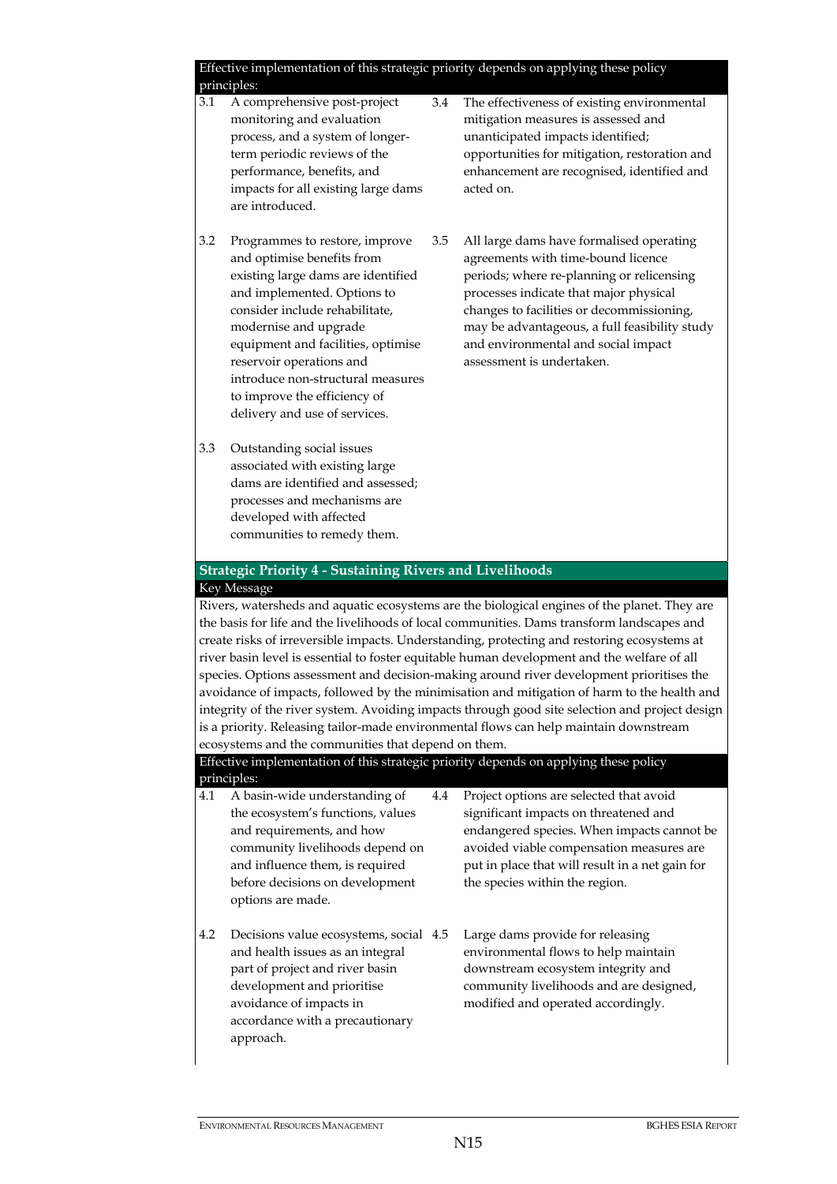Effective implementation of this strategic priority depends on applying these policy principles:

3.1 A comprehensive post-project monitoring and evaluation process, and a system of longer-term periodic reviews of the performance, benefits, and impacts for all existing large dams are introduced.

3.2 Programmes to restore, improve and optimise benefits from existing large dams are identified and implemented. Options to consider include rehabilitate, modernise and upgrade equipment and facilities, optimise reservoir operations and introduce non-structural measures to improve the efficiency of delivery and use of services.

3.3 Outstanding social issues associated with existing large dams are identified and assessed; processes and mechanisms are developed with affected communities to remedy them.

3.4 The effectiveness of existing environmental mitigation measures is assessed and unanticipated impacts identified; opportunities for mitigation, restoration and enhancement are recognised, identified and acted on.

3.5 All large dams have formalised operating agreements with time-bound licence periods; where re-planning or relicensing processes indicate that major physical changes to facilities or decommissioning, may be advantageous, a full feasibility study and environmental and social impact assessment is undertaken.

## Strategic Priority 4 - Sustaining Rivers and Livelihoods

Key Message

Rivers, watersheds and aquatic ecosystems are the biological engines of the planet. They are the basis for life and the livelihoods of local communities. Dams transform landscapes and create risks of irreversible impacts. Understanding, protecting and restoring ecosystems at river basin level is essential to foster equitable human development and the welfare of all species. Options assessment and decision-making around river development prioritises the avoidance of impacts, followed by the minimisation and mitigation of harm to the health and integrity of the river system. Avoiding impacts through good site selection and project design is a priority. Releasing tailor-made environmental flows can help maintain downstream ecosystems and the communities that depend on them.

Effective implementation of this strategic priority depends on applying these policy principles:

4.1 A basin-wide understanding of the ecosystem's functions, values and requirements, and how community livelihoods depend on and influence them, is required before decisions on development options are made.

4.2 Decisions value ecosystems, social and health issues as an integral part of project and river basin development and prioritise avoidance of impacts in accordance with a precautionary approach.

4.4 Project options are selected that avoid significant impacts on threatened and endangered species. When impacts cannot be avoided viable compensation measures are put in place that will result in a net gain for the species within the region.

4.5 Large dams provide for releasing environmental flows to help maintain downstream ecosystem integrity and community livelihoods and are designed, modified and operated accordingly.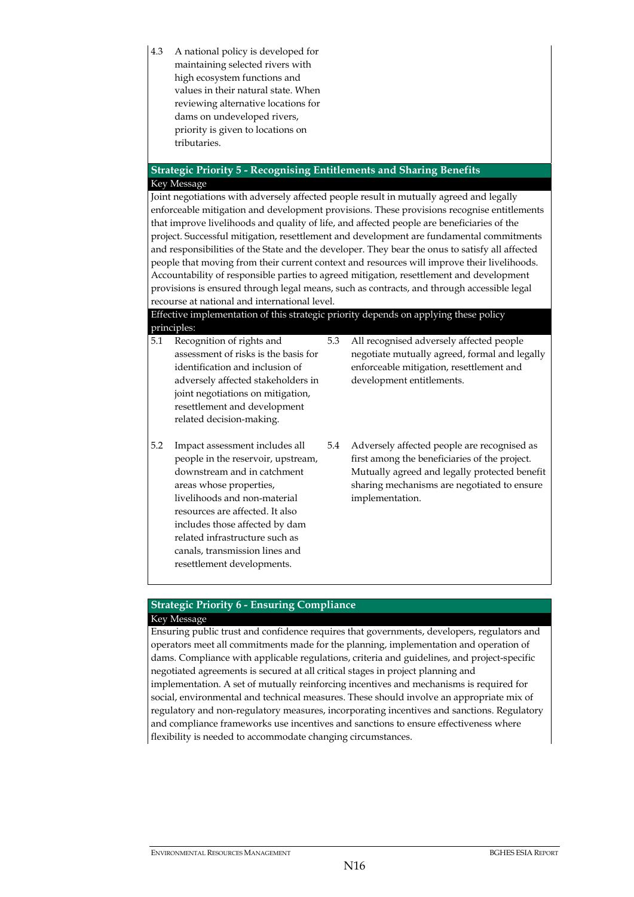4.3 A national policy is developed for maintaining selected rivers with high ecosystem functions and values in their natural state. When reviewing alternative locations for dams on undeveloped rivers, priority is given to locations on tributaries.

### Strategic Priority 5 - Recognising Entitlements and Sharing Benefits

**Key Message**

Joint negotiations with adversely affected people result in mutually agreed and legally enforceable mitigation and development provisions. These provisions recognise entitlements that improve livelihoods and quality of life, and affected people are beneficiaries of the project. Successful mitigation, resettlement and development are fundamental commitments and responsibilities of the State and the developer. They bear the onus to satisfy all affected people that moving from their current context and resources will improve their livelihoods. Accountability of responsible parties to agreed mitigation, resettlement and development provisions is ensured through legal means, such as contracts, and through accessible legal recourse at national and international level.

**Effective implementation of this strategic priority depends on applying these policy principles:**

5.1 Recognition of rights and assessment of risks is the basis for identification and inclusion of adversely affected stakeholders in joint negotiations on mitigation, resettlement and development related decision-making.

5.2 Impact assessment includes all people in the reservoir, upstream, downstream and in catchment areas whose properties, livelihoods and non-material resources are affected. It also includes those affected by dam related infrastructure such as canals, transmission lines and resettlement developments.

5.3 All recognised adversely affected people negotiate mutually agreed, formal and legally enforceable mitigation, resettlement and development entitlements.

5.4 Adversely affected people are recognised as first among the beneficiaries of the project. Mutually agreed and legally protected benefit sharing mechanisms are negotiated to ensure implementation.

### Strategic Priority 6 - Ensuring Compliance

**Key Message**

Ensuring public trust and confidence requires that governments, developers, regulators and operators meet all commitments made for the planning, implementation and operation of dams. Compliance with applicable regulations, criteria and guidelines, and project-specific negotiated agreements is secured at all critical stages in project planning and implementation. A set of mutually reinforcing incentives and mechanisms is required for social, environmental and technical measures. These should involve an appropriate mix of regulatory and non-regulatory measures, incorporating incentives and sanctions. Regulatory and compliance frameworks use incentives and sanctions to ensure effectiveness where flexibility is needed to accommodate changing circumstances.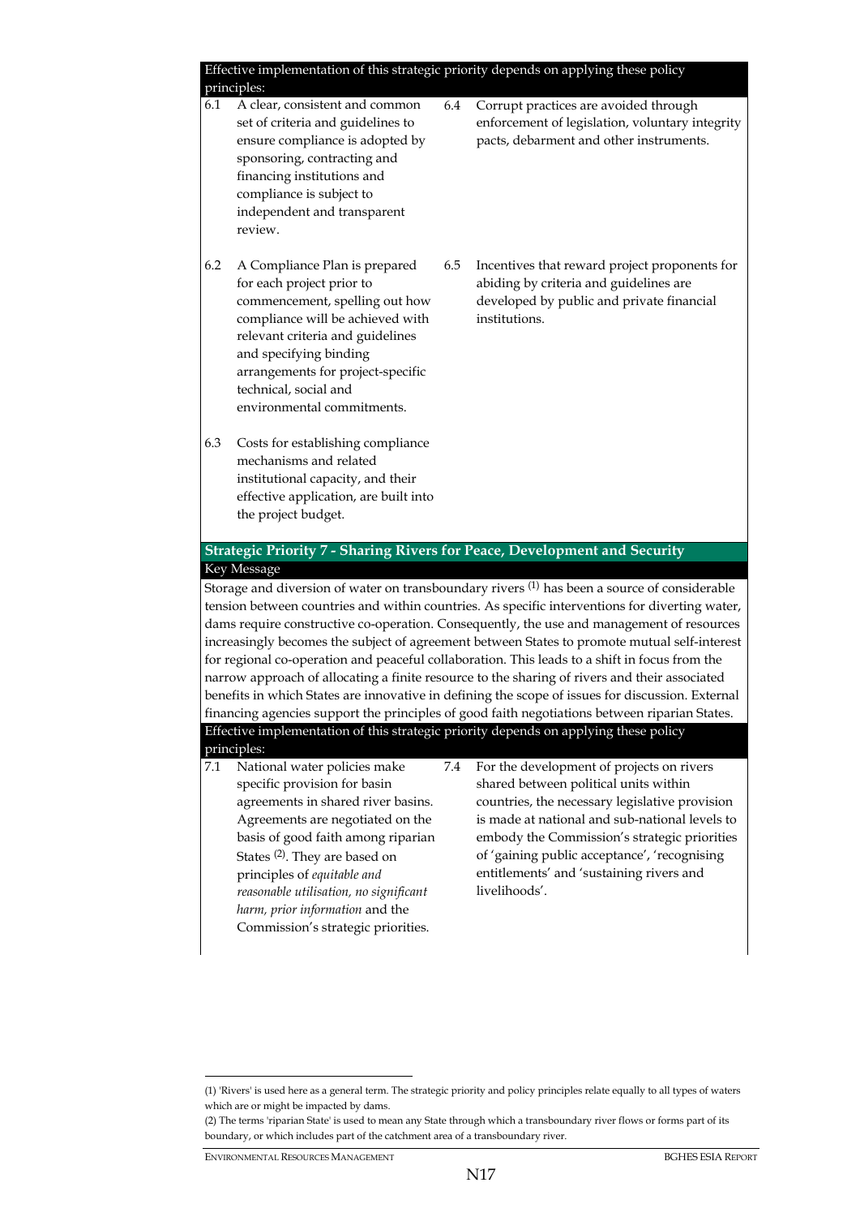Effective implementation of this strategic priority depends on applying these policy principles:

6.1 A clear, consistent and common set of criteria and guidelines to ensure compliance is adopted by sponsoring, contracting and financing institutions and compliance is subject to independent and transparent review.

6.2 A Compliance Plan is prepared for each project prior to commencement, spelling out how compliance will be achieved with relevant criteria and guidelines and specifying binding arrangements for project-specific technical, social and environmental commitments.

6.3 Costs for establishing compliance mechanisms and related institutional capacity, and their effective application, are built into the project budget.

6.4 Corrupt practices are avoided through enforcement of legislation, voluntary integrity pacts, debarment and other instruments.

6.5 Incentives that reward project proponents for abiding by criteria and guidelines are developed by public and private financial institutions.

## Strategic Priority 7 - Sharing Rivers for Peace, Development and Security

Key Message

Storage and diversion of water on transboundary rivers [1] has been a source of considerable tension between countries and within countries. As specific interventions for diverting water, dams require constructive co-operation. Consequently, the use and management of resources increasingly becomes the subject of agreement between States to promote mutual self-interest for regional co-operation and peaceful collaboration. This leads to a shift in focus from the narrow approach of allocating a finite resource to the sharing of rivers and their associated benefits in which States are innovative in defining the scope of issues for discussion. External financing agencies support the principles of good faith negotiations between riparian States.

Effective implementation of this strategic priority depends on applying these policy principles:

7.1 National water policies make specific provision for basin agreements in shared river basins. Agreements are negotiated on the basis of good faith among riparian States [2]. They are based on principles of *equitable and reasonable utilisation, no significant harm, prior information* and the Commission's strategic priorities.

7.4 For the development of projects on rivers shared between political units within countries, the necessary legislative provision is made at national and sub-national levels to embody the Commission's strategic priorities of 'gaining public acceptance', 'recognising entitlements' and 'sustaining rivers and livelihoods'.

(1) 'Rivers' is used here as a general term. The strategic priority and policy principles relate equally to all types of waters which are or might be impacted by dams.

(2) The terms 'riparian State' is used to mean any State through which a transboundary river flows or forms part of its boundary, or which includes part of the catchment area of a transboundary river.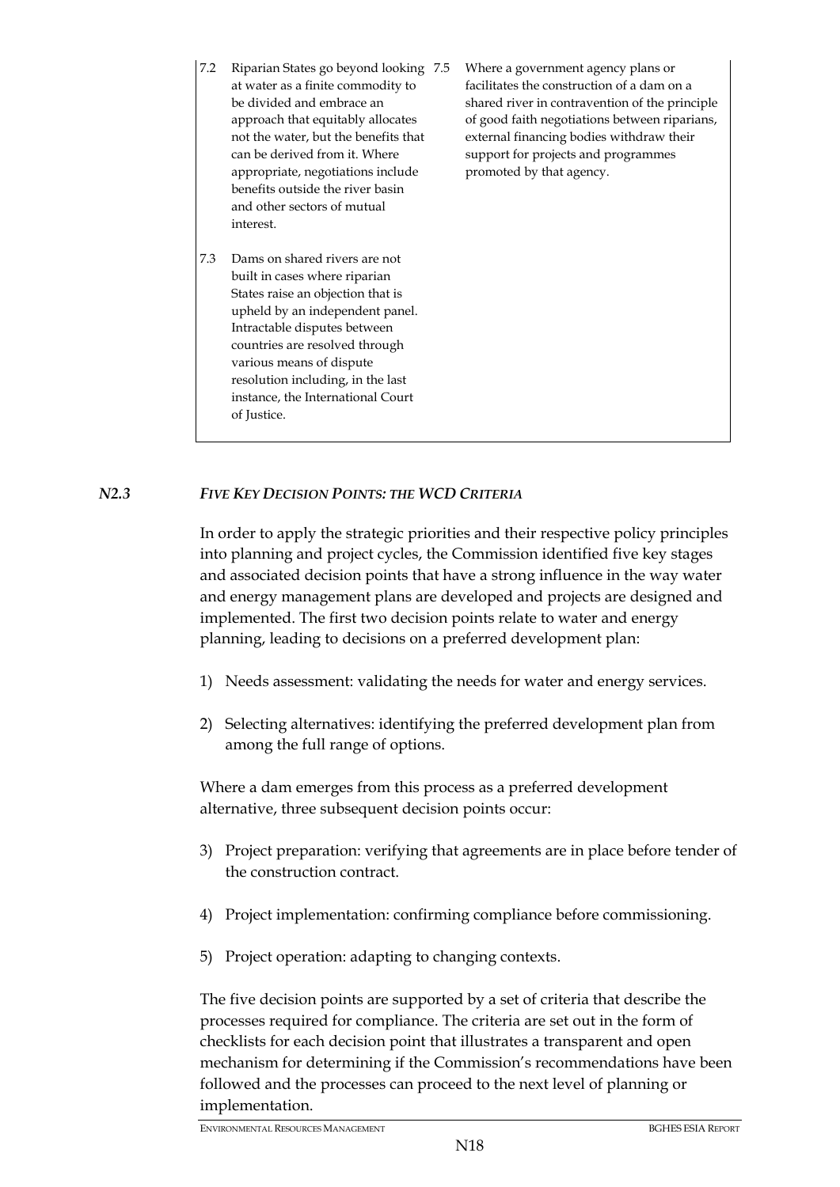7.2 Riparian States go beyond looking at water as a finite commodity to be divided and embrace an approach that equitably allocates not the water, but the benefits that can be derived from it. Where appropriate, negotiations include benefits outside the river basin and other sectors of mutual interest.

7.3 Dams on shared rivers are not built in cases where riparian States raise an objection that is upheld by an independent panel. Intractable disputes between countries are resolved through various means of dispute resolution including, in the last instance, the International Court of Justice.

7.5 Where a government agency plans or facilitates the construction of a dam on a shared river in contravention of the principle of good faith negotiations between riparians, external financing bodies withdraw their support for projects and programmes promoted by that agency.

### N2.3 *FIVE KEY DECISION POINTS: THE WCD CRITERIA*

In order to apply the strategic priorities and their respective policy principles into planning and project cycles, the Commission identified five key stages and associated decision points that have a strong influence in the way water and energy management plans are developed and projects are designed and implemented. The first two decision points relate to water and energy planning, leading to decisions on a preferred development plan:

1) Needs assessment: validating the needs for water and energy services.

2) Selecting alternatives: identifying the preferred development plan from among the full range of options.

Where a dam emerges from this process as a preferred development alternative, three subsequent decision points occur:

3) Project preparation: verifying that agreements are in place before tender of the construction contract.

4) Project implementation: confirming compliance before commissioning.

5) Project operation: adapting to changing contexts.

The five decision points are supported by a set of criteria that describe the processes required for compliance. The criteria are set out in the form of checklists for each decision point that illustrates a transparent and open mechanism for determining if the Commission's recommendations have been followed and the processes can proceed to the next level of planning or implementation.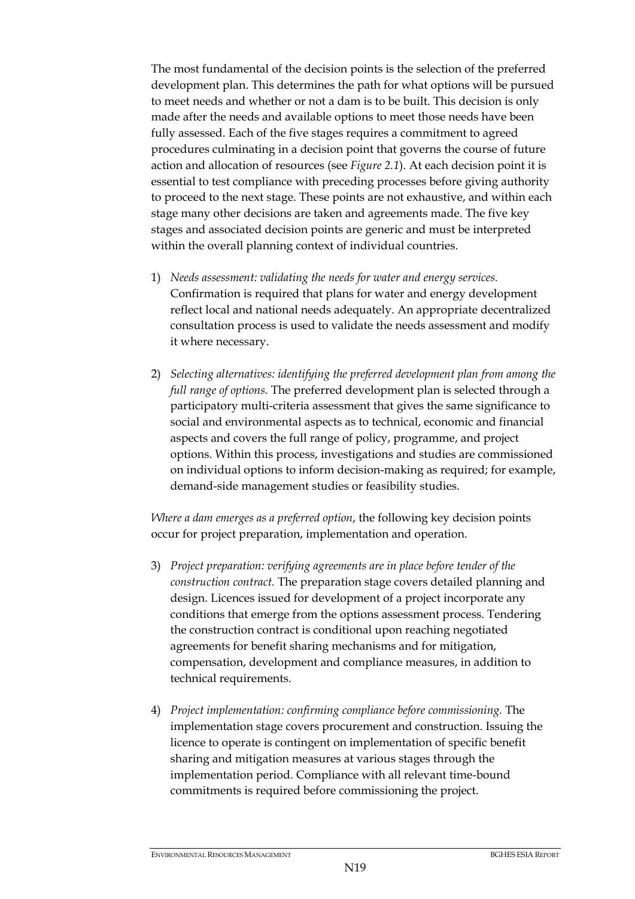The most fundamental of the decision points is the selection of the preferred development plan. This determines the path for what options will be pursued to meet needs and whether or not a dam is to be built. This decision is only made after the needs and available options to meet those needs have been fully assessed. Each of the five stages requires a commitment to agreed procedures culminating in a decision point that governs the course of future action and allocation of resources (see *Figure 2.1*). At each decision point it is essential to test compliance with preceding processes before giving authority to proceed to the next stage. These points are not exhaustive, and within each stage many other decisions are taken and agreements made. The five key stages and associated decision points are generic and must be interpreted within the overall planning context of individual countries.

1) *Needs assessment: validating the needs for water and energy services.* Confirmation is required that plans for water and energy development reflect local and national needs adequately. An appropriate decentralized consultation process is used to validate the needs assessment and modify it where necessary.

2) *Selecting alternatives: identifying the preferred development plan from among the full range of options.* The preferred development plan is selected through a participatory multi-criteria assessment that gives the same significance to social and environmental aspects as to technical, economic and financial aspects and covers the full range of policy, programme, and project options. Within this process, investigations and studies are commissioned on individual options to inform decision-making as required; for example, demand-side management studies or feasibility studies.

*Where a dam emerges as a preferred option*, the following key decision points occur for project preparation, implementation and operation.

3) *Project preparation: verifying agreements are in place before tender of the construction contract.* The preparation stage covers detailed planning and design. Licences issued for development of a project incorporate any conditions that emerge from the options assessment process. Tendering the construction contract is conditional upon reaching negotiated agreements for benefit sharing mechanisms and for mitigation, compensation, development and compliance measures, in addition to technical requirements.

4) *Project implementation: confirming compliance before commissioning.* The implementation stage covers procurement and construction. Issuing the licence to operate is contingent on implementation of specific benefit sharing and mitigation measures at various stages through the implementation period. Compliance with all relevant time-bound commitments is required before commissioning the project.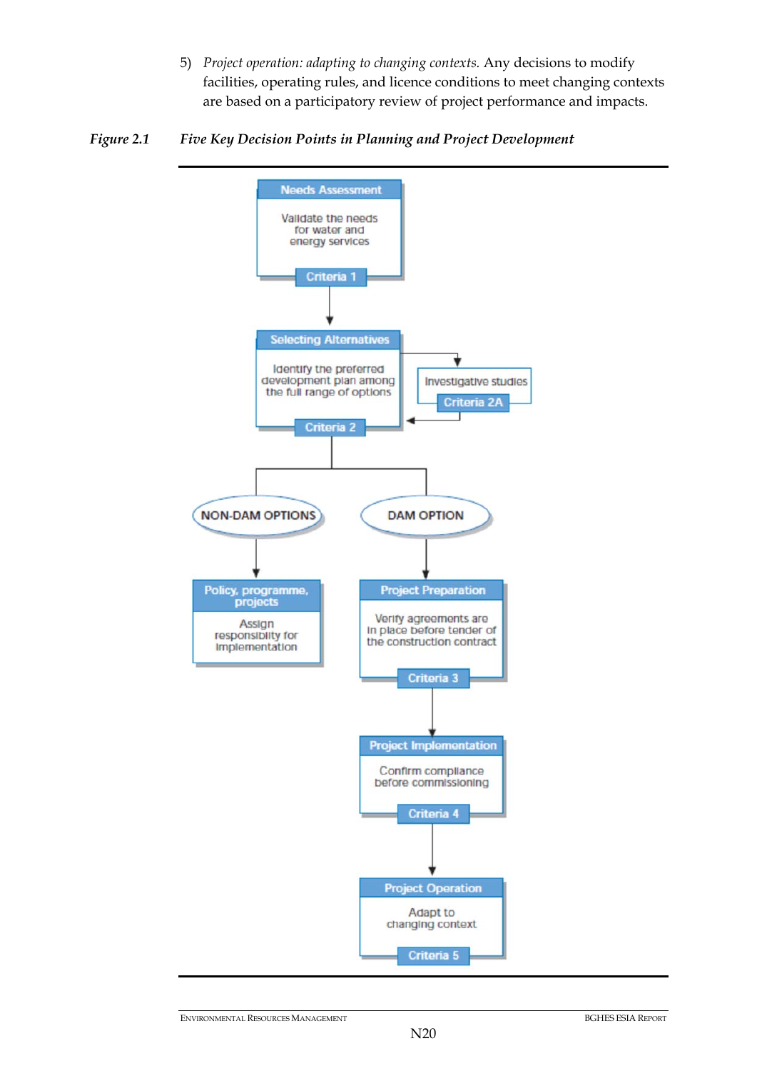5) *Project operation: adapting to changing contexts.* Any decisions to modify facilities, operating rules, and licence conditions to meet changing contexts are based on a participatory review of project performance and impacts.

***Figure 2.1 Five Key Decision Points in Planning and Project Development***

**Needs Assessment**
Validate the needs for water and energy services
Criteria 1

**Selecting Alternatives**
Identify the preferred development plan among the full range of options
Criteria 2

Investigative studies
Criteria 2A

NON-DAM OPTIONS

DAM OPTION

**Policy, programme, projects**
Assign responsiblity for implementation

**Project Preparation**
Verify agreements are in place before tender of the construction contract
Criteria 3

**Project Implementation**
Confirm compliance before commissioning
Criteria 4

**Project Operation**
Adapt to changing context
Criteria 5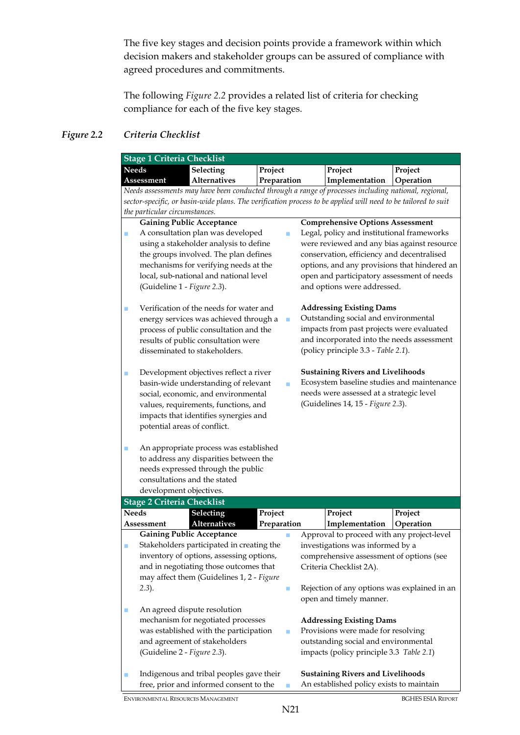The five key stages and decision points provide a framework within which decision makers and stakeholder groups can be assured of compliance with agreed procedures and commitments.

The following *Figure 2.2* provides a related list of criteria for checking compliance for each of the five key stages.

***Figure 2.2 Criteria Checklist***

**Stage 1 Criteria Checklist**

| **Needs Assessment** | Selecting Alternatives | Project Preparation | Project Implementation | Project Operation |
|---|---|---|---|---|

*Needs assessments may have been conducted through a range of processes including national, regional, sector-specific, or basin-wide plans. The verification process to be applied will need to be tailored to suit the particular circumstances.*

**Gaining Public Acceptance**

- A consultation plan was developed using a stakeholder analysis to define the groups involved. The plan defines mechanisms for verifying needs at the local, sub-national and national level (Guideline 1 - *Figure 2.3*).
- Verification of the needs for water and energy services was achieved through a process of public consultation and the results of public consultation were disseminated to stakeholders.
- Development objectives reflect a river basin-wide understanding of relevant social, economic, and environmental values, requirements, functions, and impacts that identifies synergies and potential areas of conflict.
- An appropriate process was established to address any disparities between the needs expressed through the public consultations and the stated development objectives.

**Comprehensive Options Assessment**

- Legal, policy and institutional frameworks were reviewed and any bias against resource conservation, efficiency and decentralised options, and any provisions that hindered an open and participatory assessment of needs and options were addressed.

**Addressing Existing Dams**

- Outstanding social and environmental impacts from past projects were evaluated and incorporated into the needs assessment (policy principle 3.3 - *Table 2.1*).

**Sustaining Rivers and Livelihoods**

- Ecosystem baseline studies and maintenance needs were assessed at a strategic level (Guidelines 14, 15 - *Figure 2.3*).

**Stage 2 Criteria Checklist**

| Needs Assessment | **Selecting Alternatives** | Project Preparation | Project Implementation | Project Operation |
|---|---|---|---|---|

**Gaining Public Acceptance**

- Stakeholders participated in creating the inventory of options, assessing options, and in negotiating those outcomes that may affect them (Guidelines 1, 2 - *Figure 2.3*).
- An agreed dispute resolution mechanism for negotiated processes was established with the participation and agreement of stakeholders (Guideline 2 - *Figure 2.3*).
- Indigenous and tribal peoples gave their free, prior and informed consent to the

- Approval to proceed with any project-level investigations was informed by a comprehensive assessment of options (see Criteria Checklist 2A).
- Rejection of any options was explained in an open and timely manner.

**Addressing Existing Dams**

- Provisions were made for resolving outstanding social and environmental impacts (policy principle 3.3 *Table 2.1*)

**Sustaining Rivers and Livelihoods**

- An established policy exists to maintain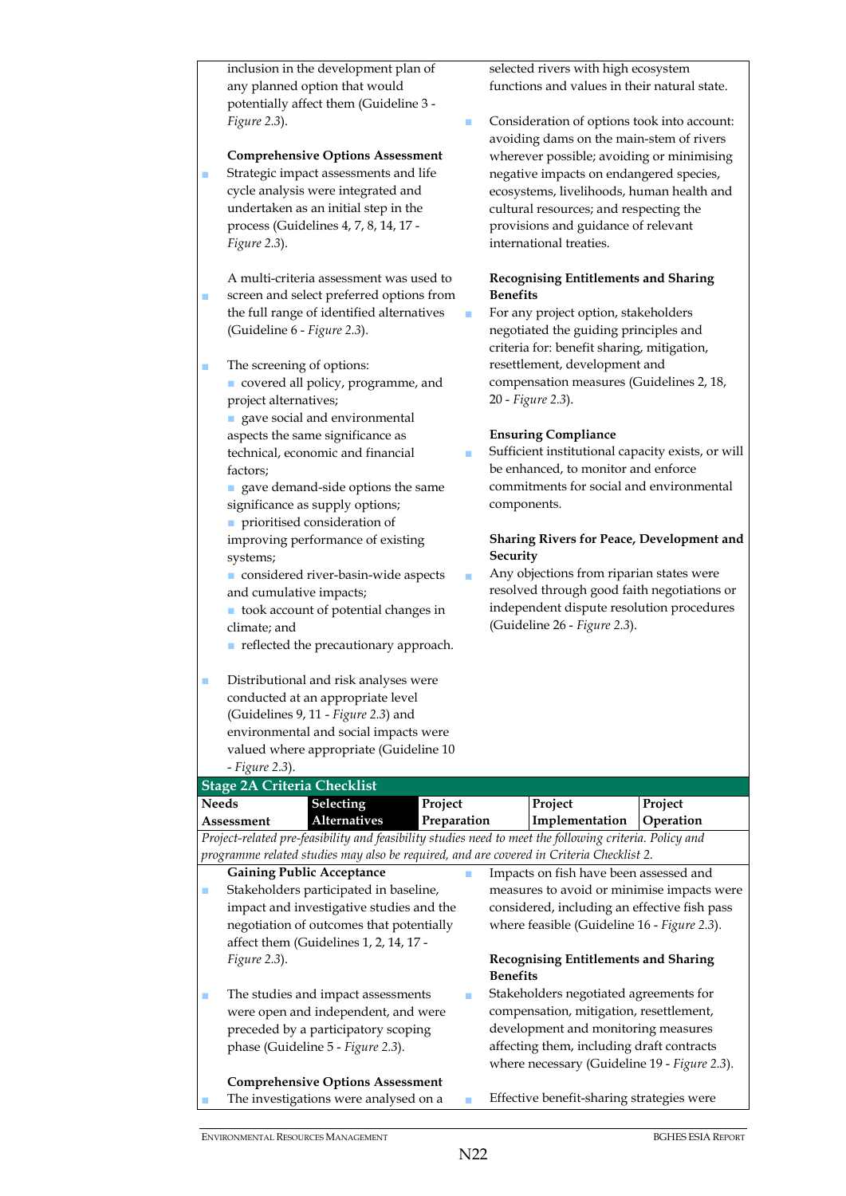inclusion in the development plan of any planned option that would potentially affect them (Guideline 3 - *Figure 2.3*).

**Comprehensive Options Assessment**

- Strategic impact assessments and life cycle analysis were integrated and undertaken as an initial step in the process (Guidelines 4, 7, 8, 14, 17 - *Figure 2.3*).
- A multi-criteria assessment was used to screen and select preferred options from the full range of identified alternatives (Guideline 6 - *Figure 2.3*).
- The screening of options:
  - covered all policy, programme, and project alternatives;
  - gave social and environmental aspects the same significance as technical, economic and financial factors;
  - gave demand-side options the same significance as supply options;
  - prioritised consideration of improving performance of existing systems;
  - considered river-basin-wide aspects and cumulative impacts;
  - took account of potential changes in climate; and
  - reflected the precautionary approach.
- Distributional and risk analyses were conducted at an appropriate level (Guidelines 9, 11 - *Figure 2.3*) and environmental and social impacts were valued where appropriate (Guideline 10 - *Figure 2.3*).

selected rivers with high ecosystem functions and values in their natural state.

- Consideration of options took into account: avoiding dams on the main-stem of rivers wherever possible; avoiding or minimising negative impacts on endangered species, ecosystems, livelihoods, human health and cultural resources; and respecting the provisions and guidance of relevant international treaties.

**Recognising Entitlements and Sharing Benefits**

- For any project option, stakeholders negotiated the guiding principles and criteria for: benefit sharing, mitigation, resettlement, development and compensation measures (Guidelines 2, 18, 20 - *Figure 2.3*).

**Ensuring Compliance**

- Sufficient institutional capacity exists, or will be enhanced, to monitor and enforce commitments for social and environmental components.

**Sharing Rivers for Peace, Development and Security**

- Any objections from riparian states were resolved through good faith negotiations or independent dispute resolution procedures (Guideline 26 - *Figure 2.3*).

## Stage 2A Criteria Checklist

| Needs Assessment | **Selecting Alternatives** | Project Preparation | Project Implementation | Project Operation |
|---|---|---|---|---|

*Project-related pre-feasibility and feasibility studies need to meet the following criteria. Policy and programme related studies may also be required, and are covered in Criteria Checklist 2.*

**Gaining Public Acceptance**

- Stakeholders participated in baseline, impact and investigative studies and the negotiation of outcomes that potentially affect them (Guidelines 1, 2, 14, 17 - *Figure 2.3*).
- The studies and impact assessments were open and independent, and were preceded by a participatory scoping phase (Guideline 5 - *Figure 2.3*).

**Comprehensive Options Assessment**

- The investigations were analysed on a

- Impacts on fish have been assessed and measures to avoid or minimise impacts were considered, including an effective fish pass where feasible (Guideline 16 - *Figure 2.3*).

**Recognising Entitlements and Sharing Benefits**

- Stakeholders negotiated agreements for compensation, mitigation, resettlement, development and monitoring measures affecting them, including draft contracts where necessary (Guideline 19 - *Figure 2.3*).
- Effective benefit-sharing strategies were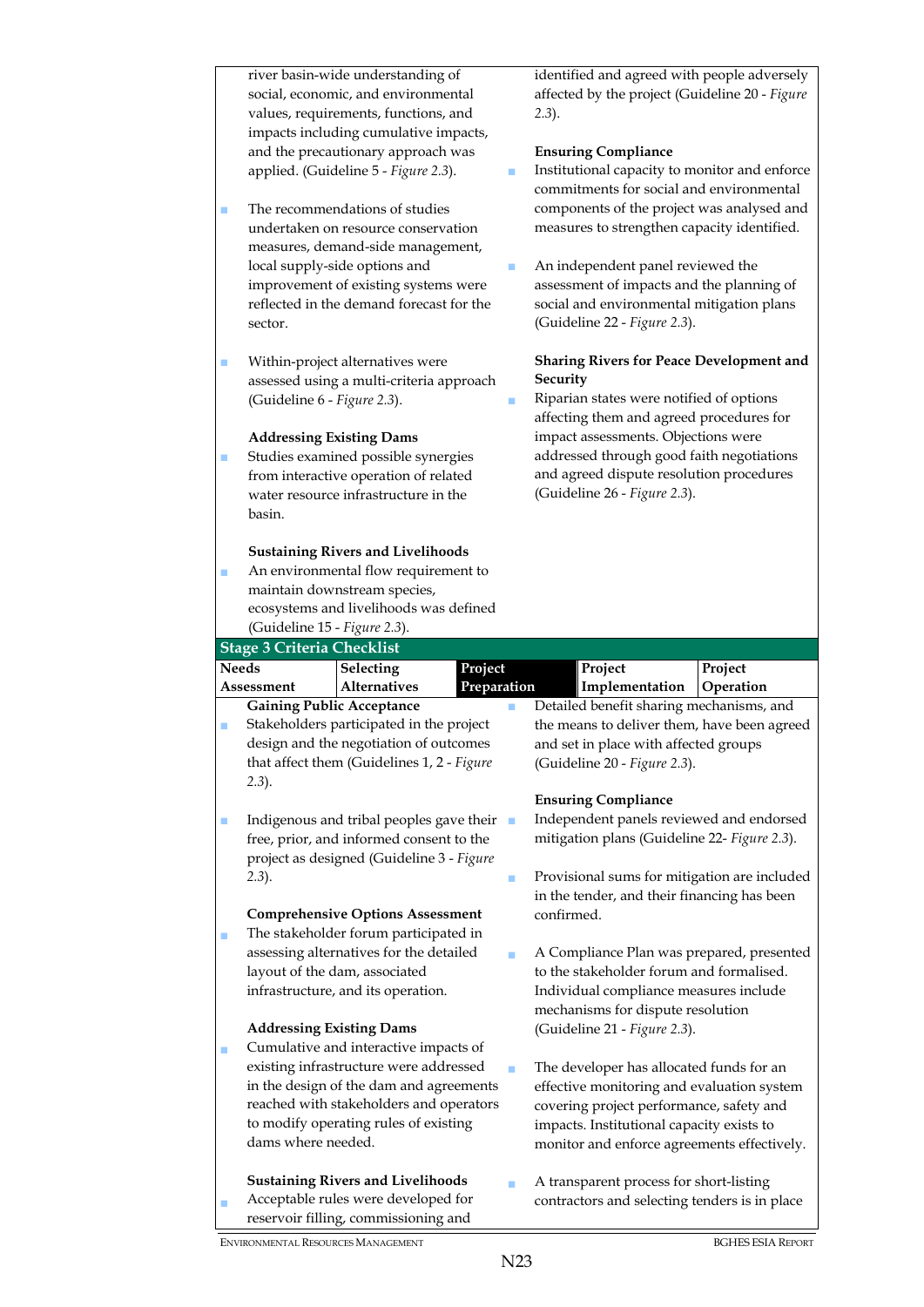river basin-wide understanding of social, economic, and environmental values, requirements, functions, and impacts including cumulative impacts, and the precautionary approach was applied. (Guideline 5 - *Figure 2.3*).

- The recommendations of studies undertaken on resource conservation measures, demand-side management, local supply-side options and improvement of existing systems were reflected in the demand forecast for the sector.

- Within-project alternatives were assessed using a multi-criteria approach (Guideline 6 - *Figure 2.3*).

**Addressing Existing Dams**

- Studies examined possible synergies from interactive operation of related water resource infrastructure in the basin.

**Sustaining Rivers and Livelihoods**

- An environmental flow requirement to maintain downstream species, ecosystems and livelihoods was defined (Guideline 15 - *Figure 2.3*).

identified and agreed with people adversely affected by the project (Guideline 20 - *Figure 2.3*).

**Ensuring Compliance**

- Institutional capacity to monitor and enforce commitments for social and environmental components of the project was analysed and measures to strengthen capacity identified.

- An independent panel reviewed the assessment of impacts and the planning of social and environmental mitigation plans (Guideline 22 - *Figure 2.3*).

**Sharing Rivers for Peace Development and Security**

- Riparian states were notified of options affecting them and agreed procedures for impact assessments. Objections were addressed through good faith negotiations and agreed dispute resolution procedures (Guideline 26 - *Figure 2.3*).

## Stage 3 Criteria Checklist

| Needs Assessment | Selecting Alternatives | Project Preparation | Project Implementation | Project Operation |
|---|---|---|---|---|

**Gaining Public Acceptance**

- Stakeholders participated in the project design and the negotiation of outcomes that affect them (Guidelines 1, 2 - *Figure 2.3*).

- Indigenous and tribal peoples gave their free, prior, and informed consent to the project as designed (Guideline 3 - *Figure 2.3*).

**Comprehensive Options Assessment**

- The stakeholder forum participated in assessing alternatives for the detailed layout of the dam, associated infrastructure, and its operation.

**Addressing Existing Dams**

- Cumulative and interactive impacts of existing infrastructure were addressed in the design of the dam and agreements reached with stakeholders and operators to modify operating rules of existing dams where needed.

**Sustaining Rivers and Livelihoods**

- Acceptable rules were developed for reservoir filling, commissioning and

- Detailed benefit sharing mechanisms, and the means to deliver them, have been agreed and set in place with affected groups (Guideline 20 - *Figure 2.3*).

**Ensuring Compliance**

- Independent panels reviewed and endorsed mitigation plans (Guideline 22- *Figure 2.3*).

- Provisional sums for mitigation are included in the tender, and their financing has been confirmed.

- A Compliance Plan was prepared, presented to the stakeholder forum and formalised. Individual compliance measures include mechanisms for dispute resolution (Guideline 21 - *Figure 2.3*).

- The developer has allocated funds for an effective monitoring and evaluation system covering project performance, safety and impacts. Institutional capacity exists to monitor and enforce agreements effectively.

- A transparent process for short-listing contractors and selecting tenders is in place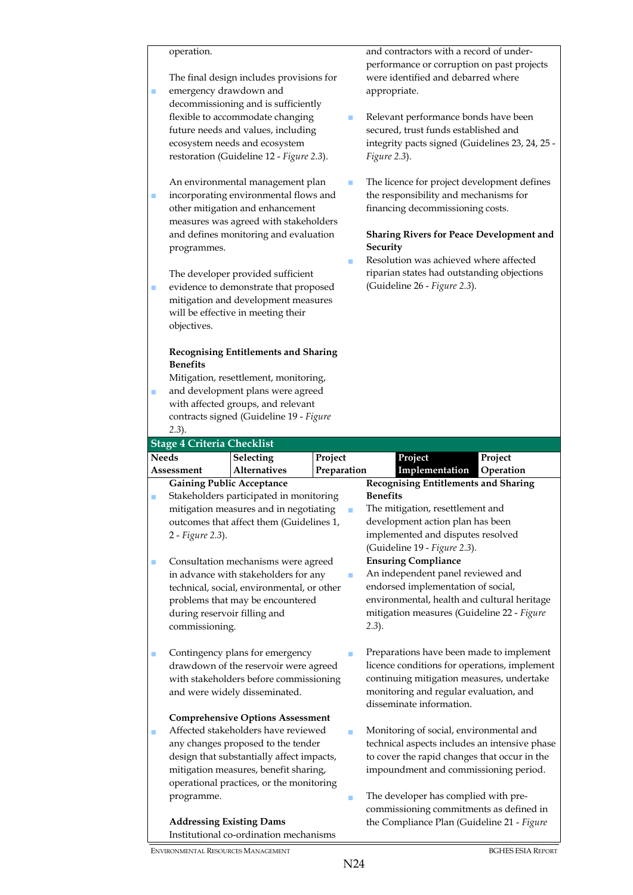operation.

- The final design includes provisions for emergency drawdown and decommissioning and is sufficiently flexible to accommodate changing future needs and values, including ecosystem needs and ecosystem restoration (Guideline 12 - *Figure 2.3*).

- An environmental management plan incorporating environmental flows and other mitigation and enhancement measures was agreed with stakeholders and defines monitoring and evaluation programmes.

- The developer provided sufficient evidence to demonstrate that proposed mitigation and development measures will be effective in meeting their objectives.

**Recognising Entitlements and Sharing Benefits**

- Mitigation, resettlement, monitoring, and development plans were agreed with affected groups, and relevant contracts signed (Guideline 19 - *Figure 2.3*).

and contractors with a record of under-performance or corruption on past projects were identified and debarred where appropriate.

- Relevant performance bonds have been secured, trust funds established and integrity pacts signed (Guidelines 23, 24, 25 - *Figure 2.3*).

- The licence for project development defines the responsibility and mechanisms for financing decommissioning costs.

**Sharing Rivers for Peace Development and Security**

- Resolution was achieved where affected riparian states had outstanding objections (Guideline 26 - *Figure 2.3*).

## Stage 4 Criteria Checklist

| Needs Assessment | Selecting Alternatives | Project Preparation | **Project Implementation** | Project Operation |
|---|---|---|---|---|

**Gaining Public Acceptance**

- Stakeholders participated in monitoring mitigation measures and in negotiating outcomes that affect them (Guidelines 1, 2 - *Figure 2.3*).

- Consultation mechanisms were agreed in advance with stakeholders for any technical, social, environmental, or other problems that may be encountered during reservoir filling and commissioning.

- Contingency plans for emergency drawdown of the reservoir were agreed with stakeholders before commissioning and were widely disseminated.

**Comprehensive Options Assessment**

- Affected stakeholders have reviewed any changes proposed to the tender design that substantially affect impacts, mitigation measures, benefit sharing, operational practices, or the monitoring programme.

**Addressing Existing Dams**

Institutional co-ordination mechanisms

**Recognising Entitlements and Sharing Benefits**

- The mitigation, resettlement and development action plan has been implemented and disputes resolved (Guideline 19 - *Figure 2.3*).

**Ensuring Compliance**

- An independent panel reviewed and endorsed implementation of social, environmental, health and cultural heritage mitigation measures (Guideline 22 - *Figure 2.3*).

- Preparations have been made to implement licence conditions for operations, implement continuing mitigation measures, undertake monitoring and regular evaluation, and disseminate information.

- Monitoring of social, environmental and technical aspects includes an intensive phase to cover the rapid changes that occur in the impoundment and commissioning period.

- The developer has complied with pre-commissioning commitments as defined in the Compliance Plan (Guideline 21 - *Figure*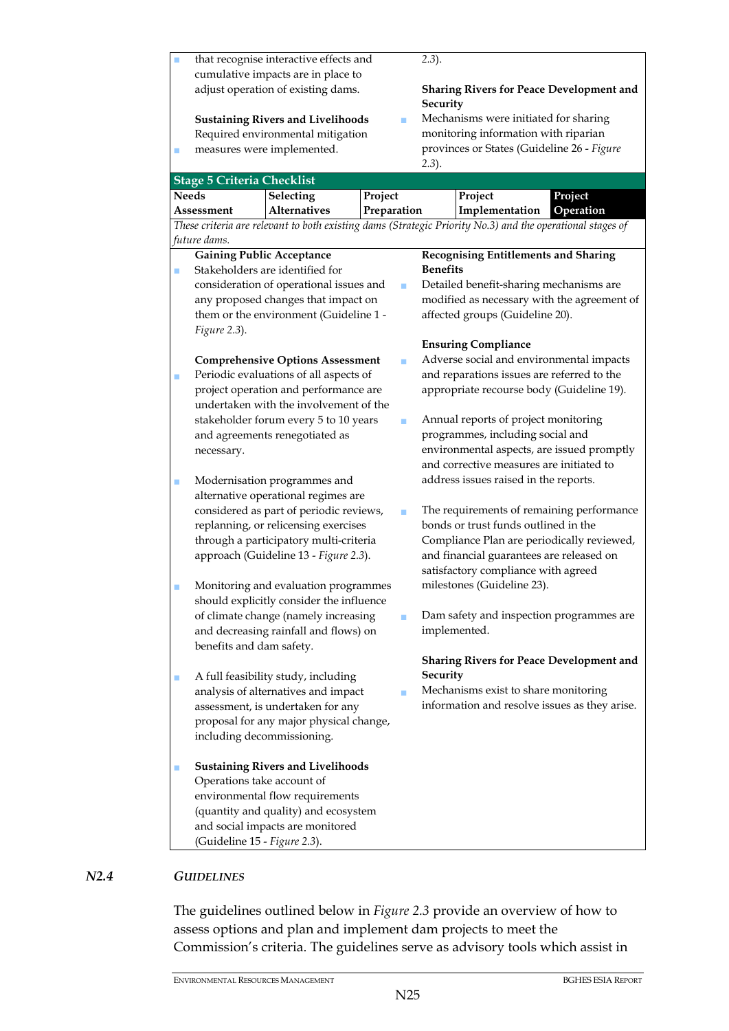- that recognise interactive effects and cumulative impacts are in place to adjust operation of existing dams.

**Sustaining Rivers and Livelihoods**

- Required environmental mitigation measures were implemented.

2.3).

**Sharing Rivers for Peace Development and Security**

- Mechanisms were initiated for sharing monitoring information with riparian provinces or States (Guideline 26 - *Figure 2.3*).

**Stage 5 Criteria Checklist**

| Needs Assessment | Selecting Alternatives | Project Preparation | Project Implementation | **Project Operation** |
|---|---|---|---|---|

*These criteria are relevant to both existing dams (Strategic Priority No.3) and the operational stages of future dams.*

**Gaining Public Acceptance**

- Stakeholders are identified for consideration of operational issues and any proposed changes that impact on them or the environment (Guideline 1 - *Figure 2.3*).

**Comprehensive Options Assessment**

- Periodic evaluations of all aspects of project operation and performance are undertaken with the involvement of the stakeholder forum every 5 to 10 years and agreements renegotiated as necessary.
- Modernisation programmes and alternative operational regimes are considered as part of periodic reviews, replanning, or relicensing exercises through a participatory multi-criteria approach (Guideline 13 - *Figure 2.3*).
- Monitoring and evaluation programmes should explicitly consider the influence of climate change (namely increasing and decreasing rainfall and flows) on benefits and dam safety.
- A full feasibility study, including analysis of alternatives and impact assessment, is undertaken for any proposal for any major physical change, including decommissioning.

**Sustaining Rivers and Livelihoods**

- Operations take account of environmental flow requirements (quantity and quality) and ecosystem and social impacts are monitored (Guideline 15 - *Figure 2.3*).

**Recognising Entitlements and Sharing Benefits**

- Detailed benefit-sharing mechanisms are modified as necessary with the agreement of affected groups (Guideline 20).

**Ensuring Compliance**

- Adverse social and environmental impacts and reparations issues are referred to the appropriate recourse body (Guideline 19).
- Annual reports of project monitoring programmes, including social and environmental aspects, are issued promptly and corrective measures are initiated to address issues raised in the reports.
- The requirements of remaining performance bonds or trust funds outlined in the Compliance Plan are periodically reviewed, and financial guarantees are released on satisfactory compliance with agreed milestones (Guideline 23).
- Dam safety and inspection programmes are implemented.

**Sharing Rivers for Peace Development and Security**

- Mechanisms exist to share monitoring information and resolve issues as they arise.

## N2.4 *GUIDELINES*

The guidelines outlined below in *Figure 2.3* provide an overview of how to assess options and plan and implement dam projects to meet the Commission's criteria. The guidelines serve as advisory tools which assist in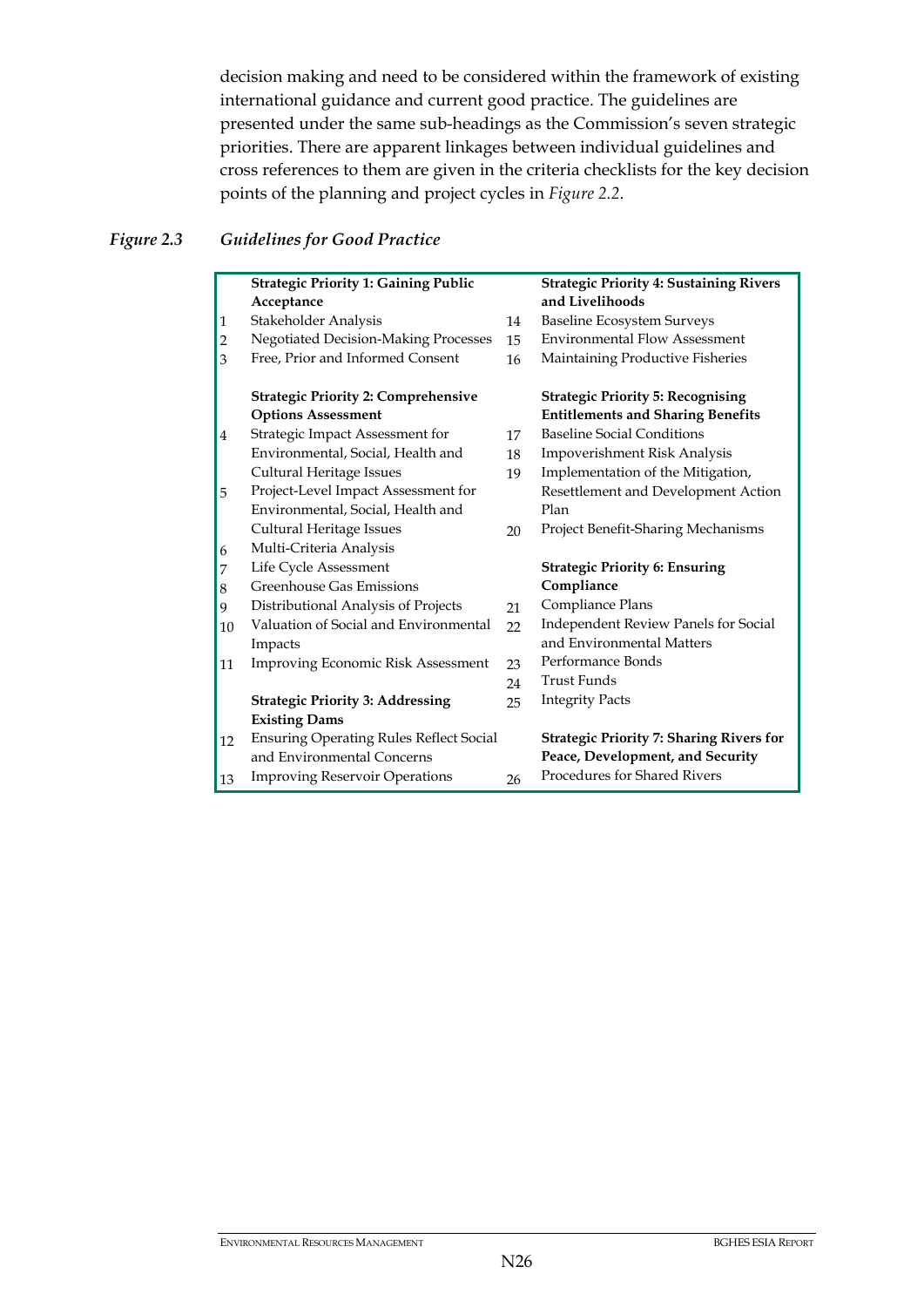decision making and need to be considered within the framework of existing international guidance and current good practice. The guidelines are presented under the same sub-headings as the Commission's seven strategic priorities. There are apparent linkages between individual guidelines and cross references to them are given in the criteria checklists for the key decision points of the planning and project cycles in *Figure 2.2*.

*Figure 2.3 Guidelines for Good Practice*

**Strategic Priority 1: Gaining Public Acceptance**

1. Stakeholder Analysis
2. Negotiated Decision-Making Processes
3. Free, Prior and Informed Consent

**Strategic Priority 2: Comprehensive Options Assessment**

4. Strategic Impact Assessment for Environmental, Social, Health and Cultural Heritage Issues
5. Project-Level Impact Assessment for Environmental, Social, Health and Cultural Heritage Issues
6. Multi-Criteria Analysis
7. Life Cycle Assessment
8. Greenhouse Gas Emissions
9. Distributional Analysis of Projects
10. Valuation of Social and Environmental Impacts
11. Improving Economic Risk Assessment

**Strategic Priority 3: Addressing Existing Dams**

12. Ensuring Operating Rules Reflect Social and Environmental Concerns
13. Improving Reservoir Operations

**Strategic Priority 4: Sustaining Rivers and Livelihoods**

14. Baseline Ecosystem Surveys
15. Environmental Flow Assessment
16. Maintaining Productive Fisheries

**Strategic Priority 5: Recognising Entitlements and Sharing Benefits**

17. Baseline Social Conditions
18. Impoverishment Risk Analysis
19. Implementation of the Mitigation, Resettlement and Development Action Plan
20. Project Benefit-Sharing Mechanisms

**Strategic Priority 6: Ensuring Compliance**

21. Compliance Plans
22. Independent Review Panels for Social and Environmental Matters
23. Performance Bonds
24. Trust Funds
25. Integrity Pacts

**Strategic Priority 7: Sharing Rivers for Peace, Development, and Security**

26. Procedures for Shared Rivers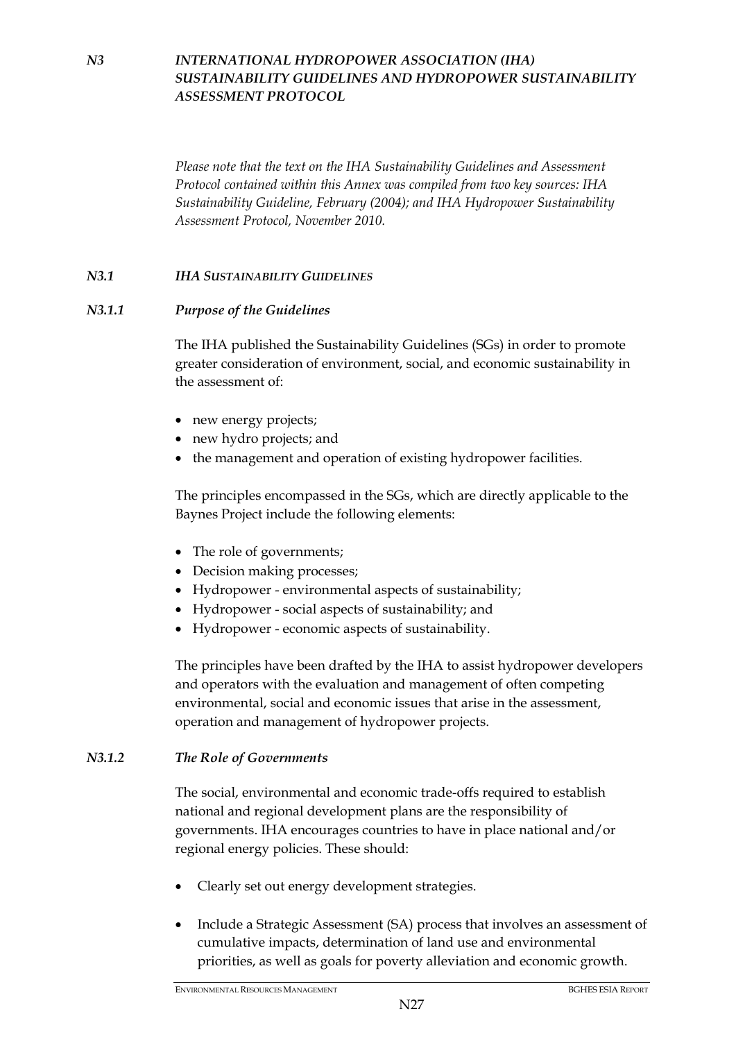## *N3 INTERNATIONAL HYDROPOWER ASSOCIATION (IHA) SUSTAINABILITY GUIDELINES AND HYDROPOWER SUSTAINABILITY ASSESSMENT PROTOCOL*

*Please note that the text on the IHA Sustainability Guidelines and Assessment Protocol contained within this Annex was compiled from two key sources: IHA Sustainability Guideline, February (2004); and IHA Hydropower Sustainability Assessment Protocol, November 2010.*

### *N3.1 IHA SUSTAINABILITY GUIDELINES*

#### *N3.1.1 Purpose of the Guidelines*

The IHA published the Sustainability Guidelines (SGs) in order to promote greater consideration of environment, social, and economic sustainability in the assessment of:

- new energy projects;
- new hydro projects; and
- the management and operation of existing hydropower facilities.

The principles encompassed in the SGs, which are directly applicable to the Baynes Project include the following elements:

- The role of governments;
- Decision making processes;
- Hydropower - environmental aspects of sustainability;
- Hydropower - social aspects of sustainability; and
- Hydropower - economic aspects of sustainability.

The principles have been drafted by the IHA to assist hydropower developers and operators with the evaluation and management of often competing environmental, social and economic issues that arise in the assessment, operation and management of hydropower projects.

#### *N3.1.2 The Role of Governments*

The social, environmental and economic trade-offs required to establish national and regional development plans are the responsibility of governments. IHA encourages countries to have in place national and/or regional energy policies. These should:

- Clearly set out energy development strategies.
- Include a Strategic Assessment (SA) process that involves an assessment of cumulative impacts, determination of land use and environmental priorities, as well as goals for poverty alleviation and economic growth.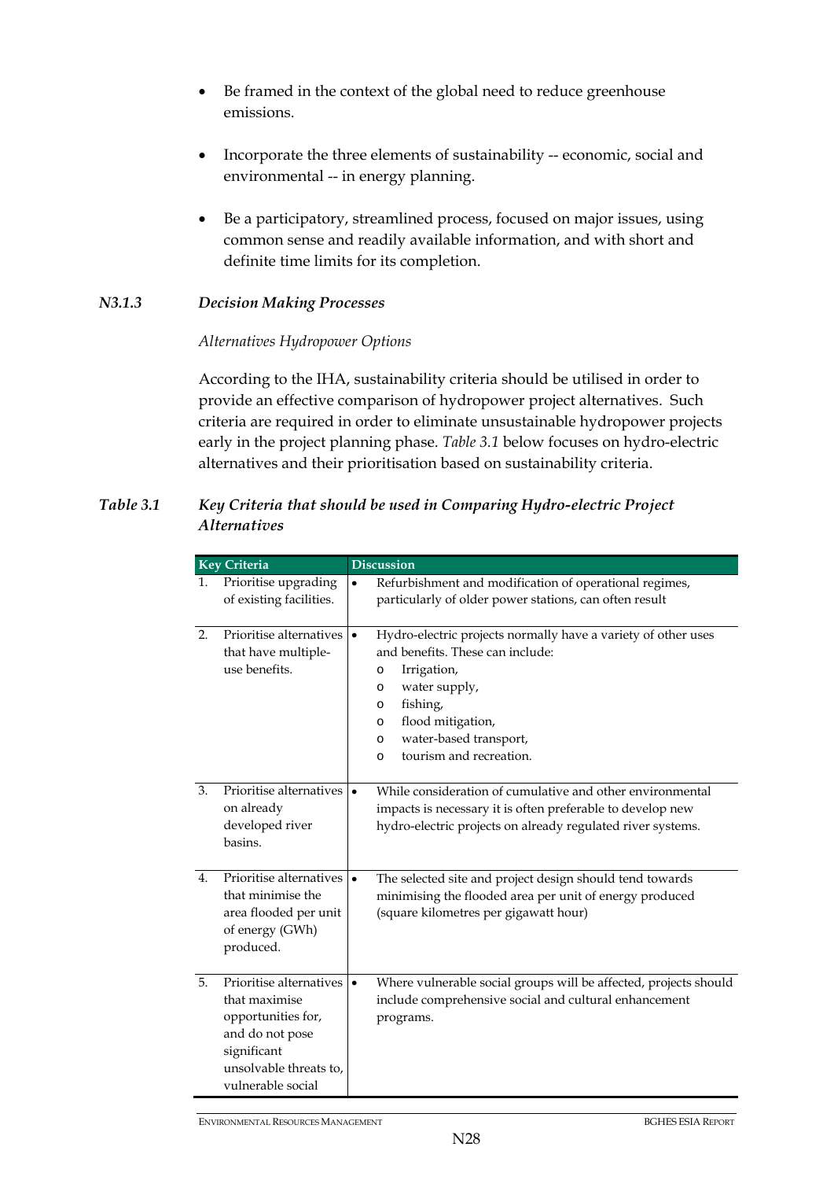- Be framed in the context of the global need to reduce greenhouse emissions.
- Incorporate the three elements of sustainability -- economic, social and environmental -- in energy planning.
- Be a participatory, streamlined process, focused on major issues, using common sense and readily available information, and with short and definite time limits for its completion.

### *N3.1.3 Decision Making Processes*

*Alternatives Hydropower Options*

According to the IHA, sustainability criteria should be utilised in order to provide an effective comparison of hydropower project alternatives. Such criteria are required in order to eliminate unsustainable hydropower projects early in the project planning phase. *Table 3.1* below focuses on hydro-electric alternatives and their prioritisation based on sustainability criteria.

***Table 3.1 Key Criteria that should be used in Comparing Hydro-electric Project Alternatives***

| Key Criteria | Discussion |
|---|---|
| 1. Prioritise upgrading of existing facilities. | • Refurbishment and modification of operational regimes, particularly of older power stations, can often result |
| 2. Prioritise alternatives that have multiple-use benefits. | • Hydro-electric projects normally have a variety of other uses and benefits. These can include:<br>o Irrigation,<br>o water supply,<br>o fishing,<br>o flood mitigation,<br>o water-based transport,<br>o tourism and recreation. |
| 3. Prioritise alternatives on already developed river basins. | • While consideration of cumulative and other environmental impacts is necessary it is often preferable to develop new hydro-electric projects on already regulated river systems. |
| 4. Prioritise alternatives that minimise the area flooded per unit of energy (GWh) produced. | • The selected site and project design should tend towards minimising the flooded area per unit of energy produced (square kilometres per gigawatt hour) |
| 5. Prioritise alternatives that maximise opportunities for, and do not pose significant unsolvable threats to, vulnerable social | • Where vulnerable social groups will be affected, projects should include comprehensive social and cultural enhancement programs. |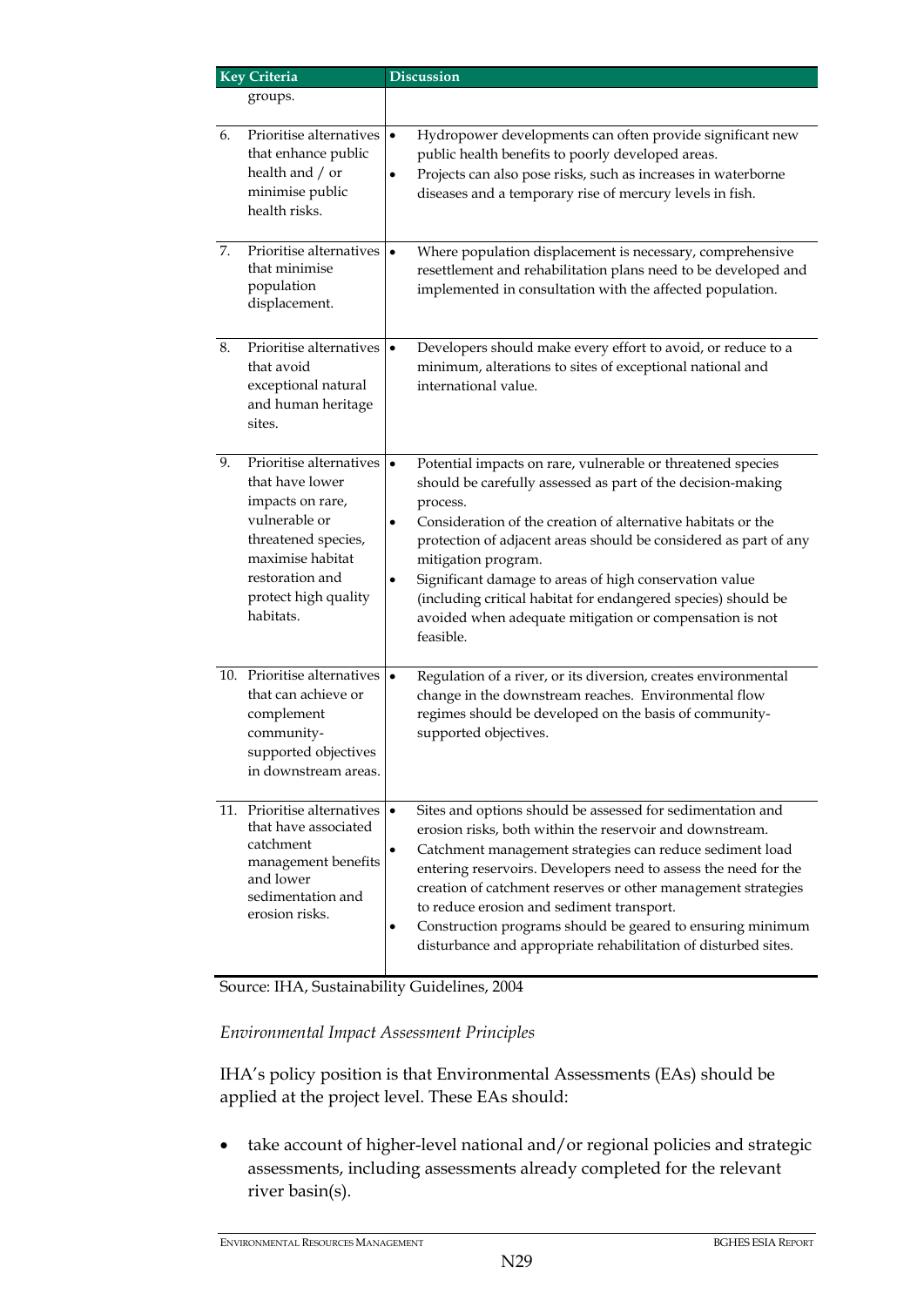| Key Criteria | Discussion |
|---|---|
| groups. | |
| 6. Prioritise alternatives that enhance public health and / or minimise public health risks. | • Hydropower developments can often provide significant new public health benefits to poorly developed areas.<br>• Projects can also pose risks, such as increases in waterborne diseases and a temporary rise of mercury levels in fish. |
| 7. Prioritise alternatives that minimise population displacement. | • Where population displacement is necessary, comprehensive resettlement and rehabilitation plans need to be developed and implemented in consultation with the affected population. |
| 8. Prioritise alternatives that avoid exceptional natural and human heritage sites. | • Developers should make every effort to avoid, or reduce to a minimum, alterations to sites of exceptional national and international value. |
| 9. Prioritise alternatives that have lower impacts on rare, vulnerable or threatened species, maximise habitat restoration and protect high quality habitats. | • Potential impacts on rare, vulnerable or threatened species should be carefully assessed as part of the decision-making process.<br>• Consideration of the creation of alternative habitats or the protection of adjacent areas should be considered as part of any mitigation program.<br>• Significant damage to areas of high conservation value (including critical habitat for endangered species) should be avoided when adequate mitigation or compensation is not feasible. |
| 10. Prioritise alternatives that can achieve or complement community-supported objectives in downstream areas. | • Regulation of a river, or its diversion, creates environmental change in the downstream reaches. Environmental flow regimes should be developed on the basis of community-supported objectives. |
| 11. Prioritise alternatives that have associated catchment management benefits and lower sedimentation and erosion risks. | • Sites and options should be assessed for sedimentation and erosion risks, both within the reservoir and downstream.<br>• Catchment management strategies can reduce sediment load entering reservoirs. Developers need to assess the need for the creation of catchment reserves or other management strategies to reduce erosion and sediment transport.<br>• Construction programs should be geared to ensuring minimum disturbance and appropriate rehabilitation of disturbed sites. |

Source: IHA, Sustainability Guidelines, 2004

*Environmental Impact Assessment Principles*

IHA's policy position is that Environmental Assessments (EAs) should be applied at the project level. These EAs should:

- take account of higher-level national and/or regional policies and strategic assessments, including assessments already completed for the relevant river basin(s).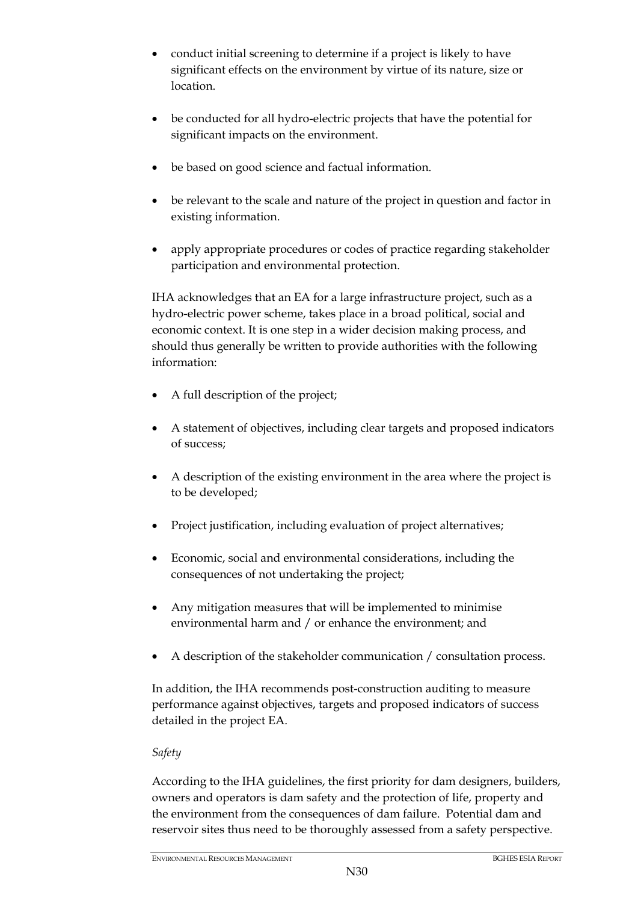- conduct initial screening to determine if a project is likely to have significant effects on the environment by virtue of its nature, size or location.
- be conducted for all hydro-electric projects that have the potential for significant impacts on the environment.
- be based on good science and factual information.
- be relevant to the scale and nature of the project in question and factor in existing information.
- apply appropriate procedures or codes of practice regarding stakeholder participation and environmental protection.

IHA acknowledges that an EA for a large infrastructure project, such as a hydro-electric power scheme, takes place in a broad political, social and economic context. It is one step in a wider decision making process, and should thus generally be written to provide authorities with the following information:

- A full description of the project;
- A statement of objectives, including clear targets and proposed indicators of success;
- A description of the existing environment in the area where the project is to be developed;
- Project justification, including evaluation of project alternatives;
- Economic, social and environmental considerations, including the consequences of not undertaking the project;
- Any mitigation measures that will be implemented to minimise environmental harm and / or enhance the environment; and
- A description of the stakeholder communication / consultation process.

In addition, the IHA recommends post-construction auditing to measure performance against objectives, targets and proposed indicators of success detailed in the project EA.

*Safety*

According to the IHA guidelines, the first priority for dam designers, builders, owners and operators is dam safety and the protection of life, property and the environment from the consequences of dam failure. Potential dam and reservoir sites thus need to be thoroughly assessed from a safety perspective.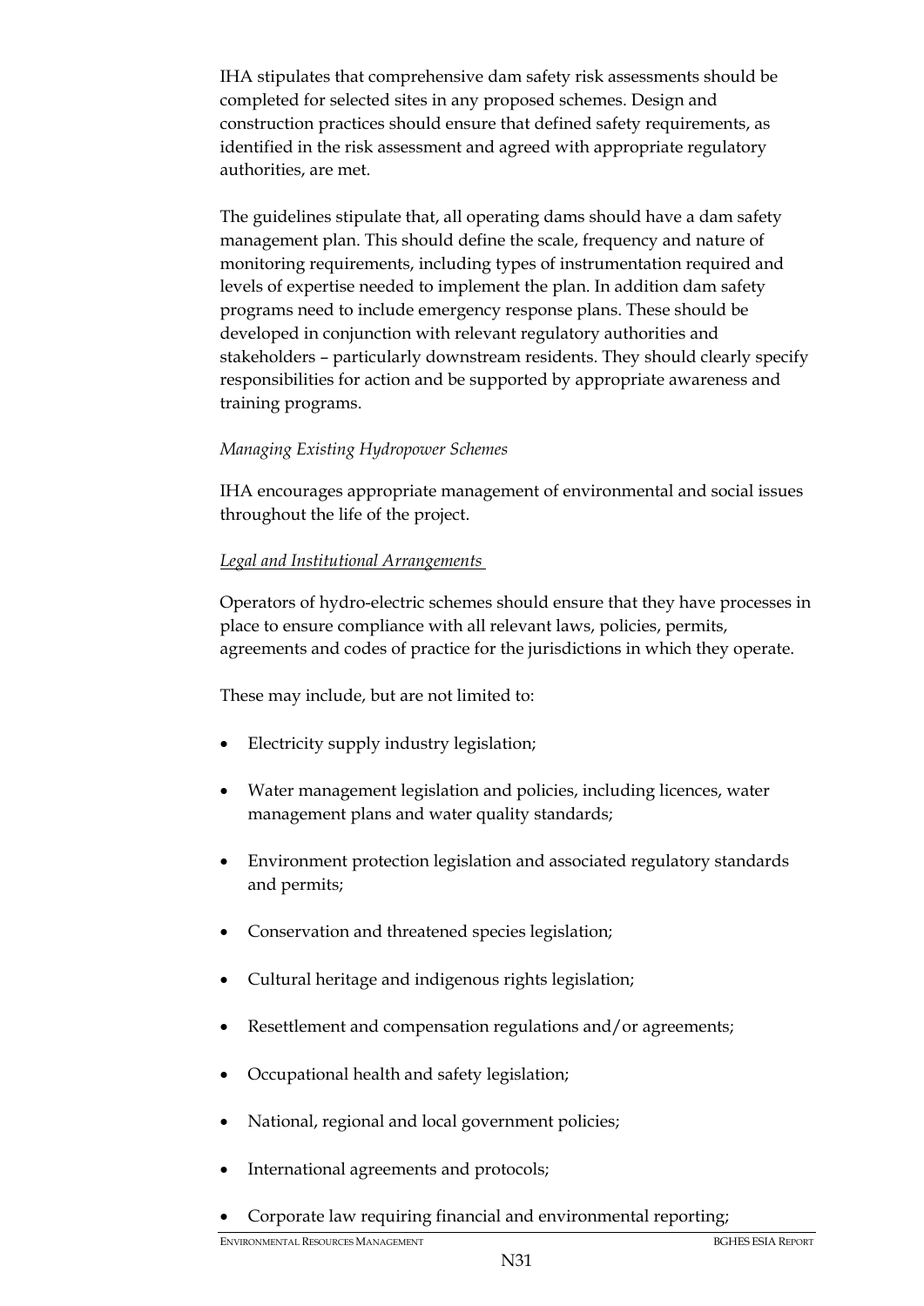IHA stipulates that comprehensive dam safety risk assessments should be completed for selected sites in any proposed schemes. Design and construction practices should ensure that defined safety requirements, as identified in the risk assessment and agreed with appropriate regulatory authorities, are met.

The guidelines stipulate that, all operating dams should have a dam safety management plan. This should define the scale, frequency and nature of monitoring requirements, including types of instrumentation required and levels of expertise needed to implement the plan. In addition dam safety programs need to include emergency response plans. These should be developed in conjunction with relevant regulatory authorities and stakeholders – particularly downstream residents. They should clearly specify responsibilities for action and be supported by appropriate awareness and training programs.

*Managing Existing Hydropower Schemes*

IHA encourages appropriate management of environmental and social issues throughout the life of the project.

*Legal and Institutional Arrangements*

Operators of hydro-electric schemes should ensure that they have processes in place to ensure compliance with all relevant laws, policies, permits, agreements and codes of practice for the jurisdictions in which they operate.

These may include, but are not limited to:

- Electricity supply industry legislation;
- Water management legislation and policies, including licences, water management plans and water quality standards;
- Environment protection legislation and associated regulatory standards and permits;
- Conservation and threatened species legislation;
- Cultural heritage and indigenous rights legislation;
- Resettlement and compensation regulations and/or agreements;
- Occupational health and safety legislation;
- National, regional and local government policies;
- International agreements and protocols;
- Corporate law requiring financial and environmental reporting;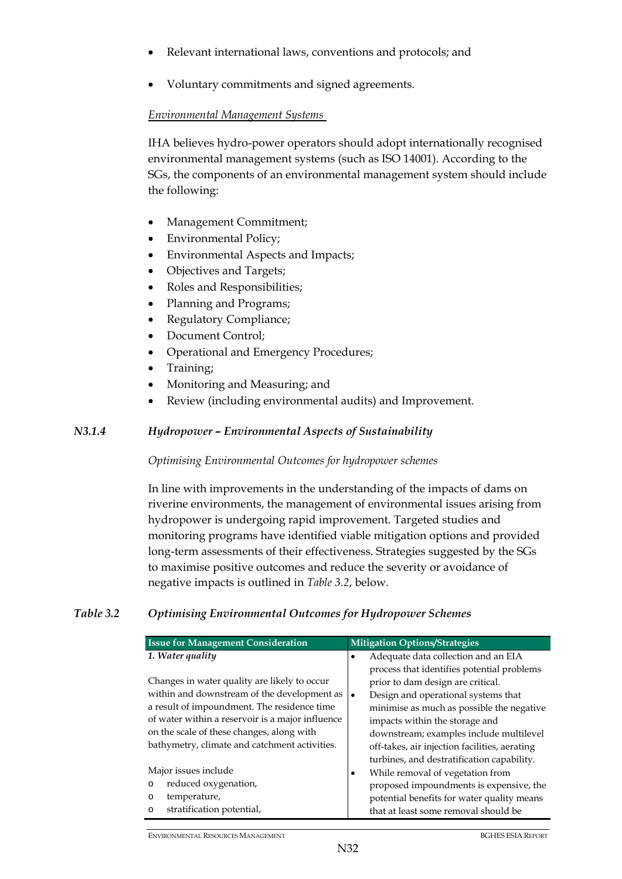- Relevant international laws, conventions and protocols; and
- Voluntary commitments and signed agreements.

*Environmental Management Systems*

IHA believes hydro-power operators should adopt internationally recognised environmental management systems (such as ISO 14001). According to the SGs, the components of an environmental management system should include the following:

- Management Commitment;
- Environmental Policy;
- Environmental Aspects and Impacts;
- Objectives and Targets;
- Roles and Responsibilities;
- Planning and Programs;
- Regulatory Compliance;
- Document Control;
- Operational and Emergency Procedures;
- Training;
- Monitoring and Measuring; and
- Review (including environmental audits) and Improvement.

### N3.1.4 Hydropower – Environmental Aspects of Sustainability

*Optimising Environmental Outcomes for hydropower schemes*

In line with improvements in the understanding of the impacts of dams on riverine environments, the management of environmental issues arising from hydropower is undergoing rapid improvement. Targeted studies and monitoring programs have identified viable mitigation options and provided long-term assessments of their effectiveness. Strategies suggested by the SGs to maximise positive outcomes and reduce the severity or avoidance of negative impacts is outlined in *Table 3.2*, below.

*Table 3.2 Optimising Environmental Outcomes for Hydropower Schemes*

| Issue for Management Consideration | Mitigation Options/Strategies |
|---|---|
| *1. Water quality*<br><br>Changes in water quality are likely to occur within and downstream of the development as a result of impoundment. The residence time of water within a reservoir is a major influence on the scale of these changes, along with bathymetry, climate and catchment activities.<br><br>Major issues include<br>o reduced oxygenation,<br>o temperature,<br>o stratification potential, | • Adequate data collection and an EIA process that identifies potential problems prior to dam design are critical.<br>• Design and operational systems that minimise as much as possible the negative impacts within the storage and downstream; examples include multilevel off-takes, air injection facilities, aerating turbines, and destratification capability.<br>• While removal of vegetation from proposed impoundments is expensive, the potential benefits for water quality means that at least some removal should be |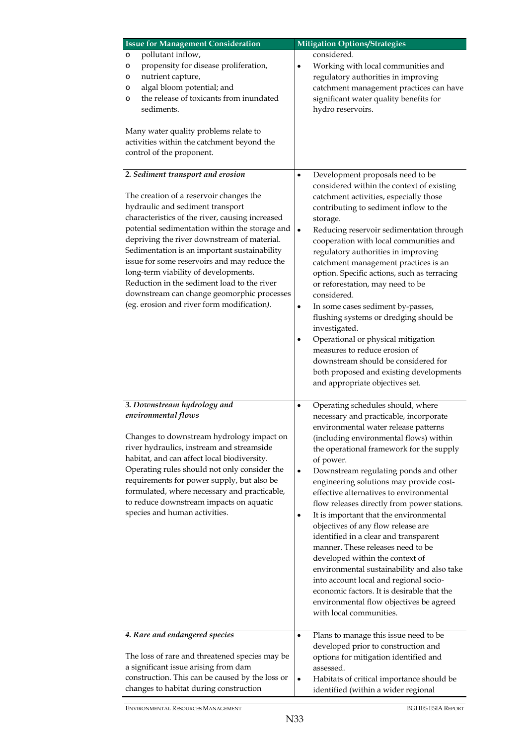| Issue for Management Consideration | Mitigation Options/Strategies |
|---|---|
| o pollutant inflow,<br>o propensity for disease proliferation,<br>o nutrient capture,<br>o algal bloom potential; and<br>o the release of toxicants from inundated sediments.<br><br>Many water quality problems relate to activities within the catchment beyond the control of the proponent. | considered.<br>• Working with local communities and regulatory authorities in improving catchment management practices can have significant water quality benefits for hydro reservoirs. |
| ***2. Sediment transport and erosion***<br><br>The creation of a reservoir changes the hydraulic and sediment transport characteristics of the river, causing increased potential sedimentation within the storage and depriving the river downstream of material. Sedimentation is an important sustainability issue for some reservoirs and may reduce the long-term viability of developments. Reduction in the sediment load to the river downstream can change geomorphic processes (eg. erosion and river form modification). | • Development proposals need to be considered within the context of existing catchment activities, especially those contributing to sediment inflow to the storage.<br>• Reducing reservoir sedimentation through cooperation with local communities and regulatory authorities in improving catchment management practices is an option. Specific actions, such as terracing or reforestation, may need to be considered.<br>• In some cases sediment by-passes, flushing systems or dredging should be investigated.<br>• Operational or physical mitigation measures to reduce erosion of downstream should be considered for both proposed and existing developments and appropriate objectives set. |
| ***3. Downstream hydrology and environmental flows***<br><br>Changes to downstream hydrology impact on river hydraulics, instream and streamside habitat, and can affect local biodiversity. Operating rules should not only consider the requirements for power supply, but also be formulated, where necessary and practicable, to reduce downstream impacts on aquatic species and human activities. | • Operating schedules should, where necessary and practicable, incorporate environmental water release patterns (including environmental flows) within the operational framework for the supply of power.<br>• Downstream regulating ponds and other engineering solutions may provide cost-effective alternatives to environmental flow releases directly from power stations.<br>• It is important that the environmental objectives of any flow release are identified in a clear and transparent manner. These releases need to be developed within the context of environmental sustainability and also take into account local and regional socio-economic factors. It is desirable that the environmental flow objectives be agreed with local communities. |
| ***4. Rare and endangered species***<br><br>The loss of rare and threatened species may be a significant issue arising from dam construction. This can be caused by the loss or changes to habitat during construction | • Plans to manage this issue need to be developed prior to construction and options for mitigation identified and assessed.<br>• Habitats of critical importance should be identified (within a wider regional |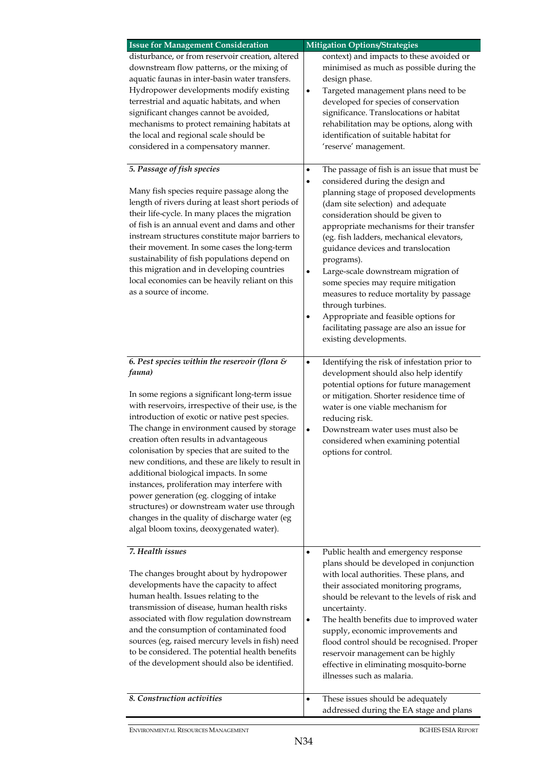| Issue for Management Consideration | Mitigation Options/Strategies |
|---|---|
| disturbance, or from reservoir creation, altered downstream flow patterns, or the mixing of aquatic faunas in inter-basin water transfers. Hydropower developments modify existing terrestrial and aquatic habitats, and when significant changes cannot be avoided, mechanisms to protect remaining habitats at the local and regional scale should be considered in a compensatory manner. | context) and impacts to these avoided or minimised as much as possible during the design phase. <br>• Targeted management plans need to be developed for species of conservation significance. Translocations or habitat rehabilitation may be options, along with identification of suitable habitat for 'reserve' management. |
| ***5. Passage of fish species*** <br><br> Many fish species require passage along the length of rivers during at least short periods of their life-cycle. In many places the migration of fish is an annual event and dams and other instream structures constitute major barriers to their movement. In some cases the long-term sustainability of fish populations depend on this migration and in developing countries local economies can be heavily reliant on this as a source of income. | • The passage of fish is an issue that must be <br>• considered during the design and planning stage of proposed developments (dam site selection) and adequate consideration should be given to appropriate mechanisms for their transfer (eg. fish ladders, mechanical elevators, guidance devices and translocation programs). <br>• Large-scale downstream migration of some species may require mitigation measures to reduce mortality by passage through turbines. <br>• Appropriate and feasible options for facilitating passage are also an issue for existing developments. |
| ***6. Pest species within the reservoir (flora & fauna)*** <br><br> In some regions a significant long-term issue with reservoirs, irrespective of their use, is the introduction of exotic or native pest species. The change in environment caused by storage creation often results in advantageous colonisation by species that are suited to the new conditions, and these are likely to result in additional biological impacts. In some instances, proliferation may interfere with power generation (eg. clogging of intake structures) or downstream water use through changes in the quality of discharge water (eg algal bloom toxins, deoxygenated water). | • Identifying the risk of infestation prior to development should also help identify potential options for future management or mitigation. Shorter residence time of water is one viable mechanism for reducing risk. <br>• Downstream water uses must also be considered when examining potential options for control. |
| ***7. Health issues*** <br><br> The changes brought about by hydropower developments have the capacity to affect human health. Issues relating to the transmission of disease, human health risks associated with flow regulation downstream and the consumption of contaminated food sources (eg, raised mercury levels in fish) need to be considered. The potential health benefits of the development should also be identified. | • Public health and emergency response plans should be developed in conjunction with local authorities. These plans, and their associated monitoring programs, should be relevant to the levels of risk and uncertainty. <br>• The health benefits due to improved water supply, economic improvements and flood control should be recognised. Proper reservoir management can be highly effective in eliminating mosquito-borne illnesses such as malaria. |
| ***8. Construction activities*** | • These issues should be adequately addressed during the EA stage and plans |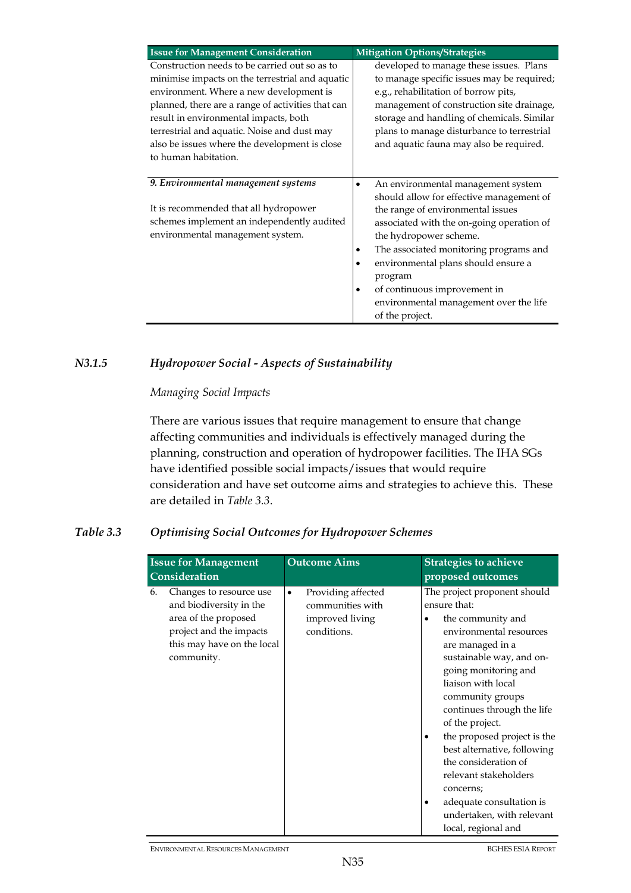| Issue for Management Consideration | Mitigation Options/Strategies |
|---|---|
| Construction needs to be carried out so as to minimise impacts on the terrestrial and aquatic environment. Where a new development is planned, there are a range of activities that can result in environmental impacts, both terrestrial and aquatic. Noise and dust may also be issues where the development is close to human habitation. | developed to manage these issues. Plans to manage specific issues may be required; e.g., rehabilitation of borrow pits, management of construction site drainage, storage and handling of chemicals. Similar plans to manage disturbance to terrestrial and aquatic fauna may also be required. |
| ***9. Environmental management systems***<br><br>It is recommended that all hydropower schemes implement an independently audited environmental management system. | • An environmental management system should allow for effective management of the range of environmental issues associated with the on-going operation of the hydropower scheme.<br>• The associated monitoring programs and<br>• environmental plans should ensure a program<br>• of continuous improvement in environmental management over the life of the project. |

### *N3.1.5 Hydropower Social - Aspects of Sustainability*

*Managing Social Impacts*

There are various issues that require management to ensure that change affecting communities and individuals is effectively managed during the planning, construction and operation of hydropower facilities. The IHA SGs have identified possible social impacts/issues that would require consideration and have set outcome aims and strategies to achieve this. These are detailed in *Table 3.3*.

***Table 3.3 Optimising Social Outcomes for Hydropower Schemes***

| Issue for Management Consideration | Outcome Aims | Strategies to achieve proposed outcomes |
|---|---|---|
| 6. Changes to resource use and biodiversity in the area of the proposed project and the impacts this may have on the local community. | • Providing affected communities with improved living conditions. | The project proponent should ensure that:<br>• the community and environmental resources are managed in a sustainable way, and on-going monitoring and liaison with local community groups continues through the life of the project.<br>• the proposed project is the best alternative, following the consideration of relevant stakeholders concerns;<br>• adequate consultation is undertaken, with relevant local, regional and |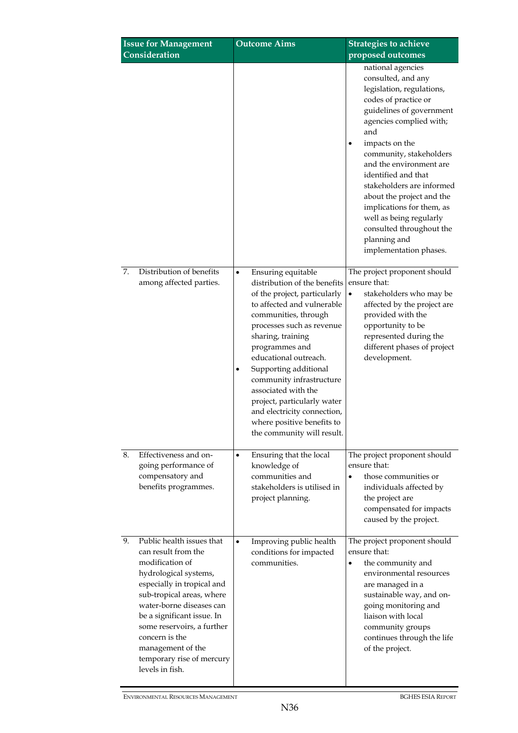| Issue for Management Consideration | Outcome Aims | Strategies to achieve proposed outcomes |
|---|---|---|
| | | national agencies consulted, and any legislation, regulations, codes of practice or guidelines of government agencies complied with; and<br>• impacts on the community, stakeholders and the environment are identified and that stakeholders are informed about the project and the implications for them, as well as being regularly consulted throughout the planning and implementation phases. |
| 7. Distribution of benefits among affected parties. | • Ensuring equitable distribution of the benefits of the project, particularly to affected and vulnerable communities, through processes such as revenue sharing, training programmes and educational outreach.<br>• Supporting additional community infrastructure associated with the project, particularly water and electricity connection, where positive benefits to the community will result. | The project proponent should ensure that:<br>• stakeholders who may be affected by the project are provided with the opportunity to be represented during the different phases of project development. |
| 8. Effectiveness and on-going performance of compensatory and benefits programmes. | • Ensuring that the local knowledge of communities and stakeholders is utilised in project planning. | The project proponent should ensure that:<br>• those communities or individuals affected by the project are compensated for impacts caused by the project. |
| 9. Public health issues that can result from the modification of hydrological systems, especially in tropical and sub-tropical areas, where water-borne diseases can be a significant issue. In some reservoirs, a further concern is the management of the temporary rise of mercury levels in fish. | • Improving public health conditions for impacted communities. | The project proponent should ensure that:<br>• the community and environmental resources are managed in a sustainable way, and on-going monitoring and liaison with local community groups continues through the life of the project. |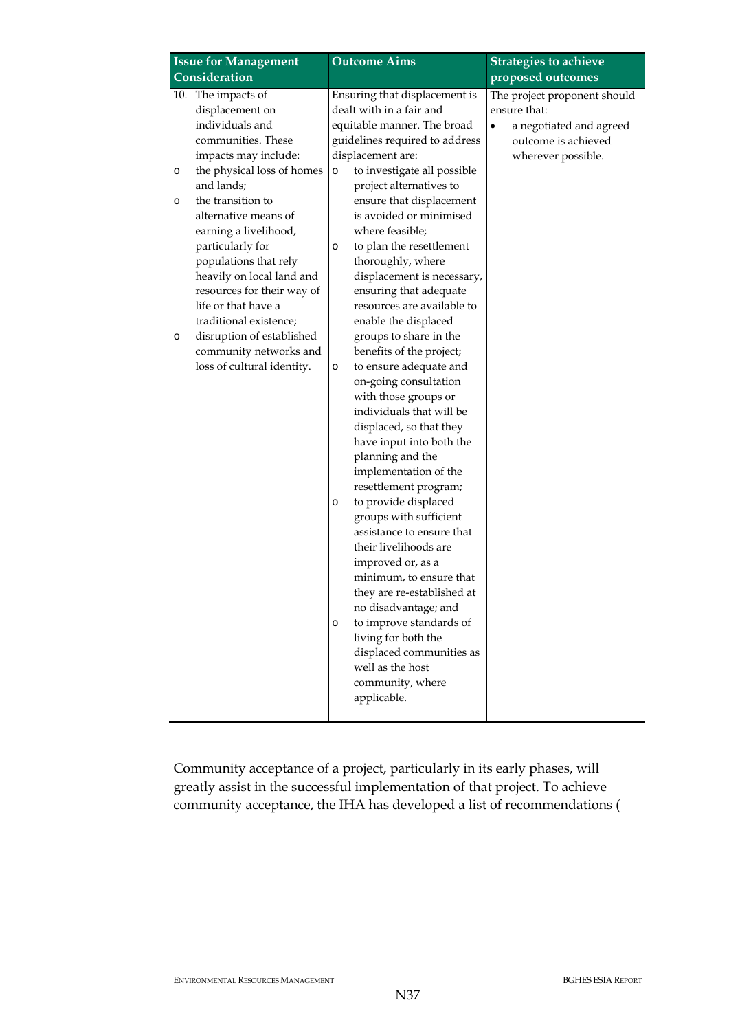| Issue for Management Consideration | Outcome Aims | Strategies to achieve proposed outcomes |
|---|---|---|
| 10. The impacts of displacement on individuals and communities. These impacts may include:<br>o the physical loss of homes and lands;<br>o the transition to alternative means of earning a livelihood, particularly for populations that rely heavily on local land and resources for their way of life or that have a traditional existence;<br>o disruption of established community networks and loss of cultural identity. | Ensuring that displacement is dealt with in a fair and equitable manner. The broad guidelines required to address displacement are:<br>o to investigate all possible project alternatives to ensure that displacement is avoided or minimised where feasible;<br>o to plan the resettlement thoroughly, where displacement is necessary, ensuring that adequate resources are available to enable the displaced groups to share in the benefits of the project;<br>o to ensure adequate and on-going consultation with those groups or individuals that will be displaced, so that they have input into both the planning and the implementation of the resettlement program;<br>o to provide displaced groups with sufficient assistance to ensure that their livelihoods are improved or, as a minimum, to ensure that they are re-established at no disadvantage; and<br>o to improve standards of living for both the displaced communities as well as the host community, where applicable. | The project proponent should ensure that:<br>• a negotiated and agreed outcome is achieved wherever possible. |

Community acceptance of a project, particularly in its early phases, will greatly assist in the successful implementation of that project. To achieve community acceptance, the IHA has developed a list of recommendations (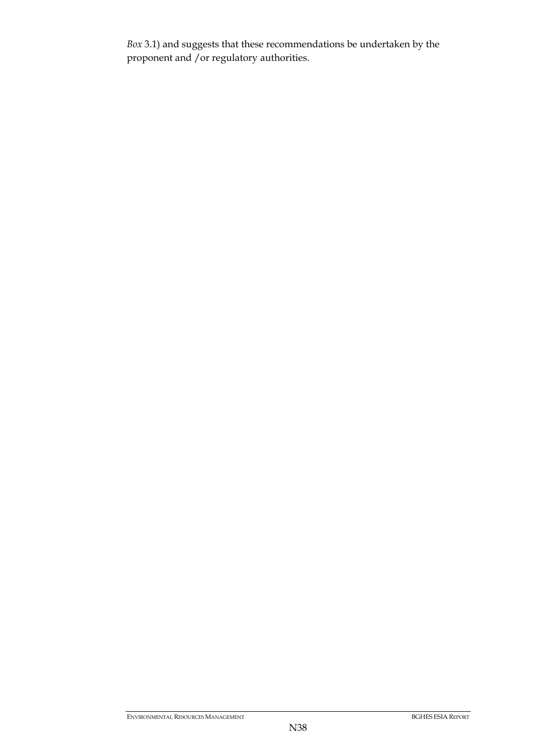*Box* 3.1) and suggests that these recommendations be undertaken by the proponent and /or regulatory authorities.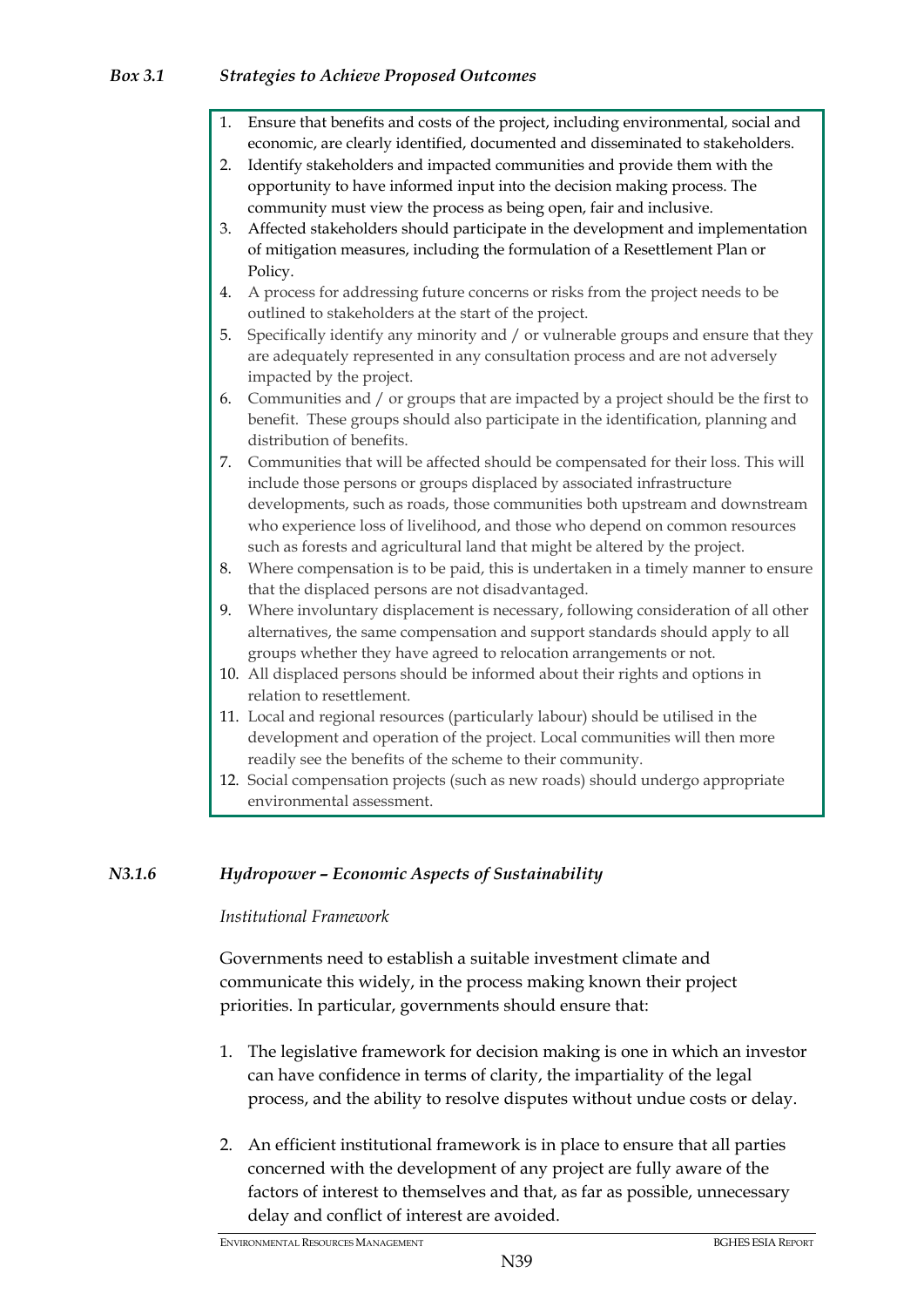### *Box 3.1 Strategies to Achieve Proposed Outcomes*

1. Ensure that benefits and costs of the project, including environmental, social and economic, are clearly identified, documented and disseminated to stakeholders.
2. Identify stakeholders and impacted communities and provide them with the opportunity to have informed input into the decision making process. The community must view the process as being open, fair and inclusive.
3. Affected stakeholders should participate in the development and implementation of mitigation measures, including the formulation of a Resettlement Plan or Policy.
4. A process for addressing future concerns or risks from the project needs to be outlined to stakeholders at the start of the project.
5. Specifically identify any minority and / or vulnerable groups and ensure that they are adequately represented in any consultation process and are not adversely impacted by the project.
6. Communities and / or groups that are impacted by a project should be the first to benefit. These groups should also participate in the identification, planning and distribution of benefits.
7. Communities that will be affected should be compensated for their loss. This will include those persons or groups displaced by associated infrastructure developments, such as roads, those communities both upstream and downstream who experience loss of livelihood, and those who depend on common resources such as forests and agricultural land that might be altered by the project.
8. Where compensation is to be paid, this is undertaken in a timely manner to ensure that the displaced persons are not disadvantaged.
9. Where involuntary displacement is necessary, following consideration of all other alternatives, the same compensation and support standards should apply to all groups whether they have agreed to relocation arrangements or not.
10. All displaced persons should be informed about their rights and options in relation to resettlement.
11. Local and regional resources (particularly labour) should be utilised in the development and operation of the project. Local communities will then more readily see the benefits of the scheme to their community.
12. Social compensation projects (such as new roads) should undergo appropriate environmental assessment.

### *N3.1.6 Hydropower – Economic Aspects of Sustainability*

*Institutional Framework*

Governments need to establish a suitable investment climate and communicate this widely, in the process making known their project priorities. In particular, governments should ensure that:

1. The legislative framework for decision making is one in which an investor can have confidence in terms of clarity, the impartiality of the legal process, and the ability to resolve disputes without undue costs or delay.
2. An efficient institutional framework is in place to ensure that all parties concerned with the development of any project are fully aware of the factors of interest to themselves and that, as far as possible, unnecessary delay and conflict of interest are avoided.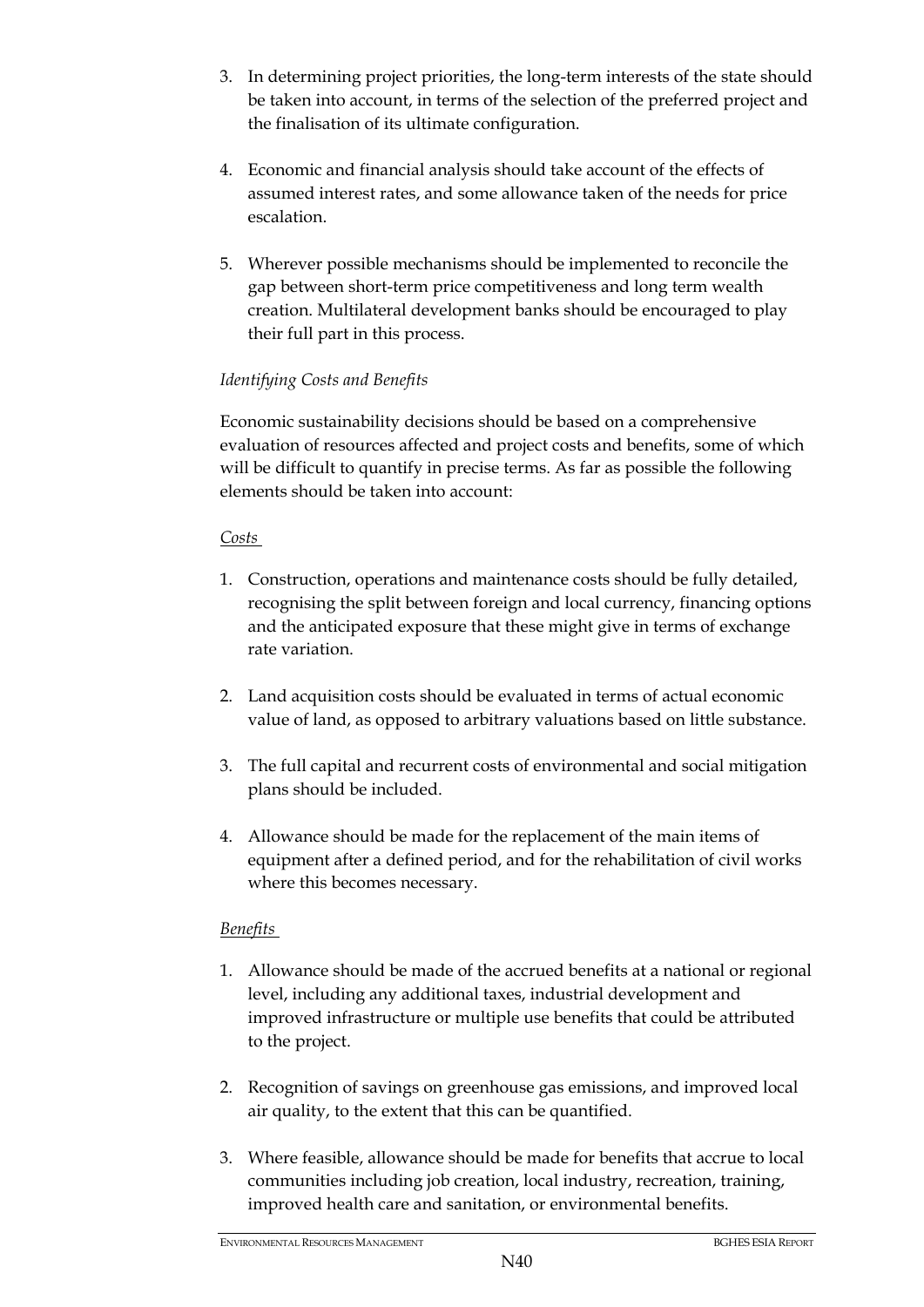3. In determining project priorities, the long-term interests of the state should be taken into account, in terms of the selection of the preferred project and the finalisation of its ultimate configuration.

4. Economic and financial analysis should take account of the effects of assumed interest rates, and some allowance taken of the needs for price escalation.

5. Wherever possible mechanisms should be implemented to reconcile the gap between short-term price competitiveness and long term wealth creation. Multilateral development banks should be encouraged to play their full part in this process.

*Identifying Costs and Benefits*

Economic sustainability decisions should be based on a comprehensive evaluation of resources affected and project costs and benefits, some of which will be difficult to quantify in precise terms. As far as possible the following elements should be taken into account:

*Costs*

1. Construction, operations and maintenance costs should be fully detailed, recognising the split between foreign and local currency, financing options and the anticipated exposure that these might give in terms of exchange rate variation.

2. Land acquisition costs should be evaluated in terms of actual economic value of land, as opposed to arbitrary valuations based on little substance.

3. The full capital and recurrent costs of environmental and social mitigation plans should be included.

4. Allowance should be made for the replacement of the main items of equipment after a defined period, and for the rehabilitation of civil works where this becomes necessary.

*Benefits*

1. Allowance should be made of the accrued benefits at a national or regional level, including any additional taxes, industrial development and improved infrastructure or multiple use benefits that could be attributed to the project.

2. Recognition of savings on greenhouse gas emissions, and improved local air quality, to the extent that this can be quantified.

3. Where feasible, allowance should be made for benefits that accrue to local communities including job creation, local industry, recreation, training, improved health care and sanitation, or environmental benefits.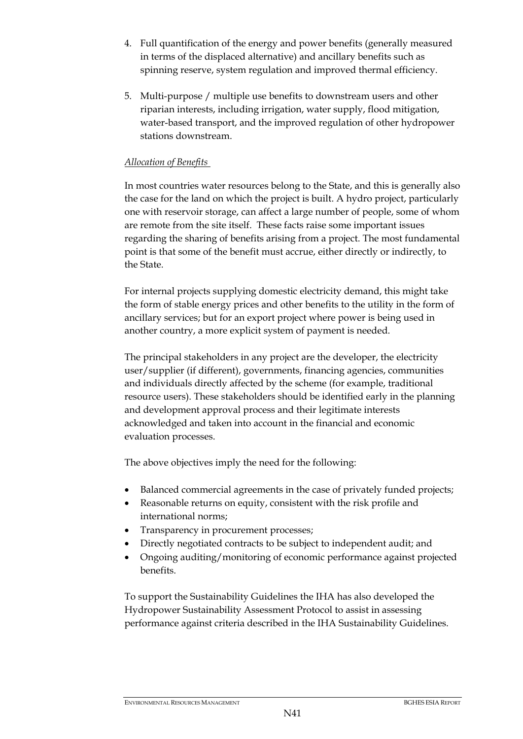4. Full quantification of the energy and power benefits (generally measured in terms of the displaced alternative) and ancillary benefits such as spinning reserve, system regulation and improved thermal efficiency.

5. Multi-purpose / multiple use benefits to downstream users and other riparian interests, including irrigation, water supply, flood mitigation, water-based transport, and the improved regulation of other hydropower stations downstream.

*Allocation of Benefits*

In most countries water resources belong to the State, and this is generally also the case for the land on which the project is built. A hydro project, particularly one with reservoir storage, can affect a large number of people, some of whom are remote from the site itself. These facts raise some important issues regarding the sharing of benefits arising from a project. The most fundamental point is that some of the benefit must accrue, either directly or indirectly, to the State.

For internal projects supplying domestic electricity demand, this might take the form of stable energy prices and other benefits to the utility in the form of ancillary services; but for an export project where power is being used in another country, a more explicit system of payment is needed.

The principal stakeholders in any project are the developer, the electricity user/supplier (if different), governments, financing agencies, communities and individuals directly affected by the scheme (for example, traditional resource users). These stakeholders should be identified early in the planning and development approval process and their legitimate interests acknowledged and taken into account in the financial and economic evaluation processes.

The above objectives imply the need for the following:

- Balanced commercial agreements in the case of privately funded projects;
- Reasonable returns on equity, consistent with the risk profile and international norms;
- Transparency in procurement processes;
- Directly negotiated contracts to be subject to independent audit; and
- Ongoing auditing/monitoring of economic performance against projected benefits.

To support the Sustainability Guidelines the IHA has also developed the Hydropower Sustainability Assessment Protocol to assist in assessing performance against criteria described in the IHA Sustainability Guidelines.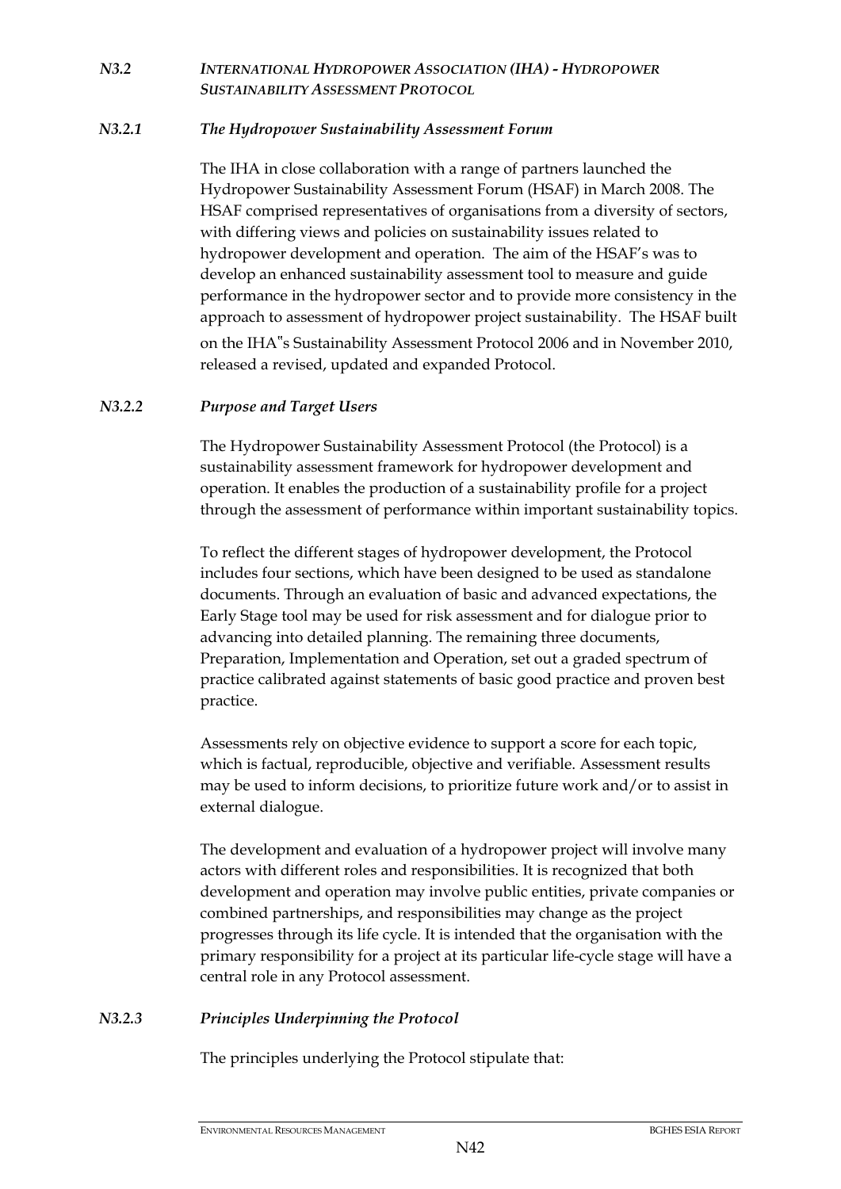## *N3.2 INTERNATIONAL HYDROPOWER ASSOCIATION (IHA) - HYDROPOWER SUSTAINABILITY ASSESSMENT PROTOCOL*

### *N3.2.1 The Hydropower Sustainability Assessment Forum*

The IHA in close collaboration with a range of partners launched the Hydropower Sustainability Assessment Forum (HSAF) in March 2008. The HSAF comprised representatives of organisations from a diversity of sectors, with differing views and policies on sustainability issues related to hydropower development and operation. The aim of the HSAF's was to develop an enhanced sustainability assessment tool to measure and guide performance in the hydropower sector and to provide more consistency in the approach to assessment of hydropower project sustainability. The HSAF built on the IHA"s Sustainability Assessment Protocol 2006 and in November 2010, released a revised, updated and expanded Protocol.

### *N3.2.2 Purpose and Target Users*

The Hydropower Sustainability Assessment Protocol (the Protocol) is a sustainability assessment framework for hydropower development and operation. It enables the production of a sustainability profile for a project through the assessment of performance within important sustainability topics.

To reflect the different stages of hydropower development, the Protocol includes four sections, which have been designed to be used as standalone documents. Through an evaluation of basic and advanced expectations, the Early Stage tool may be used for risk assessment and for dialogue prior to advancing into detailed planning. The remaining three documents, Preparation, Implementation and Operation, set out a graded spectrum of practice calibrated against statements of basic good practice and proven best practice.

Assessments rely on objective evidence to support a score for each topic, which is factual, reproducible, objective and verifiable. Assessment results may be used to inform decisions, to prioritize future work and/or to assist in external dialogue.

The development and evaluation of a hydropower project will involve many actors with different roles and responsibilities. It is recognized that both development and operation may involve public entities, private companies or combined partnerships, and responsibilities may change as the project progresses through its life cycle. It is intended that the organisation with the primary responsibility for a project at its particular life-cycle stage will have a central role in any Protocol assessment.

### *N3.2.3 Principles Underpinning the Protocol*

The principles underlying the Protocol stipulate that: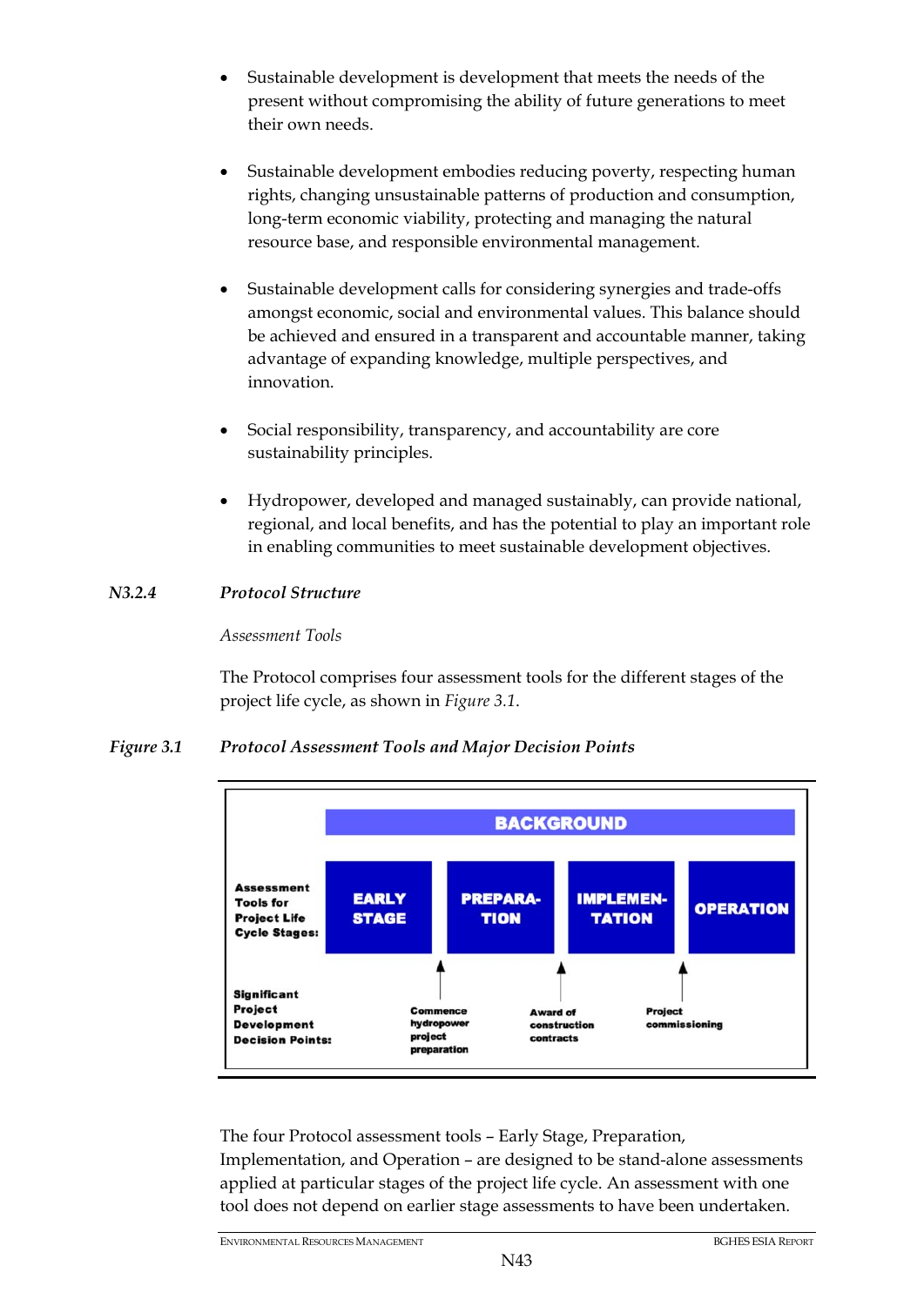- Sustainable development is development that meets the needs of the present without compromising the ability of future generations to meet their own needs.

- Sustainable development embodies reducing poverty, respecting human rights, changing unsustainable patterns of production and consumption, long-term economic viability, protecting and managing the natural resource base, and responsible environmental management.

- Sustainable development calls for considering synergies and trade-offs amongst economic, social and environmental values. This balance should be achieved and ensured in a transparent and accountable manner, taking advantage of expanding knowledge, multiple perspectives, and innovation.

- Social responsibility, transparency, and accountability are core sustainability principles.

- Hydropower, developed and managed sustainably, can provide national, regional, and local benefits, and has the potential to play an important role in enabling communities to meet sustainable development objectives.

### *N3.2.4 Protocol Structure*

*Assessment Tools*

The Protocol comprises four assessment tools for the different stages of the project life cycle, as shown in *Figure 3.1*.

*Figure 3.1 Protocol Assessment Tools and Major Decision Points*

| BACKGROUND | | | | |
|---|---|---|---|---|
| **Assessment Tools for Project Life Cycle Stages:** | EARLY STAGE | PREPARA-TION | IMPLEMEN-TATION | OPERATION |
| **Significant Project Development Decision Points:** | Commence hydropower project preparation | Award of construction contracts | Project commissioning | |

The four Protocol assessment tools – Early Stage, Preparation, Implementation, and Operation – are designed to be stand-alone assessments applied at particular stages of the project life cycle. An assessment with one tool does not depend on earlier stage assessments to have been undertaken.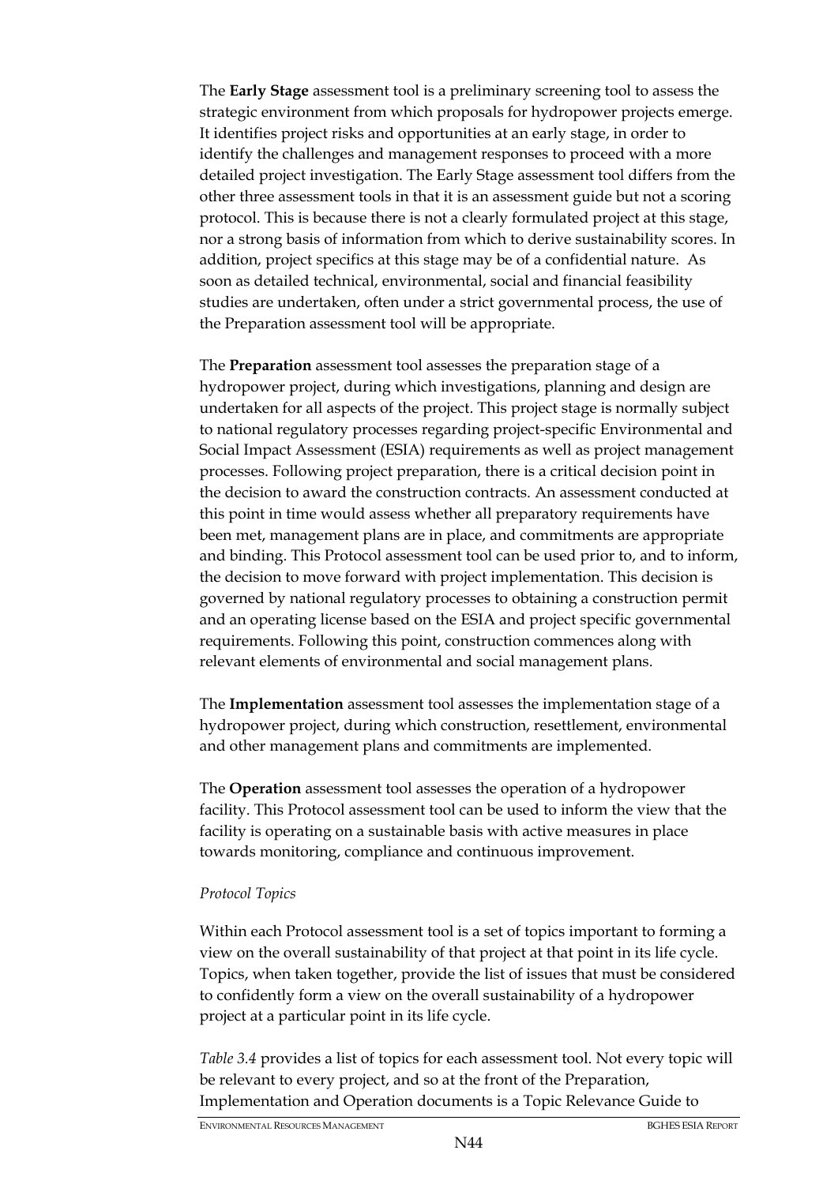The **Early Stage** assessment tool is a preliminary screening tool to assess the strategic environment from which proposals for hydropower projects emerge. It identifies project risks and opportunities at an early stage, in order to identify the challenges and management responses to proceed with a more detailed project investigation. The Early Stage assessment tool differs from the other three assessment tools in that it is an assessment guide but not a scoring protocol. This is because there is not a clearly formulated project at this stage, nor a strong basis of information from which to derive sustainability scores. In addition, project specifics at this stage may be of a confidential nature. As soon as detailed technical, environmental, social and financial feasibility studies are undertaken, often under a strict governmental process, the use of the Preparation assessment tool will be appropriate.

The **Preparation** assessment tool assesses the preparation stage of a hydropower project, during which investigations, planning and design are undertaken for all aspects of the project. This project stage is normally subject to national regulatory processes regarding project-specific Environmental and Social Impact Assessment (ESIA) requirements as well as project management processes. Following project preparation, there is a critical decision point in the decision to award the construction contracts. An assessment conducted at this point in time would assess whether all preparatory requirements have been met, management plans are in place, and commitments are appropriate and binding. This Protocol assessment tool can be used prior to, and to inform, the decision to move forward with project implementation. This decision is governed by national regulatory processes to obtaining a construction permit and an operating license based on the ESIA and project specific governmental requirements. Following this point, construction commences along with relevant elements of environmental and social management plans.

The **Implementation** assessment tool assesses the implementation stage of a hydropower project, during which construction, resettlement, environmental and other management plans and commitments are implemented.

The **Operation** assessment tool assesses the operation of a hydropower facility. This Protocol assessment tool can be used to inform the view that the facility is operating on a sustainable basis with active measures in place towards monitoring, compliance and continuous improvement.

*Protocol Topics*

Within each Protocol assessment tool is a set of topics important to forming a view on the overall sustainability of that project at that point in its life cycle. Topics, when taken together, provide the list of issues that must be considered to confidently form a view on the overall sustainability of a hydropower project at a particular point in its life cycle.

*Table 3.4* provides a list of topics for each assessment tool. Not every topic will be relevant to every project, and so at the front of the Preparation, Implementation and Operation documents is a Topic Relevance Guide to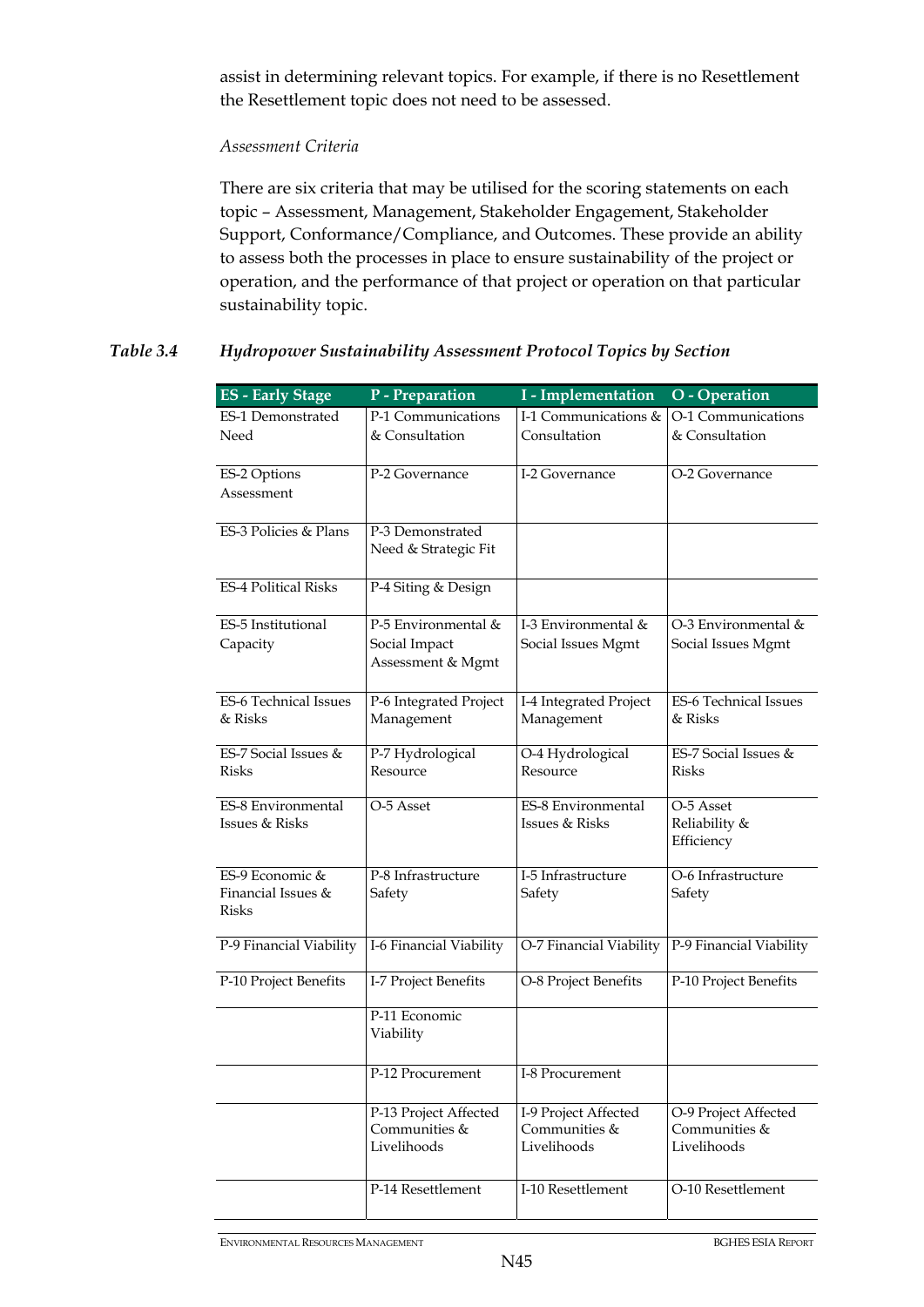assist in determining relevant topics. For example, if there is no Resettlement the Resettlement topic does not need to be assessed.

*Assessment Criteria*

There are six criteria that may be utilised for the scoring statements on each topic – Assessment, Management, Stakeholder Engagement, Stakeholder Support, Conformance/Compliance, and Outcomes. These provide an ability to assess both the processes in place to ensure sustainability of the project or operation, and the performance of that project or operation on that particular sustainability topic.

***Table 3.4 Hydropower Sustainability Assessment Protocol Topics by Section***

| ES - Early Stage | P - Preparation | I - Implementation | O - Operation |
|---|---|---|---|
| ES-1 Demonstrated Need | P-1 Communications & Consultation | I-1 Communications & Consultation | O-1 Communications & Consultation |
| ES-2 Options Assessment | P-2 Governance | I-2 Governance | O-2 Governance |
| ES-3 Policies & Plans | P-3 Demonstrated Need & Strategic Fit | | |
| ES-4 Political Risks | P-4 Siting & Design | | |
| ES-5 Institutional Capacity | P-5 Environmental & Social Impact Assessment & Mgmt | I-3 Environmental & Social Issues Mgmt | O-3 Environmental & Social Issues Mgmt |
| ES-6 Technical Issues & Risks | P-6 Integrated Project Management | I-4 Integrated Project Management | ES-6 Technical Issues & Risks |
| ES-7 Social Issues & Risks | P-7 Hydrological Resource | O-4 Hydrological Resource | ES-7 Social Issues & Risks |
| ES-8 Environmental Issues & Risks | O-5 Asset | ES-8 Environmental Issues & Risks | O-5 Asset Reliability & Efficiency |
| ES-9 Economic & Financial Issues & Risks | P-8 Infrastructure Safety | I-5 Infrastructure Safety | O-6 Infrastructure Safety |
| P-9 Financial Viability | I-6 Financial Viability | O-7 Financial Viability | P-9 Financial Viability |
| P-10 Project Benefits | I-7 Project Benefits | O-8 Project Benefits | P-10 Project Benefits |
| | P-11 Economic Viability | | |
| | P-12 Procurement | I-8 Procurement | |
| | P-13 Project Affected Communities & Livelihoods | I-9 Project Affected Communities & Livelihoods | O-9 Project Affected Communities & Livelihoods |
| | P-14 Resettlement | I-10 Resettlement | O-10 Resettlement |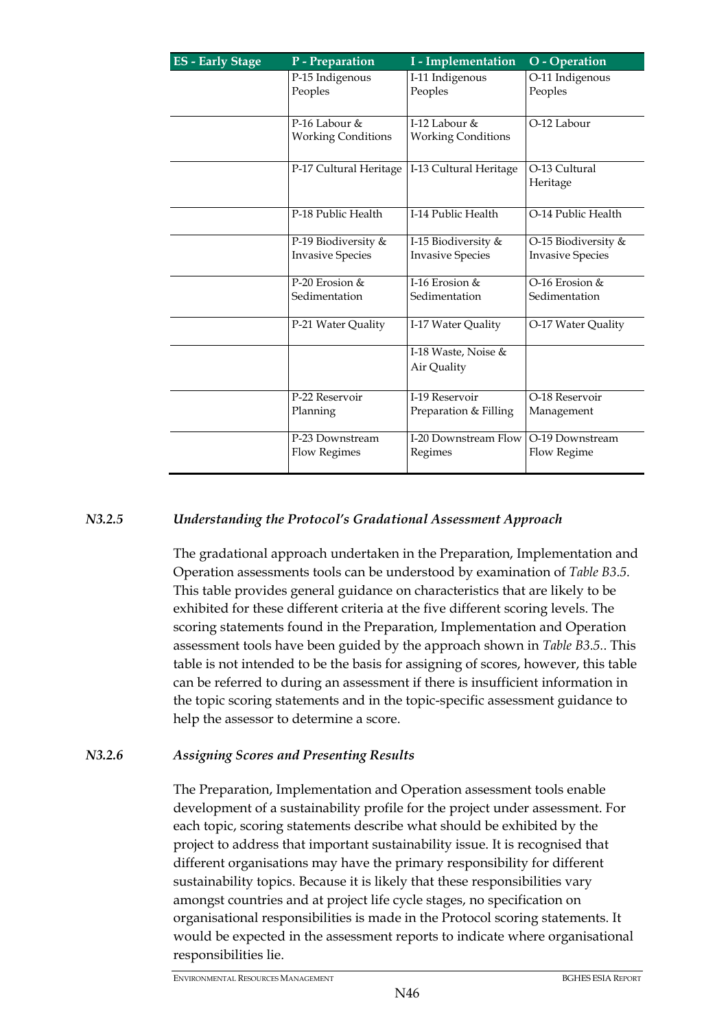| ES - Early Stage | P - Preparation | I - Implementation | O - Operation |
|---|---|---|---|
| | P-15 Indigenous Peoples | I-11 Indigenous Peoples | O-11 Indigenous Peoples |
| | P-16 Labour & Working Conditions | I-12 Labour & Working Conditions | O-12 Labour |
| | P-17 Cultural Heritage | I-13 Cultural Heritage | O-13 Cultural Heritage |
| | P-18 Public Health | I-14 Public Health | O-14 Public Health |
| | P-19 Biodiversity & Invasive Species | I-15 Biodiversity & Invasive Species | O-15 Biodiversity & Invasive Species |
| | P-20 Erosion & Sedimentation | I-16 Erosion & Sedimentation | O-16 Erosion & Sedimentation |
| | P-21 Water Quality | I-17 Water Quality | O-17 Water Quality |
| | | I-18 Waste, Noise & Air Quality | |
| | P-22 Reservoir Planning | I-19 Reservoir Preparation & Filling | O-18 Reservoir Management |
| | P-23 Downstream Flow Regimes | I-20 Downstream Flow Regimes | O-19 Downstream Flow Regime |

### N3.2.5 *Understanding the Protocol's Gradational Assessment Approach*

The gradational approach undertaken in the Preparation, Implementation and Operation assessments tools can be understood by examination of *Table B3.5.* This table provides general guidance on characteristics that are likely to be exhibited for these different criteria at the five different scoring levels. The scoring statements found in the Preparation, Implementation and Operation assessment tools have been guided by the approach shown in *Table B3.5.*. This table is not intended to be the basis for assigning of scores, however, this table can be referred to during an assessment if there is insufficient information in the topic scoring statements and in the topic-specific assessment guidance to help the assessor to determine a score.

### N3.2.6 *Assigning Scores and Presenting Results*

The Preparation, Implementation and Operation assessment tools enable development of a sustainability profile for the project under assessment. For each topic, scoring statements describe what should be exhibited by the project to address that important sustainability issue. It is recognised that different organisations may have the primary responsibility for different sustainability topics. Because it is likely that these responsibilities vary amongst countries and at project life cycle stages, no specification on organisational responsibilities is made in the Protocol scoring statements. It would be expected in the assessment reports to indicate where organisational responsibilities lie.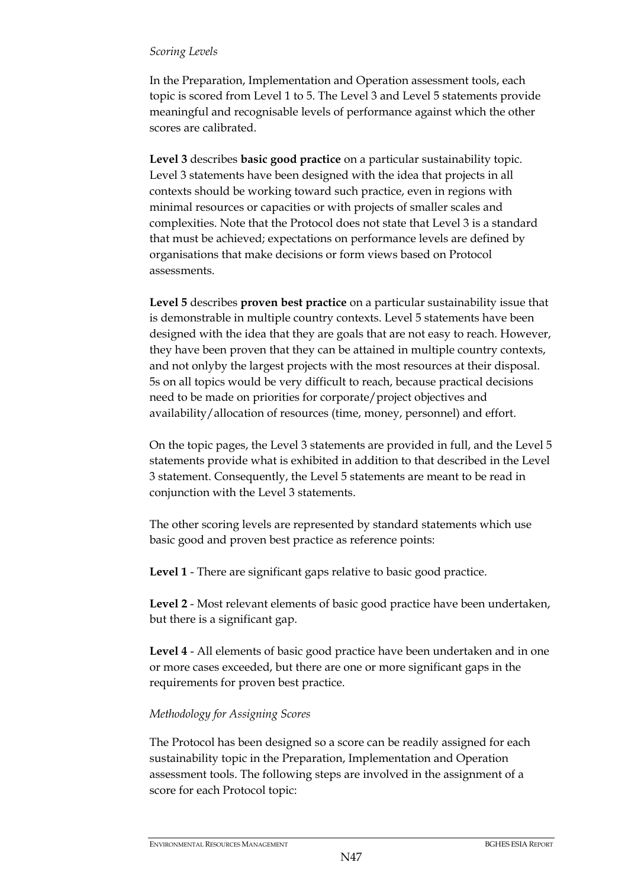*Scoring Levels*

In the Preparation, Implementation and Operation assessment tools, each topic is scored from Level 1 to 5. The Level 3 and Level 5 statements provide meaningful and recognisable levels of performance against which the other scores are calibrated.

**Level 3** describes **basic good practice** on a particular sustainability topic. Level 3 statements have been designed with the idea that projects in all contexts should be working toward such practice, even in regions with minimal resources or capacities or with projects of smaller scales and complexities. Note that the Protocol does not state that Level 3 is a standard that must be achieved; expectations on performance levels are defined by organisations that make decisions or form views based on Protocol assessments.

**Level 5** describes **proven best practice** on a particular sustainability issue that is demonstrable in multiple country contexts. Level 5 statements have been designed with the idea that they are goals that are not easy to reach. However, they have been proven that they can be attained in multiple country contexts, and not onlyby the largest projects with the most resources at their disposal. 5s on all topics would be very difficult to reach, because practical decisions need to be made on priorities for corporate/project objectives and availability/allocation of resources (time, money, personnel) and effort.

On the topic pages, the Level 3 statements are provided in full, and the Level 5 statements provide what is exhibited in addition to that described in the Level 3 statement. Consequently, the Level 5 statements are meant to be read in conjunction with the Level 3 statements.

The other scoring levels are represented by standard statements which use basic good and proven best practice as reference points:

**Level 1** - There are significant gaps relative to basic good practice.

**Level 2** - Most relevant elements of basic good practice have been undertaken, but there is a significant gap.

**Level 4** - All elements of basic good practice have been undertaken and in one or more cases exceeded, but there are one or more significant gaps in the requirements for proven best practice.

*Methodology for Assigning Scores*

The Protocol has been designed so a score can be readily assigned for each sustainability topic in the Preparation, Implementation and Operation assessment tools. The following steps are involved in the assignment of a score for each Protocol topic: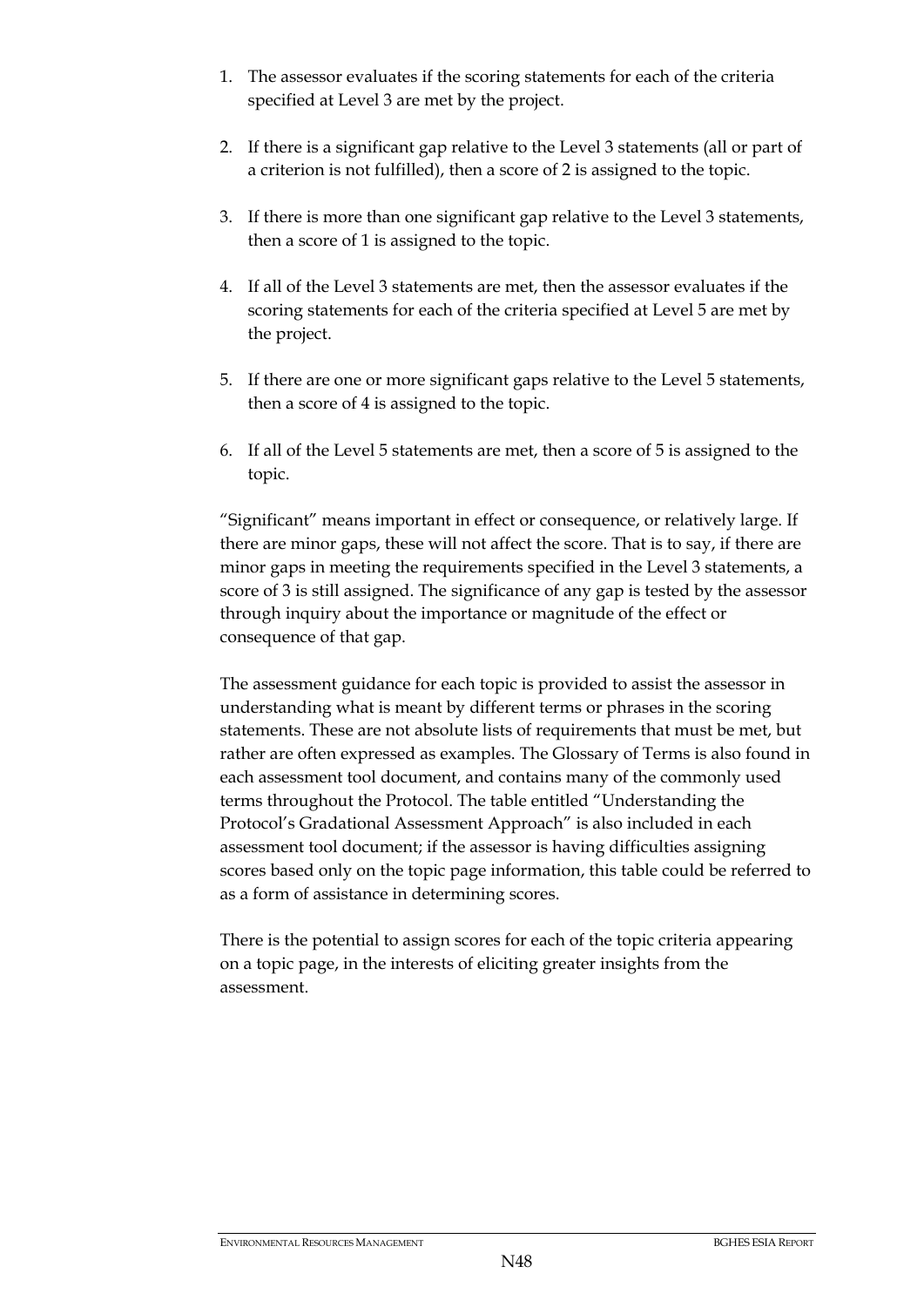1. The assessor evaluates if the scoring statements for each of the criteria specified at Level 3 are met by the project.

2. If there is a significant gap relative to the Level 3 statements (all or part of a criterion is not fulfilled), then a score of 2 is assigned to the topic.

3. If there is more than one significant gap relative to the Level 3 statements, then a score of 1 is assigned to the topic.

4. If all of the Level 3 statements are met, then the assessor evaluates if the scoring statements for each of the criteria specified at Level 5 are met by the project.

5. If there are one or more significant gaps relative to the Level 5 statements, then a score of 4 is assigned to the topic.

6. If all of the Level 5 statements are met, then a score of 5 is assigned to the topic.

"Significant" means important in effect or consequence, or relatively large. If there are minor gaps, these will not affect the score. That is to say, if there are minor gaps in meeting the requirements specified in the Level 3 statements, a score of 3 is still assigned. The significance of any gap is tested by the assessor through inquiry about the importance or magnitude of the effect or consequence of that gap.

The assessment guidance for each topic is provided to assist the assessor in understanding what is meant by different terms or phrases in the scoring statements. These are not absolute lists of requirements that must be met, but rather are often expressed as examples. The Glossary of Terms is also found in each assessment tool document, and contains many of the commonly used terms throughout the Protocol. The table entitled "Understanding the Protocol's Gradational Assessment Approach" is also included in each assessment tool document; if the assessor is having difficulties assigning scores based only on the topic page information, this table could be referred to as a form of assistance in determining scores.

There is the potential to assign scores for each of the topic criteria appearing on a topic page, in the interests of eliciting greater insights from the assessment.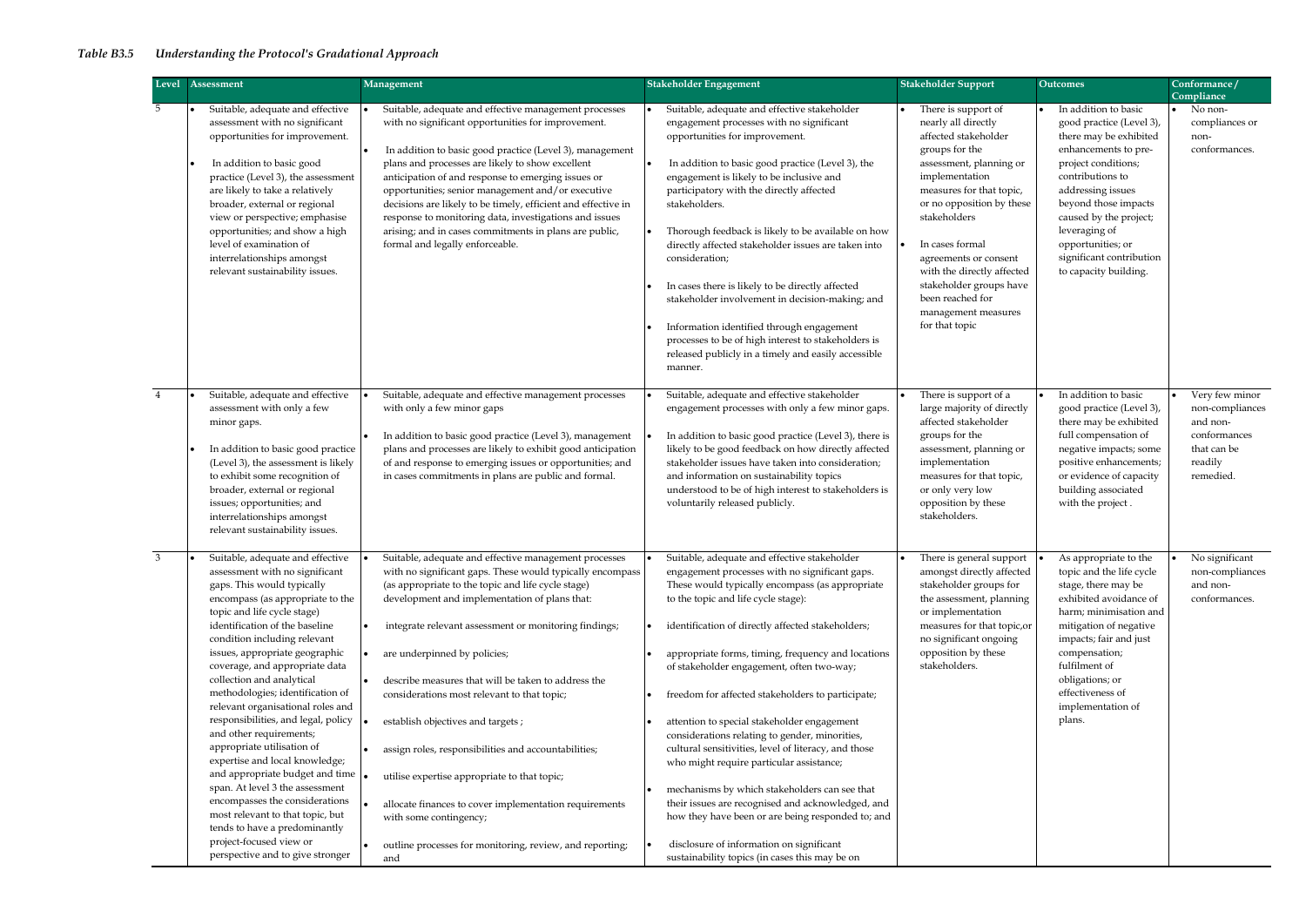*Table B3.5 Understanding the Protocol's Gradational Approach*

| Level | Assessment | Management | Stakeholder Engagement | Stakeholder Support | Outcomes | Conformance / Compliance |
|---|---|---|---|---|---|---|
| 5 | • Suitable, adequate and effective assessment with no significant opportunities for improvement.<br><br>• In addition to basic good practice (Level 3), the assessment are likely to take a relatively broader, external or regional view or perspective; emphasise opportunities; and show a high level of examination of interrelationships amongst relevant sustainability issues. | • Suitable, adequate and effective management processes with no significant opportunities for improvement.<br><br>• In addition to basic good practice (Level 3), management plans and processes are likely to show excellent anticipation of and response to emerging issues or opportunities; senior management and/or executive decisions are likely to be timely, efficient and effective in response to monitoring data, investigations and issues arising; and in cases commitments in plans are public, formal and legally enforceable. | • Suitable, adequate and effective stakeholder engagement processes with no significant opportunities for improvement.<br><br>• In addition to basic good practice (Level 3), the engagement is likely to be inclusive and participatory with the directly affected stakeholders.<br><br>• Thorough feedback is likely to be available on how directly affected stakeholder issues are taken into consideration;<br><br>• In cases there is likely to be directly affected stakeholder involvement in decision-making; and<br><br>• Information identified through engagement processes to be of high interest to stakeholders is released publicly in a timely and easily accessible manner. | • There is support of nearly all directly affected stakeholder groups for the assessment, planning or implementation measures for that topic, or no opposition by these stakeholders<br><br>• In cases formal agreements or consent with the directly affected stakeholder groups have been reached for management measures for that topic | • In addition to basic good practice (Level 3), there may be exhibited enhancements to pre-project conditions; contributions to addressing issues beyond those impacts caused by the project; leveraging of opportunities; or significant contribution to capacity building. | • No non-compliances or non-conformances. |
| 4 | • Suitable, adequate and effective assessment with only a few minor gaps.<br><br>• In addition to basic good practice (Level 3), the assessment is likely to exhibit some recognition of broader, external or regional issues; opportunities; and interrelationships amongst relevant sustainability issues. | • Suitable, adequate and effective management processes with only a few minor gaps<br><br>• In addition to basic good practice (Level 3), management plans and processes are likely to exhibit good anticipation of and response to emerging issues or opportunities; and in cases commitments in plans are public and formal. | • Suitable, adequate and effective stakeholder engagement processes with only a few minor gaps.<br><br>• In addition to basic good practice (Level 3), there is likely to be good feedback on how directly affected stakeholder issues have taken into consideration; and information on sustainability topics understood to be of high interest to stakeholders is voluntarily released publicly. | • There is support of a large majority of directly affected stakeholder groups for the assessment, planning or implementation measures for that topic, or only very low opposition by these stakeholders. | • In addition to basic good practice (Level 3), there may be exhibited full compensation of negative impacts; some positive enhancements; or evidence of capacity building associated with the project . | • Very few minor non-compliances and non-conformances that can be readily remedied. |
| 3 | • Suitable, adequate and effective assessment with no significant gaps. This would typically encompass (as appropriate to the topic and life cycle stage) identification of the baseline condition including relevant issues, appropriate geographic coverage, and appropriate data collection and analytical methodologies; identification of relevant organisational roles and responsibilities, and legal, policy and other requirements; appropriate utilisation of expertise and local knowledge; and appropriate budget and time span. At level 3 the assessment encompasses the considerations most relevant to that topic, but tends to have a predominantly project-focused view or perspective and to give stronger | • Suitable, adequate and effective management processes with no significant gaps. These would typically encompass (as appropriate to the topic and life cycle stage) development and implementation of plans that:<br><br>• integrate relevant assessment or monitoring findings;<br><br>• are underpinned by policies;<br><br>• describe measures that will be taken to address the considerations most relevant to that topic;<br><br>• establish objectives and targets ;<br><br>• assign roles, responsibilities and accountabilities;<br><br>• utilise expertise appropriate to that topic;<br><br>• allocate finances to cover implementation requirements with some contingency;<br><br>• outline processes for monitoring, review, and reporting; and | • Suitable, adequate and effective stakeholder engagement processes with no significant gaps. These would typically encompass (as appropriate to the topic and life cycle stage):<br><br>• identification of directly affected stakeholders;<br><br>• appropriate forms, timing, frequency and locations of stakeholder engagement, often two-way;<br><br>• freedom for affected stakeholders to participate;<br><br>• attention to special stakeholder engagement considerations relating to gender, minorities, cultural sensitivities, level of literacy, and those who might require particular assistance;<br><br>• mechanisms by which stakeholders can see that their issues are recognised and acknowledged, and how they have been or are being responded to; and<br><br>• disclosure of information on significant sustainability topics (in cases this may be on | • There is general support amongst directly affected stakeholder groups for the assessment, planning or implementation measures for that topic,or no significant ongoing opposition by these stakeholders. | • As appropriate to the topic and the life cycle stage, there may be exhibited avoidance of harm; minimisation and mitigation of negative impacts; fair and just compensation; fulfilment of obligations; or effectiveness of implementation of plans. | • No significant non-compliances and non-conformances. |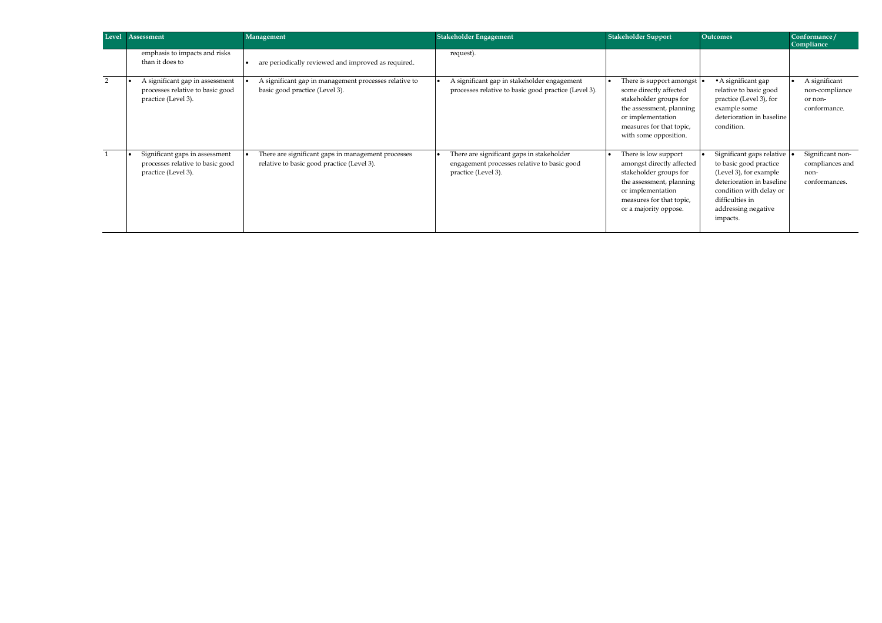| Level | Assessment | Management | Stakeholder Engagement | Stakeholder Support | Outcomes | Conformance / Compliance |
|---|---|---|---|---|---|---|
| | emphasis to impacts and risks than it does to | • are periodically reviewed and improved as required. | request). | | | |
| 2 | • A significant gap in assessment processes relative to basic good practice (Level 3). | • A significant gap in management processes relative to basic good practice (Level 3). | • A significant gap in stakeholder engagement processes relative to basic good practice (Level 3). | • There is support amongst some directly affected stakeholder groups for the assessment, planning or implementation measures for that topic, with some opposition. | • •A significant gap relative to basic good practice (Level 3), for example some deterioration in baseline condition. | • A significant non-compliance or non-conformance. |
| 1 | • Significant gaps in assessment processes relative to basic good practice (Level 3). | • There are significant gaps in management processes relative to basic good practice (Level 3). | • There are significant gaps in stakeholder engagement processes relative to basic good practice (Level 3). | • There is low support amongst directly affected stakeholder groups for the assessment, planning or implementation measures for that topic, or a majority oppose. | • Significant gaps relative to basic good practice (Level 3), for example deterioration in baseline condition with delay or difficulties in addressing negative impacts. | • Significant non-compliances and non-conformances. |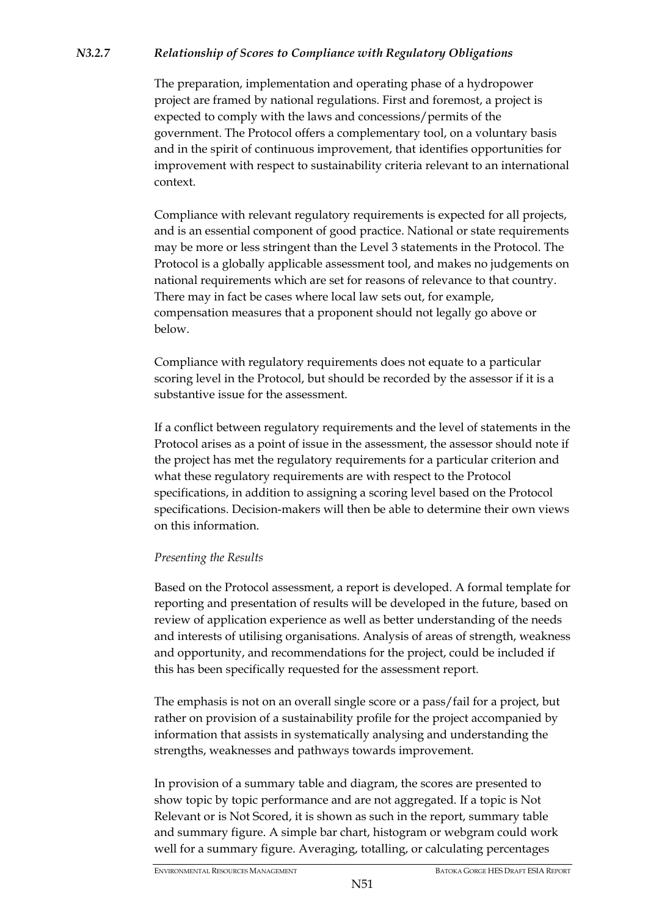### *N3.2.7 Relationship of Scores to Compliance with Regulatory Obligations*

The preparation, implementation and operating phase of a hydropower project are framed by national regulations. First and foremost, a project is expected to comply with the laws and concessions/permits of the government. The Protocol offers a complementary tool, on a voluntary basis and in the spirit of continuous improvement, that identifies opportunities for improvement with respect to sustainability criteria relevant to an international context.

Compliance with relevant regulatory requirements is expected for all projects, and is an essential component of good practice. National or state requirements may be more or less stringent than the Level 3 statements in the Protocol. The Protocol is a globally applicable assessment tool, and makes no judgements on national requirements which are set for reasons of relevance to that country. There may in fact be cases where local law sets out, for example, compensation measures that a proponent should not legally go above or below.

Compliance with regulatory requirements does not equate to a particular scoring level in the Protocol, but should be recorded by the assessor if it is a substantive issue for the assessment.

If a conflict between regulatory requirements and the level of statements in the Protocol arises as a point of issue in the assessment, the assessor should note if the project has met the regulatory requirements for a particular criterion and what these regulatory requirements are with respect to the Protocol specifications, in addition to assigning a scoring level based on the Protocol specifications. Decision-makers will then be able to determine their own views on this information.

*Presenting the Results*

Based on the Protocol assessment, a report is developed. A formal template for reporting and presentation of results will be developed in the future, based on review of application experience as well as better understanding of the needs and interests of utilising organisations. Analysis of areas of strength, weakness and opportunity, and recommendations for the project, could be included if this has been specifically requested for the assessment report.

The emphasis is not on an overall single score or a pass/fail for a project, but rather on provision of a sustainability profile for the project accompanied by information that assists in systematically analysing and understanding the strengths, weaknesses and pathways towards improvement.

In provision of a summary table and diagram, the scores are presented to show topic by topic performance and are not aggregated. If a topic is Not Relevant or is Not Scored, it is shown as such in the report, summary table and summary figure. A simple bar chart, histogram or webgram could work well for a summary figure. Averaging, totalling, or calculating percentages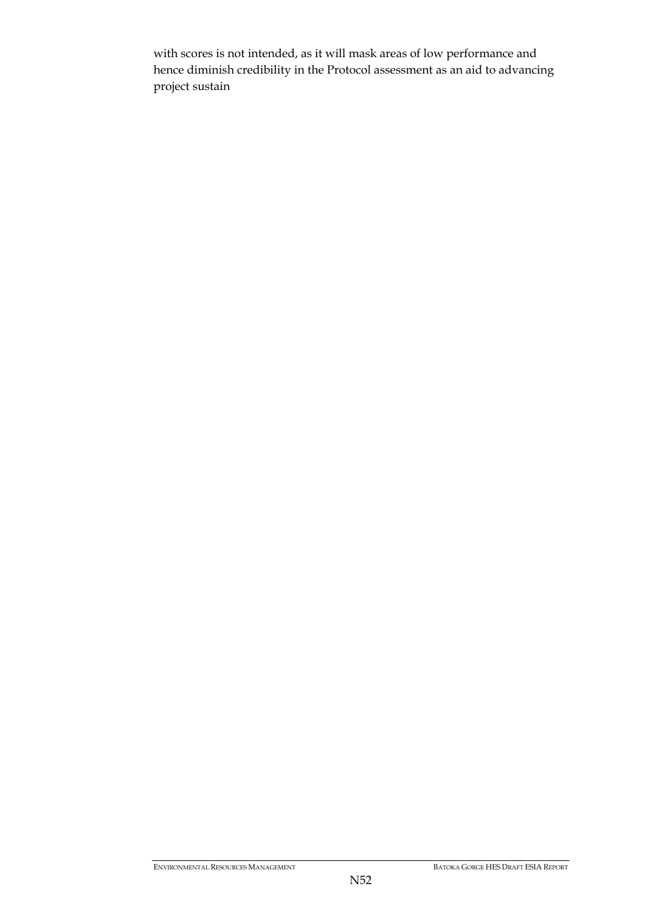with scores is not intended, as it will mask areas of low performance and hence diminish credibility in the Protocol assessment as an aid to advancing project sustain